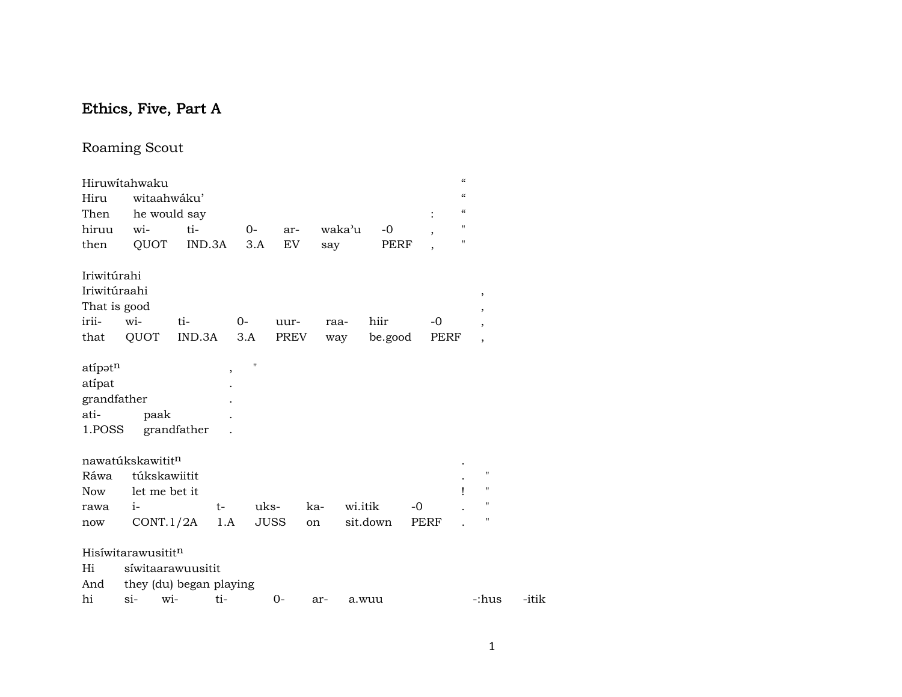# Ethics, Five, Part A

## Roaming Scout

| Hiruwítahwaku | | | | | | | | “ |
|---|---|---|---|---|---|---|---|---|
| Hiru | witaahwáku’ | | | | | | | “ |
| Then | he would say | | | | | | : | “ |
| hiruu | wi- | ti- | 0- | ar- | waka’u | -0 | , | " |
| then | QUOT | IND.3A | 3.A | EV | say | PERF | , | " |

| Iriwitúrahi | | | | | | | | |
|---|---|---|---|---|---|---|---|---|
| Iriwitúraahi | | | | | | | | , |
| That is good | | | | | | | | , |
| irii- | wi- | ti- | 0- | uur- | raa- | hiir | -0 | , |
| that | QUOT | IND.3A | 3.A | PREV | way | be.good | PERF | , |

| atípətn | | , | " |
|---|---|---|---|
| atípat | | . | |
| grandfather | | . | |
| ati- | paak | . | |
| 1.POSS | grandfather | . | |

| nawatúkskawititn | | | | | | | . | |
|---|---|---|---|---|---|---|---|---|
| Ráwa | túkskawiitit | | | | | | . | " |
| Now | let me bet it | | | | | | ! | " |
| rawa | i- | t- | uks- | ka- | wi.itik | -0 | . | " |
| now | CONT.1/2A | 1.A | JUSS | on | sit.down | PERF | . | " |

| Hisíwitarawusititn | | | | | | | | |
|---|---|---|---|---|---|---|---|---|
| Hi | síwitaarawuusitit | | | | | | | |
| And | they (du) began playing | | | | | | | |
| hi | si- | wi- | ti- | 0- | ar- | a.wuu | -:hus | -itik |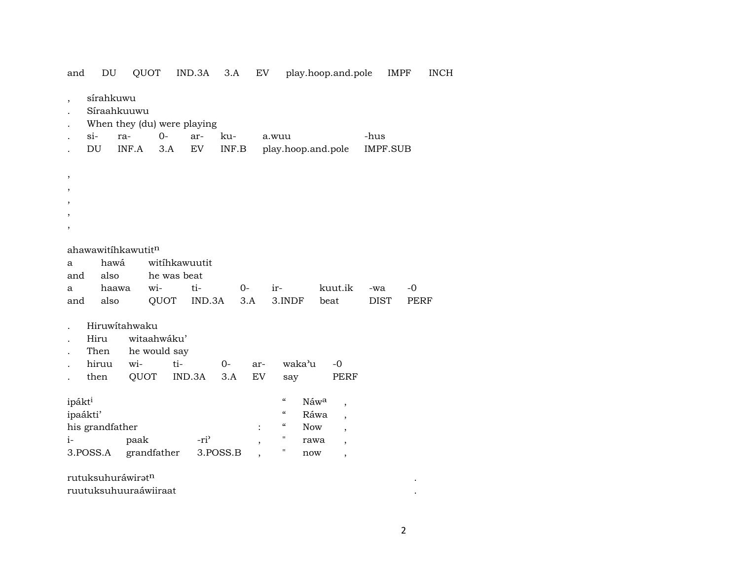| and | DU | QUOT | IND.3A | 3.A | EV | play.hoop.and.pole | IMPF | INCH |
|---|---|---|---|---|---|---|---|---|

, sírahkuwu
. Síraahkuuwu
. When they (du) were playing

| . | si- | ra- | 0- | ar- | ku- | a.wuu | -hus |
|---|---|---|---|---|---|---|---|
| . | DU | INF.A | 3.A | EV | INF.B | play.hoop.and.pole | IMPF.SUB |

,
,
,
,
,

ahawawitíhkawutit$^{n}$

| a | hawá | witíhkawuutit | | | | | | |
|---|---|---|---|---|---|---|---|---|
| and | also | he was beat | | | | | | |
| a | haawa | wi- | ti- | 0- | ir- | kuut.ik | -wa | -0 |
| and | also | QUOT | IND.3A | 3.A | 3.INDF | beat | DIST | PERF |

. Hiruwítahwaku

| . | Hiru | witaahwáku’ | | | | |
|---|---|---|---|---|---|---|
| . | Then | he would say | | | | |
| . | hiruu | wi- | ti- | 0- | ar- | waka’u | -0 |
| . | then | QUOT | IND.3A | 3.A | EV | say | PERF |

| ipákt$^{i}$ | | | | “ | Náw$^{a}$ | , |
|---|---|---|---|---|---|---|
| ipaákti’ | | | | “ | Ráwa | , |
| his grandfather | | | : | “ | Now | , |
| i- | paak | -ri’ | , | " | rawa | , |
| 3.POSS.A | grandfather | 3.POSS.B | , | " | now | , |

rutuksuhuráwirət$^{n}$ .
ruutuksuhuuraáwiiraat .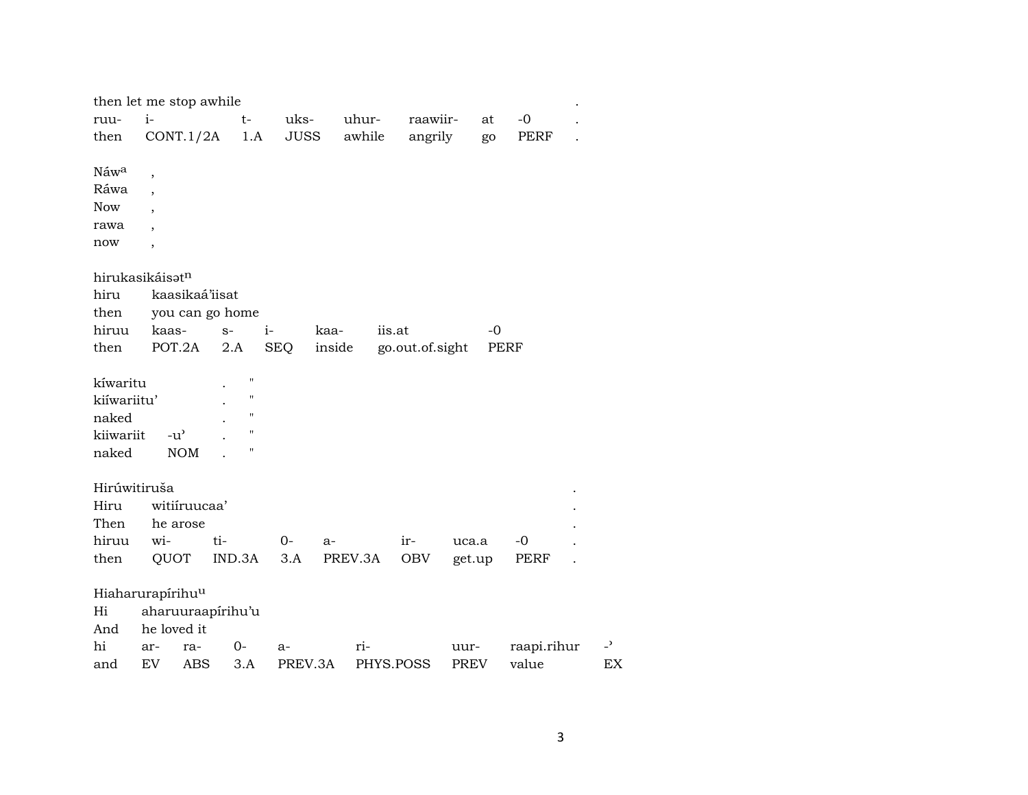then let me stop awhile .

| ruu- | i- | t- | uks- | uhur- | raawiir- | at | -0 | . |
|---|---|---|---|---|---|---|---|---|
| then | CONT.1/2A | 1.A | JUSS | awhile | angrily | go | PERF | . |

Náw[a] ,
Ráwa ,
Now ,
rawa ,
now ,

hirukasikáisət[n]

| hiru | kaasikaá'iisat | | | | | |
|---|---|---|---|---|---|---|
| then | you can go home | | | | | |
| hiruu | kaas- | s- | i- | kaa- | iis.at | -0 |
| then | POT.2A | 2.A | SEQ | inside | go.out.of.sight | PERF |

| kíwaritu | | . | " |
|---|---|---|---|
| kiíwariitu' | | . | " |
| naked | | . | " |
| kiiwariit | -u' | . | " |
| naked | NOM | . | " |

Hirúwitiruša .

| Hiru | witiíruucaa' | | | | | | | . |
|---|---|---|---|---|---|---|---|---|
| Then | he arose | | | | | | | . |
| hiruu | wi- | ti- | 0- | a- | ir- | uca.a | -0 | . |
| then | QUOT | IND.3A | 3.A | PREV.3A | OBV | get.up | PERF | . |

Hiaharurapírihu[u]

| Hi | aharuuraapírihu'u | | | | | | | |
|---|---|---|---|---|---|---|---|---|
| And | he loved it | | | | | | | |
| hi | ar- | ra- | 0- | a- | ri- | uur- | raapi.rihur | -' |
| and | EV | ABS | 3.A | PREV.3A | PHYS.POSS | PREV | value | EX |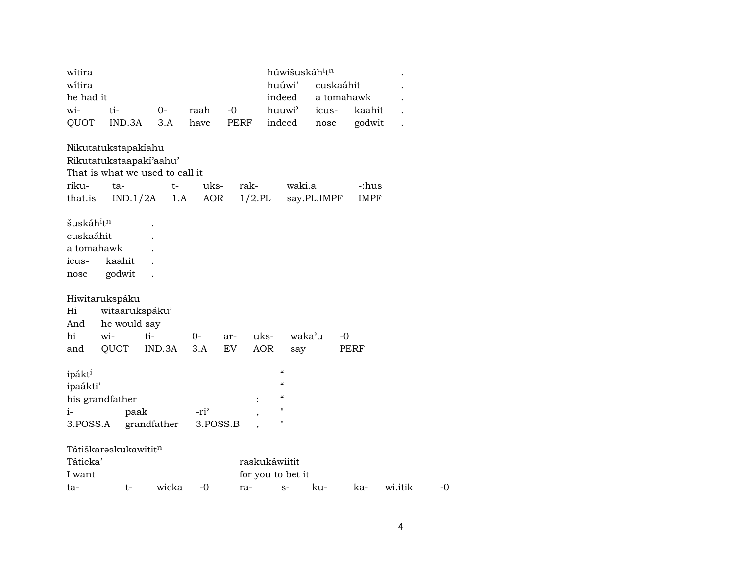| wítira | | | | | húwišuskáh$^{i}$t$^{n}$ | | | . |
|---|---|---|---|---|---|---|---|---|
| wítira | | | | | huúwi’ | cuskaáhit | | . |
| he had it | | | | | indeed | a tomahawk | | . |
| wi- | ti- | 0- | raah | -0 | huuwi’ | icus- | kaahit | . |
| QUOT | IND.3A | 3.A | have | PERF | indeed | nose | godwit | . |

| Nikutatukstapakíahu | | | | | | |
|---|---|---|---|---|---|---|
| Rikutatukstaapakí’aahu’ | | | | | | |
| That is what we used to call it | | | | | | |
| riku- | ta- | t- | uks- | rak- | waki.a | -:hus |
| that.is | IND.1/2A | 1.A | AOR | 1/2.PL | say.PL.IMPF | IMPF |

| šuskáh$^{i}$t$^{n}$ | | . |
|---|---|---|
| cuskaáhit | | . |
| a tomahawk | | . |
| icus- | kaahit | . |
| nose | godwit | . |

| Hiwitarukspáku | | | | | | | |
|---|---|---|---|---|---|---|---|
| Hi | witaarukspáku’ | | | | | | |
| And | he would say | | | | | | |
| hi | wi- | ti- | 0- | ar- | uks- | waka’u | -0 |
| and | QUOT | IND.3A | 3.A | EV | AOR | say | PERF |

| ipákt$^{i}$ | | | | “ |
|---|---|---|---|---|
| ipaákti’ | | | | “ |
| his grandfather | | | : | “ |
| i- | paak | -ri’ | , | " |
| 3.POSS.A | grandfather | 3.POSS.B | , | " |

| Tátiškarəskukawitit$^{n}$ | | | | | | | | | |
|---|---|---|---|---|---|---|---|---|---|
| Táticka’ | | | | raskukáwiitit | | | | | |
| I want | | | | for you to bet it | | | | | |
| ta- | t- | wicka | -0 | ra- | s- | ku- | ka- | wi.itik | -0 |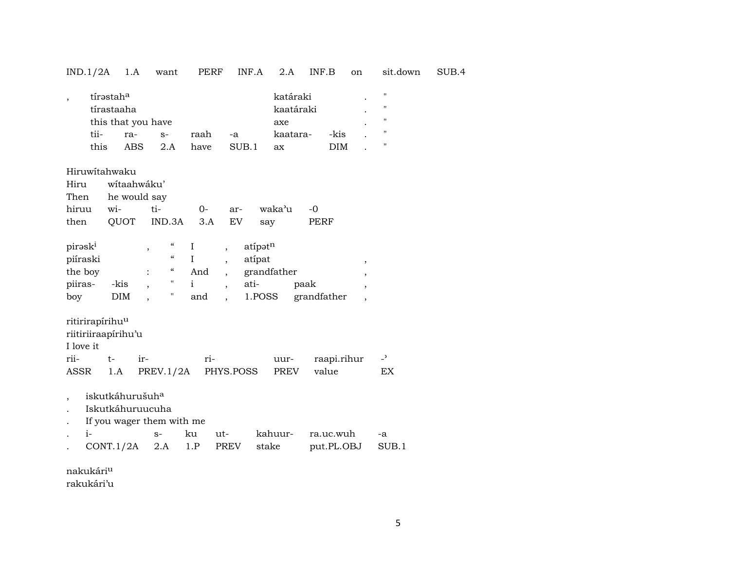IND.1/2A 1.A want PERF INF.A 2.A INF.B on sit.down SUB.4

| , | tírəstah[a] | | | | | katáraki | | . | " |
|---|---|---|---|---|---|---|---|---|---|
| | tírastaaha | | | | | kaatáraki | | . | " |
| | this that you have | | | | | axe | | . | " |
| | tii- | ra- | s- | raah | -a | kaatara- | -kis | . | " |
| | this | ABS | 2.A | have | SUB.1 | ax | DIM | . | " |

| Hiruwítahwaku | | | | | | |
|---|---|---|---|---|---|---|
| Hiru | wítaahwáku’ | | | | | |
| Then | he would say | | | | | |
| hiruu | wi- | ti- | 0- | ar- | waka’u | -0 |
| then | QUOT | IND.3A | 3.A | EV | say | PERF |

| pirəsk[i] | | , | “ | I | , | atípət[n] | | |
|---|---|---|---|---|---|---|---|---|
| piíraski | | | “ | I | , | atípat | | , |
| the boy | | : | “ | And | , | grandfather | | , |
| piiras- | -kis | , | " | i | , | ati- | paak | , |
| boy | DIM | , | " | and | , | 1.POSS | grandfather | , |

| ritirirapírihu[u] | | | | | | |
|---|---|---|---|---|---|---|
| riitiriiraapírihu’u | | | | | | |
| I love it | | | | | | |
| rii- | t- | ir- | ri- | uur- | raapi.rihur | -’ |
| ASSR | 1.A | PREV.1/2A | PHYS.POSS | PREV | value | EX |

| , | iskutkáhurušuh[a] | | | | | | |
|---|---|---|---|---|---|---|---|
| . | Iskutkáhuruucuha | | | | | | |
| . | If you wager them with me | | | | | | |
| . | i- | s- | ku | ut- | kahuur- | ra.uc.wuh | -a |
| . | CONT.1/2A | 2.A | 1.P | PREV | stake | put.PL.OBJ | SUB.1 |

nakukári[u]
rakukári’u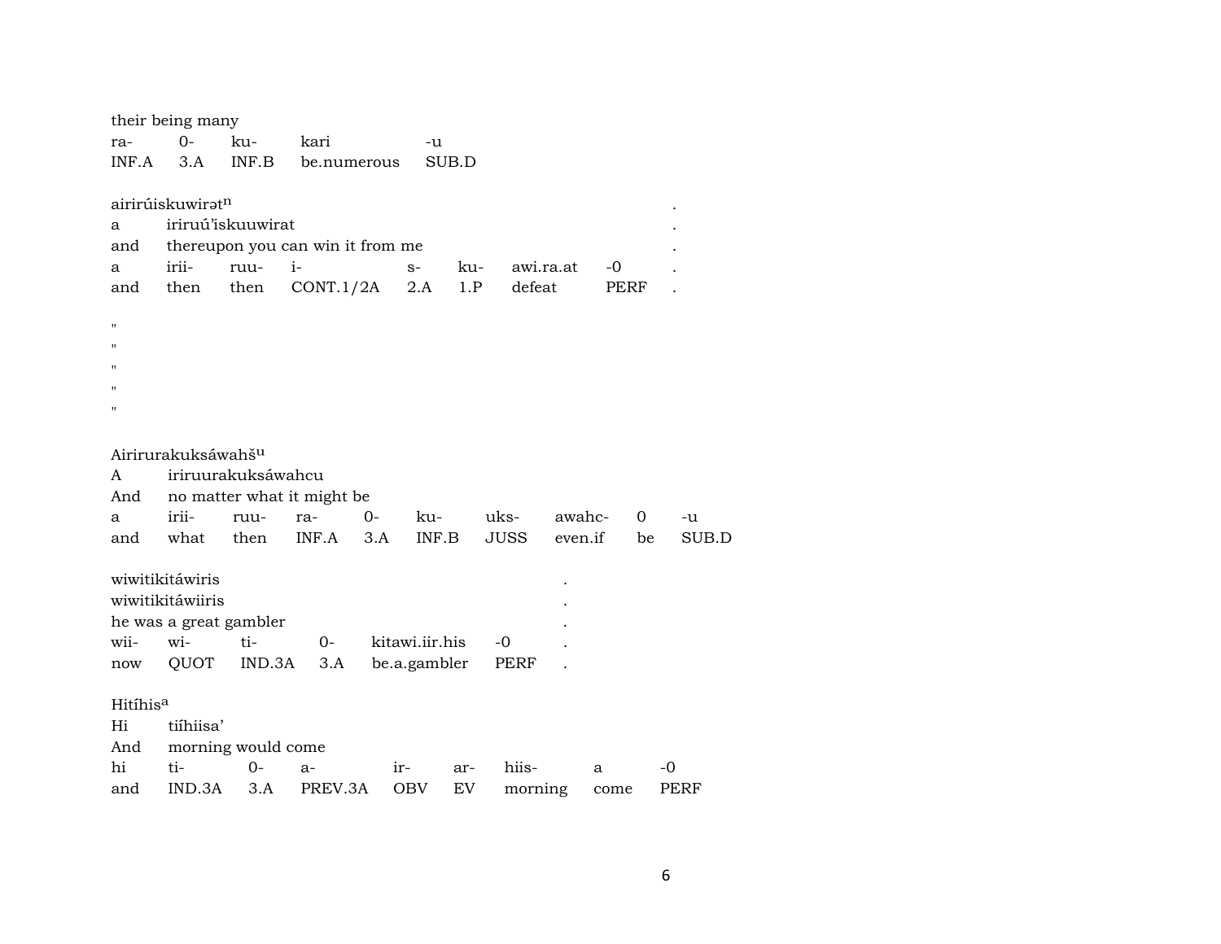their being many

| ra- | 0- | ku- | kari | -u |
|---|---|---|---|---|
| INF.A | 3.A | INF.B | be.numerous | SUB.D |

airirúiskuwirətⁿ .
a iriruú'iskuuwirat .
and thereupon you can win it from me .

| a | irii- | ruu- | i- | s- | ku- | awi.ra.at | -0 | . |
|---|---|---|---|---|---|---|---|---|
| and | then | then | CONT.1/2A | 2.A | 1.P | defeat | PERF | . |

"
"
"
"
"

Airirurakuksáwahšᵘ
A iriruurakuksáwahcu
And no matter what it might be

| a | irii- | ruu- | ra- | 0- | ku- | uks- | awahc- | 0 | -u |
|---|---|---|---|---|---|---|---|---|---|
| and | what | then | INF.A | 3.A | INF.B | JUSS | even.if | be | SUB.D |

wiwitikitáwiris .
wiwitikitáwiiris .
he was a great gambler .

| wii- | wi- | ti- | 0- | kitawi.iir.his | -0 | . |
|---|---|---|---|---|---|---|
| now | QUOT | IND.3A | 3.A | be.a.gambler | PERF | . |

Hitíhisᵃ
Hi tiíhiisa'
And morning would come

| hi | ti- | 0- | a- | ir- | ar- | hiis- | a | -0 |
|---|---|---|---|---|---|---|---|---|
| and | IND.3A | 3.A | PREV.3A | OBV | EV | morning | come | PERF |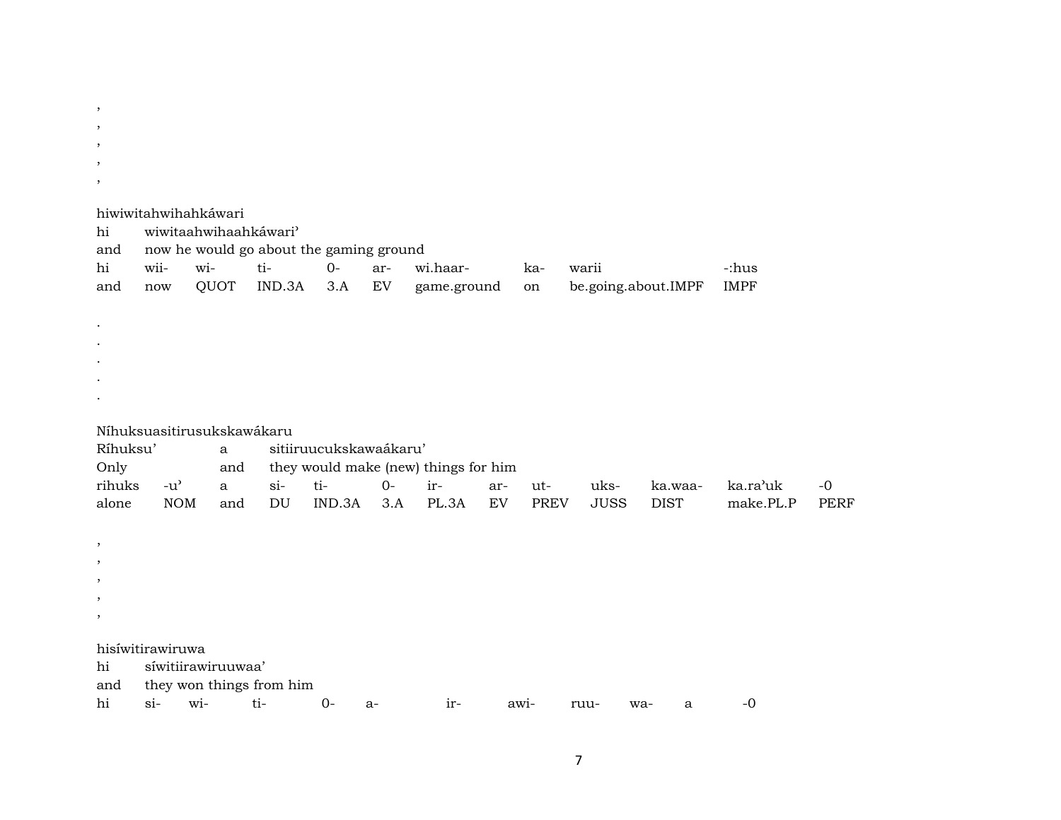,
,
,
,
,

hiwiwitahwihahkáwari

| hi | wiwitaahwihaahkáwari’ | | | | | | | | |
|---|---|---|---|---|---|---|---|---|---|
| and | now he would go about the gaming ground | | | | | | | | |
| hi | wii- | wi- | ti- | 0- | ar- | wi.haar- | ka- | warii | -:hus |
| and | now | QUOT | IND.3A | 3.A | EV | game.ground | on | be.going.about.IMPF | IMPF |

.
.
.
.
.

Níhuksuasitirusukskawákaru

| Ríhuksu’ | | a | sitiiruucukskawaákaru’ | | | | | | | | | |
|---|---|---|---|---|---|---|---|---|---|---|---|---|
| Only | | and | they would make (new) things for him | | | | | | | | | |
| rihuks | -u’ | a | si- | ti- | 0- | ir- | ar- | ut- | uks- | ka.waa- | ka.ra’uk | -0 |
| alone | NOM | and | DU | IND.3A | 3.A | PL.3A | EV | PREV | JUSS | DIST | make.PL.P | PERF |

,
,
,
,
,

hisíwitirawiruwa

| hi | síwitiirawiruuwaa’ | | | | | | | | | |
|---|---|---|---|---|---|---|---|---|---|---|
| and | they won things from him | | | | | | | | | |
| hi | si- | wi- | ti- | 0- | a- | ir- | awi- | ruu- | wa- | a | -0 |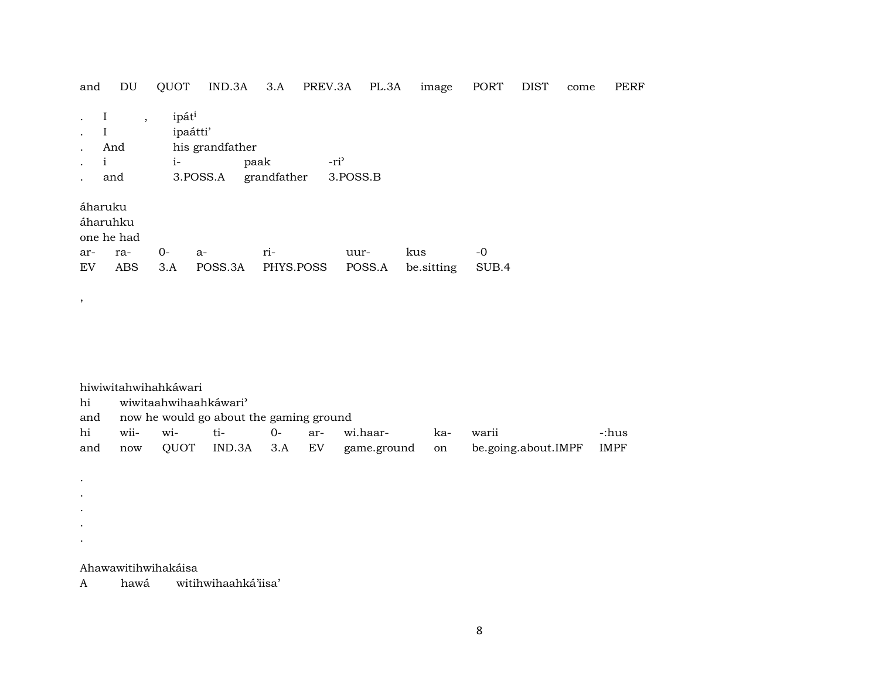and DU QUOT IND.3A 3.A PREV.3A PL.3A image PORT DIST come PERF

| . | I | , | ipát[i] | | |
|---|---|---|---|---|---|
| . | I | | ipaátti’ | | |
| . | And | | his grandfather | | |
| . | i | | i- | paak | -ri’ |
| . | and | | 3.POSS.A | grandfather | 3.POSS.B |

áharuku
áharuhku
one he had

| ar- | ra- | 0- | a- | ri- | uur- | kus | -0 |
|---|---|---|---|---|---|---|---|
| EV | ABS | 3.A | POSS.3A | PHYS.POSS | POSS.A | be.sitting | SUB.4 |

,

hiwiwitahwihahkáwari

| hi | wiwitaahwihaahkáwari’ | | | | | | | | |
|---|---|---|---|---|---|---|---|---|---|
| and | now he would go about the gaming ground | | | | | | | | |
| hi | wii- | wi- | ti- | 0- | ar- | wi.haar- | ka- | warii | -:hus |
| and | now | QUOT | IND.3A | 3.A | EV | game.ground | on | be.going.about.IMPF | IMPF |

.
.
.
.
.

Ahawawitihwihakáisa
A hawá witihwihaahká’iisa’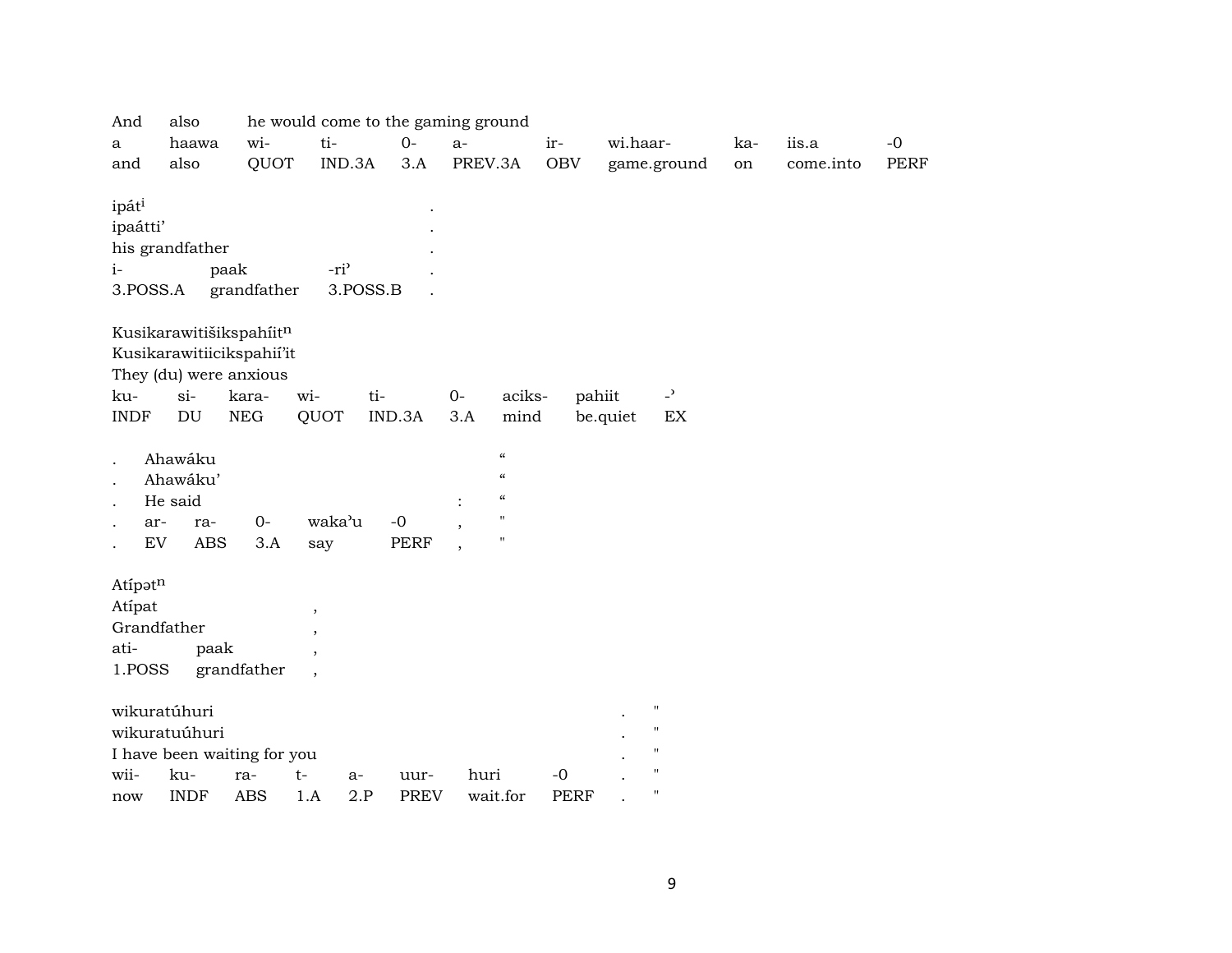| And | also | he would come to the gaming ground | | | | | | | | |
|---|---|---|---|---|---|---|---|---|---|---|
| a | haawa | wi- | ti- | 0- | a- | ir- | wi.haar- | ka- | iis.a | -0 |
| and | also | QUOT | IND.3A | 3.A | PREV.3A | OBV | game.ground | on | come.into | PERF |

| ipát$^{i}$ | | | . |
|---|---|---|---|
| ipaátti’ | | | . |
| his grandfather | | | . |
| i- | paak | -ri’ | . |
| 3.POSS.A | grandfather | 3.POSS.B | . |

| Kusikarawitišikspahíit$^{n}$ | | | | | | | | |
|---|---|---|---|---|---|---|---|---|
| Kusikarawitiicikspahií’it | | | | | | | | |
| They (du) were anxious | | | | | | | | |
| ku- | si- | kara- | wi- | ti- | 0- | aciks- | pahiit | -’ |
| INDF | DU | NEG | QUOT | IND.3A | 3.A | mind | be.quiet | EX |

| . | Ahawáku | | | | | “ |
|---|---|---|---|---|---|---|
| . | Ahawáku’ | | | | | “ |
| . | He said | | | | : | “ |
| . | ar- | ra- | 0- | waka’u | -0 , | " |
| . | EV | ABS | 3.A | say | PERF , | " |

| Atípət$^{n}$ | | , |
|---|---|---|
| Atípat | | , |
| Grandfather | | , |
| ati- | paak | , |
| 1.POSS | grandfather | , |

| wikuratúhuri | | | | | | | | . | " |
|---|---|---|---|---|---|---|---|---|---|
| wikuratuúhuri | | | | | | | | . | " |
| I have been waiting for you | | | | | | | | . | " |
| wii- | ku- | ra- | t- | a- | uur- | huri | -0 | . | " |
| now | INDF | ABS | 1.A | 2.P | PREV | wait.for | PERF | . | " |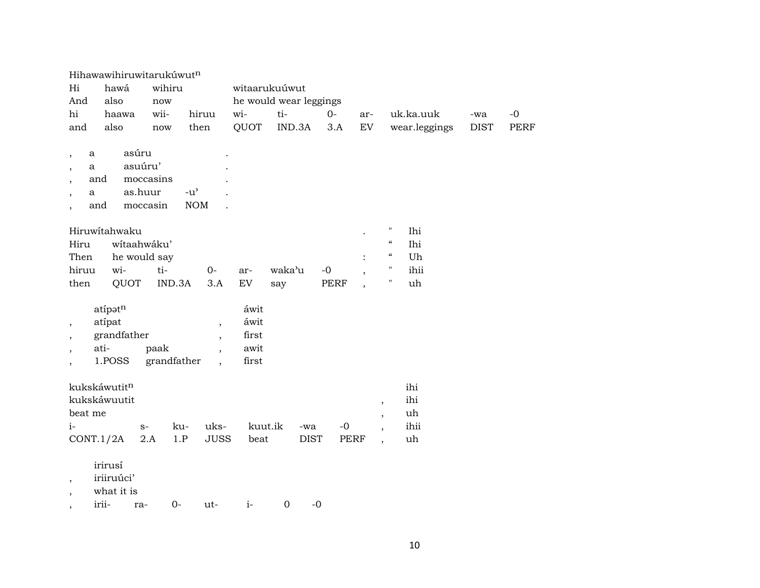| Hihawawihiruwitarukúwut$^{n}$ | | | | | | | | | | |
|---|---|---|---|---|---|---|---|---|---|---|
| Hi | hawá | wihiru | | witaarukuúwut | | | | | | |
| And | also | now | | he would wear leggings | | | | | | |
| hi | haawa | wii- | hiruu | wi- | ti- | 0- | ar- | uk.ka.uuk | -wa | -0 |
| and | also | now | then | QUOT | IND.3A | 3.A | EV | wear.leggings | DIST | PERF |

| , | a | asúru | | . |
|---|---|---|---|---|
| , | a | asuúru' | | . |
| , | and | moccasins | | . |
| , | a | as.huur | -u' | . |
| , | and | moccasin | NOM | . |

| Hiruwítahwaku | | | | | | | . | " | Ihi |
|---|---|---|---|---|---|---|---|---|---|
| Hiru | wítaahwáku' | | | | | | | " | Ihi |
| Then | he would say | | | | | | : | " | Uh |
| hiruu | wi- | ti- | 0- | ar- | waka'u | -0 | , | " | ihii |
| then | QUOT | IND.3A | 3.A | EV | say | PERF | , | " | uh |

| | atípət$^{n}$ | | | áwit |
|---|---|---|---|---|
| , | atípat | | , | áwit |
| , | grandfather | | , | first |
| , | ati- | paak | , | awit |
| , | 1.POSS | grandfather | , | first |

| kukskáwutit$^{n}$ | | | | | | | | ihi |
|---|---|---|---|---|---|---|---|---|
| kukskáwuutit | | | | | | | , | ihi |
| beat me | | | | | | | , | uh |
| i- | s- | ku- | uks- | kuut.ik | -wa | -0 | , | ihii |
| CONT.1/2A | 2.A | 1.P | JUSS | beat | DIST | PERF | , | uh |

| | irirusí | | | | | | |
|---|---|---|---|---|---|---|---|
| , | iriiruúci' | | | | | | |
| , | what it is | | | | | | |
| , | irii- | ra- | 0- | ut- | i- | 0 | -0 |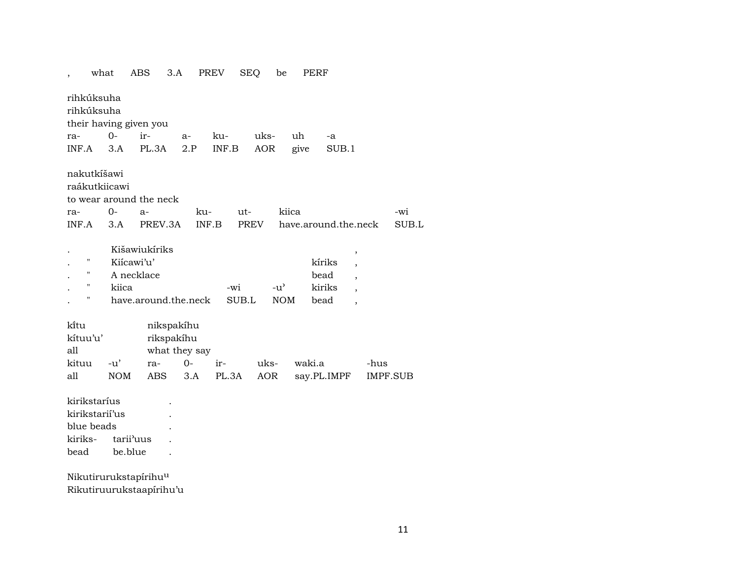, what ABS 3.A PREV SEQ be PERF

rihkúksuha
rihkúksuha
their having given you

| ra- | 0- | ir- | a- | ku- | uks- | uh | -a |
|---|---|---|---|---|---|---|---|
| INF.A | 3.A | PL.3A | 2.P | INF.B | AOR | give | SUB.1 |

nakutkíšawi
raákutkiicawi
to wear around the neck

| ra- | 0- | a- | ku- | ut- | kiica | -wi |
|---|---|---|---|---|---|---|
| INF.A | 3.A | PREV.3A | INF.B | PREV | have.around.the.neck | SUB.L |

| | | | | | | |
|---|---|---|---|---|---|---|
| . | | Kišawiukíriks | | | | , |
| . | " | Kiícawi'u' | | | kíriks | , |
| . | " | A necklace | | | bead | , |
| . | " | kiica | -wi | -u' | kiriks | , |
| . | " | have.around.the.neck | SUB.L | NOM | bead | , |

kĩtu nikspakíhu
kítuu'u' rikspakíhu
all what they say

| kituu | -u' | ra- | 0- | ir- | uks- | waki.a | -hus |
|---|---|---|---|---|---|---|---|
| all | NOM | ABS | 3.A | PL.3A | AOR | say.PL.IMPF | IMPF.SUB |

kirikstaríus .
kirikstarií'us .
blue beads .

| kiriks- | tarii'uus | . |
|---|---|---|
| bead | be.blue | . |

Nikutirurukstapírihu[u]
Rikutiruurukstaapírihu'u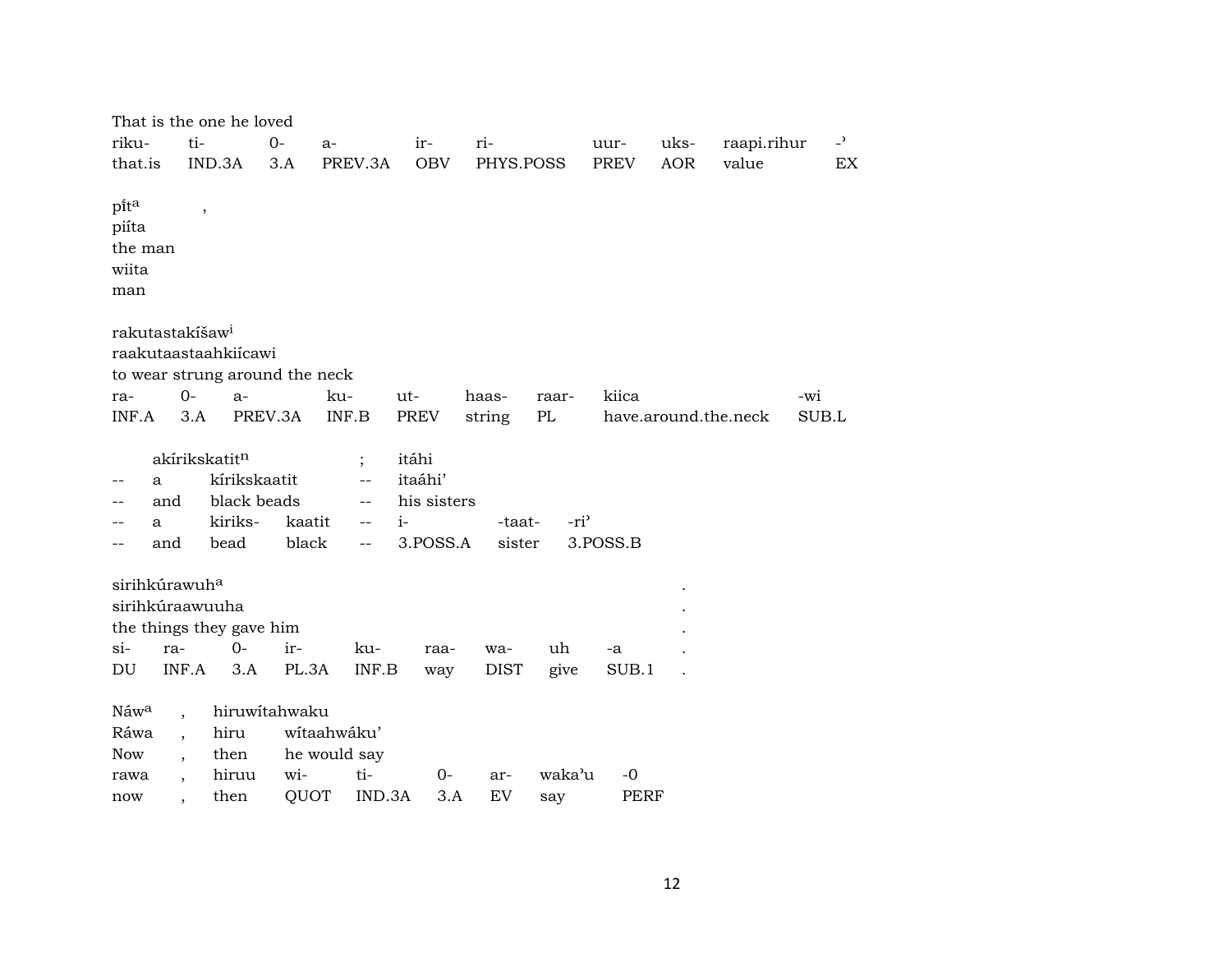That is the one he loved

| riku- | ti- | 0- | a- | ir- | ri- | uur- | uks- | raapi.rihur | -ʾ |
|---|---|---|---|---|---|---|---|---|---|
| that.is | IND.3A | 3.A | PREV.3A | OBV | PHYS.POSS | PREV | AOR | value | EX |

pítª ,
piíta
the man
wiita
man

rakutastakíšawⁱ
raakutaastaahkiícawi
to wear strung around the neck

| ra- | 0- | a- | ku- | ut- | haas- | raar- | kiica | -wi |
|---|---|---|---|---|---|---|---|---|
| INF.A | 3.A | PREV.3A | INF.B | PREV | string | PL | have.around.the.neck | SUB.L |

| | akírikskatitⁿ | | ; | itáhi | | |
|---|---|---|---|---|---|---|
| -- | a | kírikskaatit | -- | itaáhiʾ | | |
| -- | and | black beads | -- | his sisters | | |
| -- | a | kiriks- kaatit | -- | i- | -taat- | -riʾ |
| -- | and | bead black | -- | 3.POSS.A | sister | 3.POSS.B |

sirihkúrawuhª .
sirihkúraawuuha .
the things they gave him .

| si- | ra- | 0- | ir- | ku- | raa- | wa- | uh | -a | . |
|---|---|---|---|---|---|---|---|---|---|
| DU | INF.A | 3.A | PL.3A | INF.B | way | DIST | give | SUB.1 | . |

| Náwª | , | hiruwítahwaku | | | | | |
|---|---|---|---|---|---|---|---|
| Ráwa | , | hiru | wítaahwákuʾ | | | | |
| Now | , | then | he would say | | | | |
| rawa | , | hiruu | wi- | ti- | 0- | ar- | wakaʾu -0 |
| now | , | then | QUOT | IND.3A | 3.A | EV | say PERF |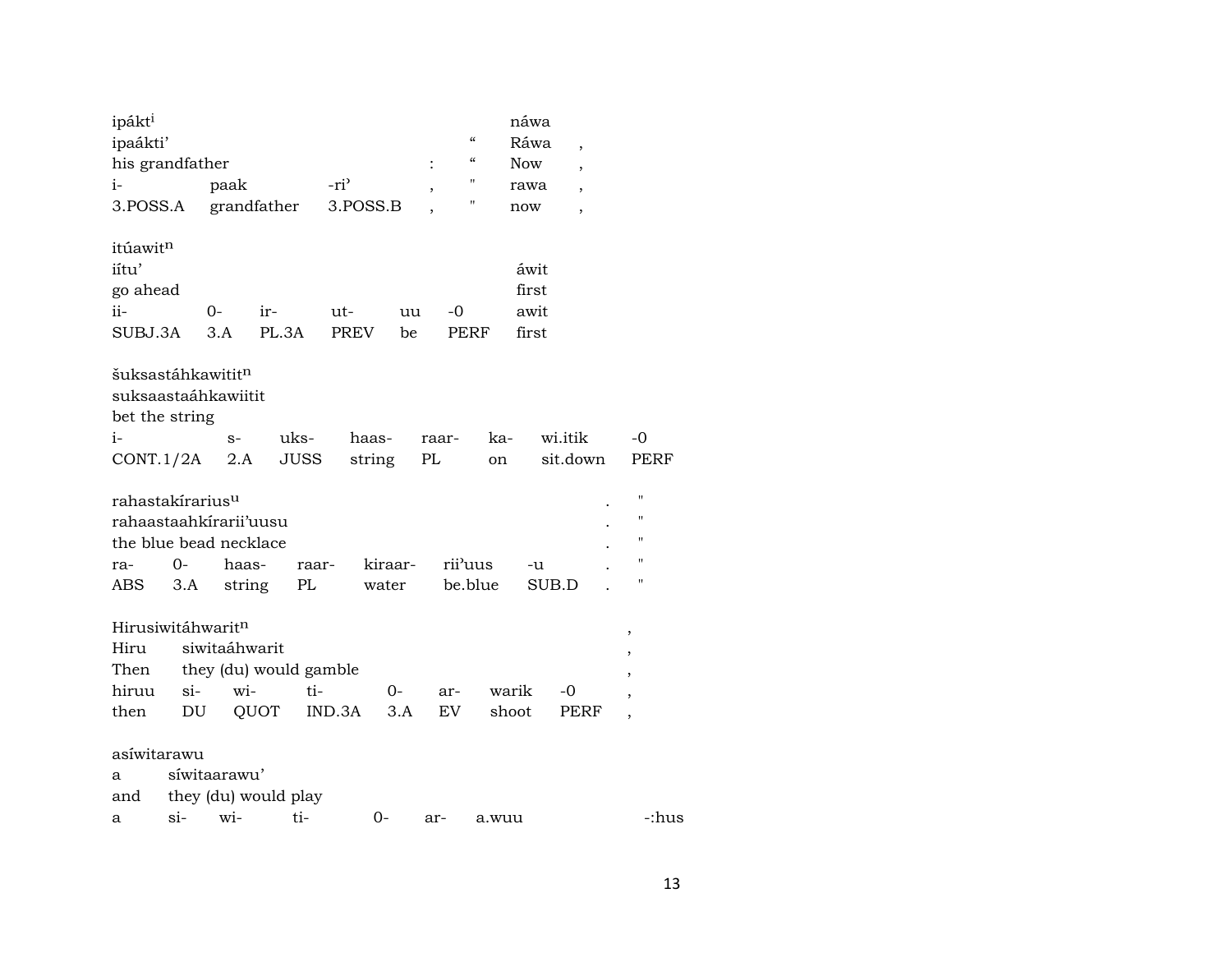| ipákt[i] | | | | | náwa | |
|---|---|---|---|---|---|---|
| ipaákti' | | | | " | Ráwa | , |
| his grandfather | | | : | " | Now | , |
| i- | paak | -ri' | , | " | rawa | , |
| 3.POSS.A | grandfather | 3.POSS.B | , | " | now | , |

| itúawit[n] | | | | | | |
|---|---|---|---|---|---|---|
| iítu' | | | | | | áwit |
| go ahead | | | | | | first |
| ii- | 0- | ir- | ut- | uu | -0 | awit |
| SUBJ.3A | 3.A | PL.3A | PREV | be | PERF | first |

| šuksastáhkawitit[n] | | | | | | | |
|---|---|---|---|---|---|---|---|
| suksaastaáhkawiitit | | | | | | | |
| bet the string | | | | | | | |
| i- | s- | uks- | haas- | raar- | ka- | wi.itik | -0 |
| CONT.1/2A | 2.A | JUSS | string | PL | on | sit.down | PERF |

| rahastakírarius[u] | | | | | | . | " |
|---|---|---|---|---|---|---|---|
| rahaastaahkírarii'uusu | | | | | | . | " |
| the blue bead necklace | | | | | | . | " |
| ra- | 0- | haas- | raar- | kiraar- | rii'uus | -u | . | " |
| ABS | 3.A | string | PL | water | be.blue | SUB.D | . | " |

| Hirusiwitáhwarit[n] | | | | | | | | , |
|---|---|---|---|---|---|---|---|---|
| Hiru | siwitaáhwarit | | | | | | | , |
| Then | they (du) would gamble | | | | | | | , |
| hiruu | si- | wi- | ti- | 0- | ar- | warik | -0 | , |
| then | DU | QUOT | IND.3A | 3.A | EV | shoot | PERF | , |

| asíwitarawu | | | | | | | |
|---|---|---|---|---|---|---|---|
| a | síwitaarawu' | | | | | | |
| and | they (du) would play | | | | | | |
| a | si- | wi- | ti- | 0- | ar- | a.wuu | -:hus |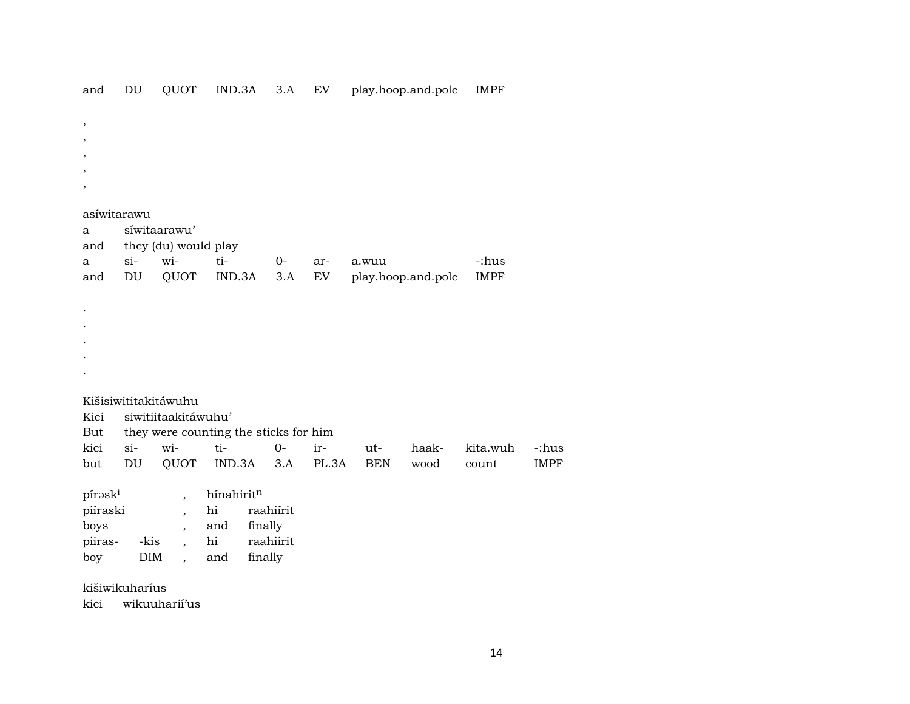| and | DU | QUOT | IND.3A | 3.A | EV | play.hoop.and.pole | IMPF |
|---|---|---|---|---|---|---|---|

,
,
,
,
,

asíwitarawu

| a | síwitaarawu’ | | | | | | |
|---|---|---|---|---|---|---|---|
| and | they (du) would play | | | | | | |
| a | si- | wi- | ti- | 0- | ar- | a.wuu | -:hus |
| and | DU | QUOT | IND.3A | 3.A | EV | play.hoop.and.pole | IMPF |

.
.
.
.
.

Kišisiwititakitáwuhu

| Kici | siwitiitaakitáwuhu’ | | | | | | | | |
|---|---|---|---|---|---|---|---|---|---|
| But | they were counting the sticks for him | | | | | | | | |
| kici | si- | wi- | ti- | 0- | ir- | ut- | haak- | kita.wuh | -:hus |
| but | DU | QUOT | IND.3A | 3.A | PL.3A | BEN | wood | count | IMPF |

| píraskⁱ | | , | hínahiritⁿ | |
|---|---|---|---|---|
| piíraski | | , | hi | raahiírit |
| boys | | , | and | finally |
| piiras- | -kis | , | hi | raahiirit |
| boy | DIM | , | and | finally |

kišiwikuharíus

kici wikuuharií’us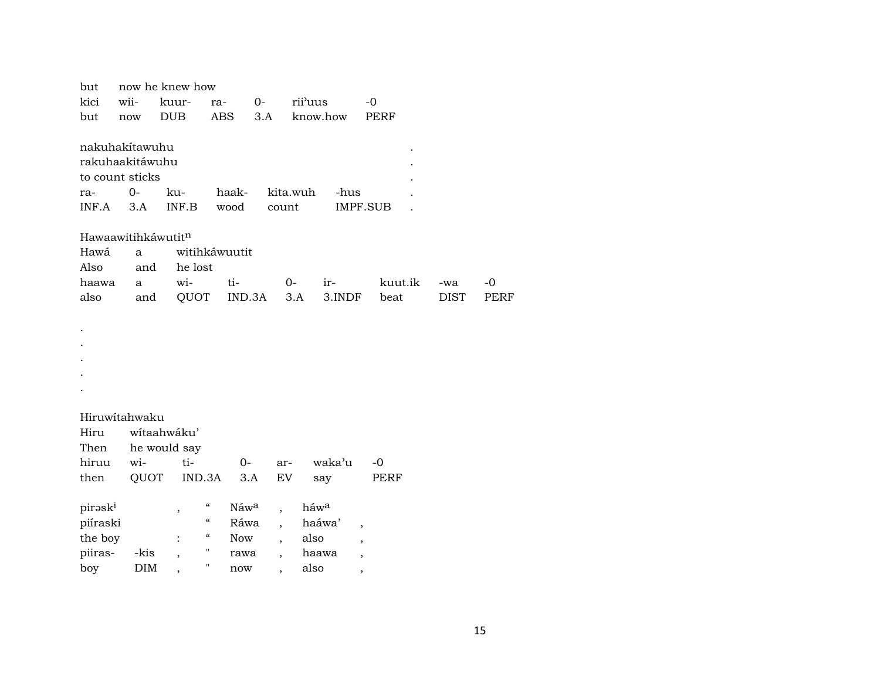| but | now he knew how | | | | | |
|---|---|---|---|---|---|---|
| kici | wii- | kuur- | ra- | 0- | rii'uus | -0 |
| but | now | DUB | ABS | 3.A | know.how | PERF |

| nakuhakítawuhu | | | | | | . |
|---|---|---|---|---|---|---|
| rakuhaakitáwuhu | | | | | | . |
| to count sticks | | | | | | . |
| ra- | 0- | ku- | haak- | kita.wuh | -hus | . |
| INF.A | 3.A | INF.B | wood | count | IMPF.SUB | . |

| Hawaawitihkáwutit$^{n}$ | | | | | | | | |
|---|---|---|---|---|---|---|---|---|
| Hawá | a | witihkáwuutit | | | | | | |
| Also | and | he lost | | | | | | |
| haawa | a | wi- | ti- | 0- | ir- | kuut.ik | -wa | -0 |
| also | and | QUOT | IND.3A | 3.A | 3.INDF | beat | DIST | PERF |

.
.
.
.
.

| Hiruwítahwaku | | | | | | |
|---|---|---|---|---|---|---|
| Hiru | wítaahwáku' | | | | | |
| Then | he would say | | | | | |
| hiruu | wi- | ti- | 0- | ar- | waka'u | -0 |
| then | QUOT | IND.3A | 3.A | EV | say | PERF |

| pirəsk$^{i}$ | | , | “ | Náw$^{a}$ | , | háw$^{a}$ | |
|---|---|---|---|---|---|---|---|
| piíraski | | | “ | Ráwa | , | haáwa' | , |
| the boy | | : | “ | Now | , | also | , |
| piiras- | -kis | , | " | rawa | , | haawa | , |
| boy | DIM | , | " | now | , | also | , |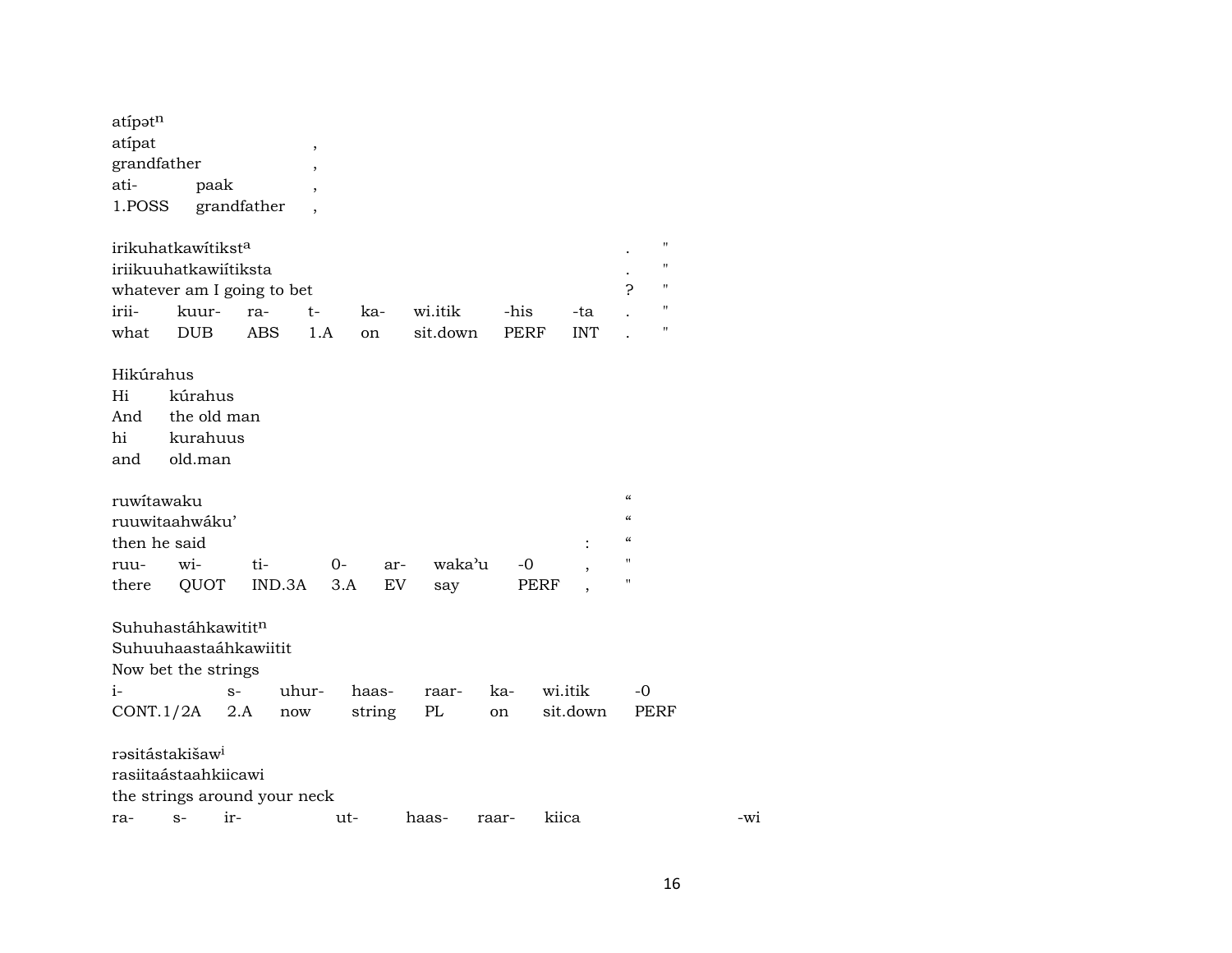atípətⁿ
atípat ,
grandfather ,
ati- paak ,
1.POSS grandfather ,

irikuhatkawítikstᵃ . "
iriikuuhatkawiítiksta . "
whatever am I going to bet ? "
irii- kuur- ra- t- ka- wi.itik -his -ta . "
what DUB ABS 1.A on sit.down PERF INT . "

Hikúrahus
Hi kúrahus
And the old man
hi kurahuus
and old.man

ruwítawaku "
ruuwitaahwáku' "
then he said : "
ruu- wi- ti- 0- ar- waka'u -0 , "
there QUOT IND.3A 3.A EV say PERF , "

Suhuhastáhkawititⁿ
Suhuuhaastaáhkawiitit
Now bet the strings
i- s- uhur- haas- raar- ka- wi.itik -0
CONT.1/2A 2.A now string PL on sit.down PERF

rəsitástakišawⁱ
rasiitaástaahkiicawi
the strings around your neck
ra- s- ir- ut- haas- raar- kiica -wi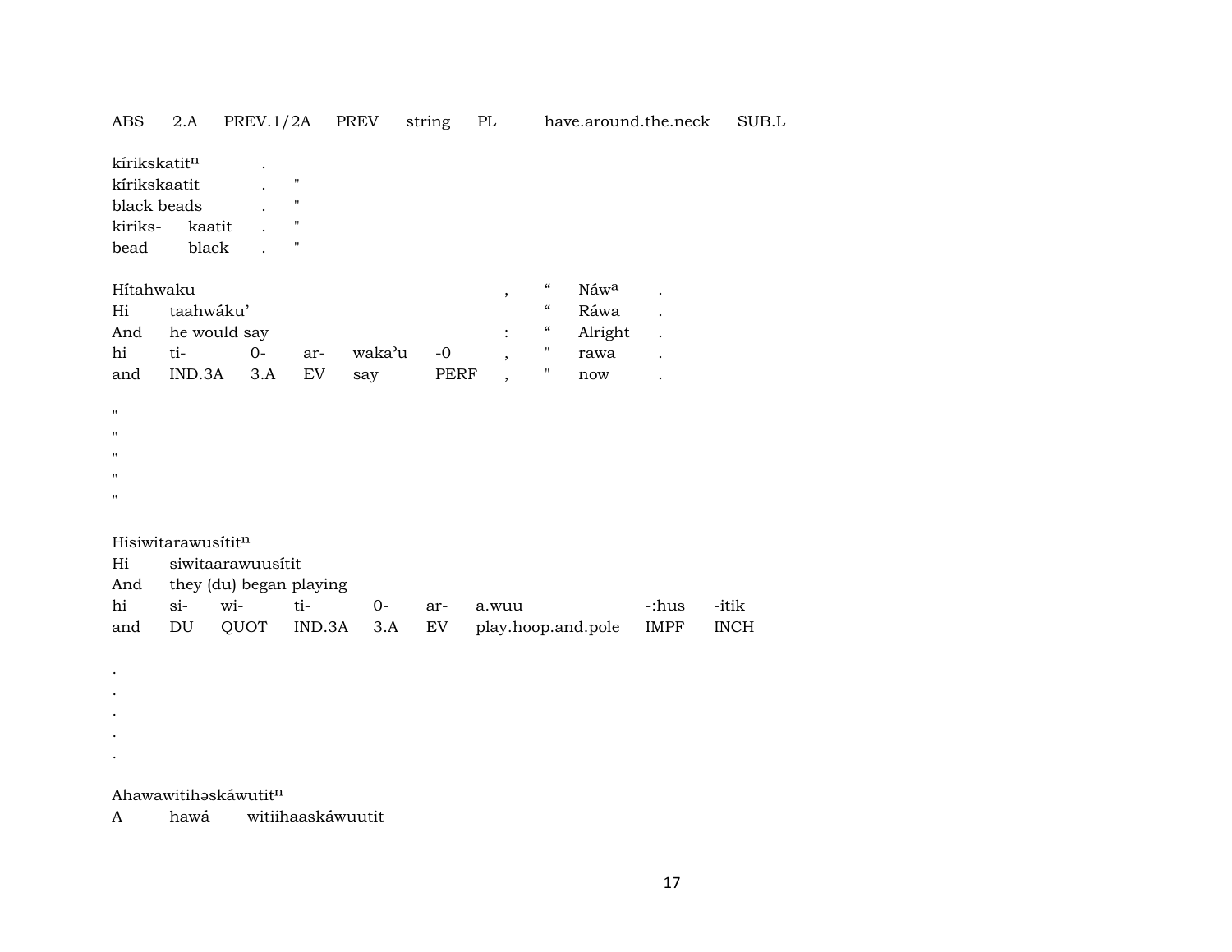ABS 2.A PREV.1/2A PREV string PL have.around.the.neck SUB.L

kírikskatit$^{n}$ .
kírikskaatit . "
black beads . "
kiriks- kaatit . "
bead black . "

Hítahwaku , " Náw$^{a}$ .
Hi taahwáku' " Ráwa .
And he would say : " Alright .
hi ti- 0- ar- waka'u -0 , " rawa .
and IND.3A 3.A EV say PERF , " now .

"
"
"
"
"

Hisiwitarawusítit$^{n}$
Hi siwitaarawuusítit
And they (du) began playing
hi si- wi- ti- 0- ar- a.wuu -:hus -itik
and DU QUOT IND.3A 3.A EV play.hoop.and.pole IMPF INCH

.
.
.
.
.

Ahawawitihəskáwutit$^{n}$
A hawá witiihaaskáwuutit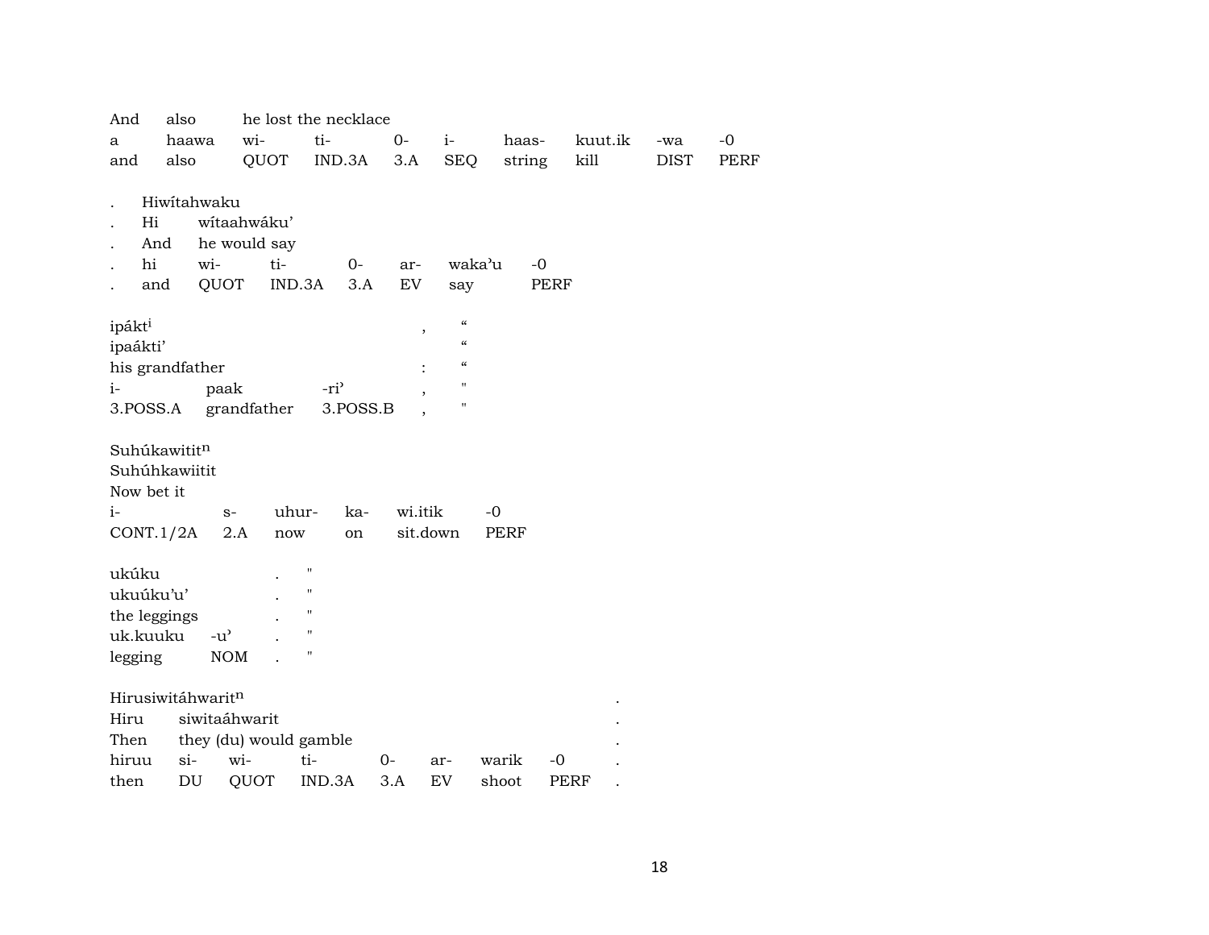| And | also | he lost the necklace | | | | | | | |
|---|---|---|---|---|---|---|---|---|---|
| a | haawa | wi- | ti- | 0- | i- | haas- | kuut.ik | -wa | -0 |
| and | also | QUOT | IND.3A | 3.A | SEQ | string | kill | DIST | PERF |

| . | Hiwítahwaku | | | | | |
|---|---|---|---|---|---|---|
| . | Hi | wítaahwáku' | | | | |
| . | And | he would say | | | | |
| . | hi | wi- | ti- | 0- | ar- | waka'u | -0 |
| . | and | QUOT | IND.3A | 3.A | EV | say | PERF |

| ipákt$^{i}$ | | | , | " |
|---|---|---|---|---|
| ipaákti' | | | | " |
| his grandfather | | | : | " |
| i- | paak | -ri' | , | " |
| 3.POSS.A | grandfather | 3.POSS.B | , | " |

| Suhúkawitit$^{n}$ | | | | | |
|---|---|---|---|---|---|
| Suhúhkawiitit | | | | | |
| Now bet it | | | | | |
| i- | s- | uhur- | ka- | wi.itik | -0 |
| CONT.1/2A | 2.A | now | on | sit.down | PERF |

| ukúku | | . | " |
|---|---|---|---|
| ukuúku'u' | | . | " |
| the leggings | | . | " |
| uk.kuuku | -u' | . | " |
| legging | NOM | . | " |

| Hirusiwitáhwarit$^{n}$ | | | | | | | | . |
|---|---|---|---|---|---|---|---|---|
| Hiru | siwitaáhwarit | | | | | | | . |
| Then | they (du) would gamble | | | | | | | . |
| hiruu | si- | wi- | ti- | 0- | ar- | warik | -0 | . |
| then | DU | QUOT | IND.3A | 3.A | EV | shoot | PERF | . |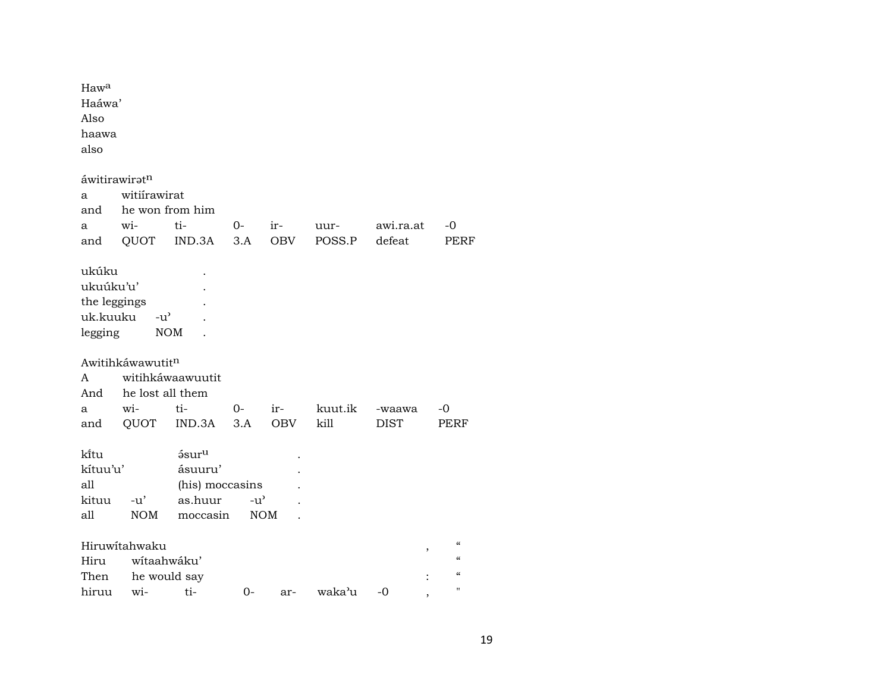Haw[a]
Haáwa'
Also
haawa
also

áwitirawirət[n]

| a | witiírawirat | | | | | |
|---|---|---|---|---|---|---|
| and | he won from him | | | | | |
| a | wi- | ti- | 0- | ir- | uur- | awi.ra.at | -0 |
| and | QUOT | IND.3A | 3.A | OBV | POSS.P | defeat | PERF |

ukúku .
ukuúku'u' .
the leggings .
uk.kuuku -u' .
legging NOM .

Awitihkáwawutit[n]

| A | witihkáwaawuutit | | | | | | |
|---|---|---|---|---|---|---|---|
| And | he lost all them | | | | | | |
| a | wi- | ti- | 0- | ir- | kuut.ik | -waawa | -0 |
| and | QUOT | IND.3A | 3.A | OBV | kill | DIST | PERF |

kĩtu əsur[u] .
kítuu'u' ásuuru' .
all (his) moccasins .
kituu -u' as.huur -u' .
all NOM moccasin NOM .

Hiruwítahwaku , "
Hiru wítaahwáku' "
Then he would say : "
hiruu wi- ti- 0- ar- waka'u -0 , "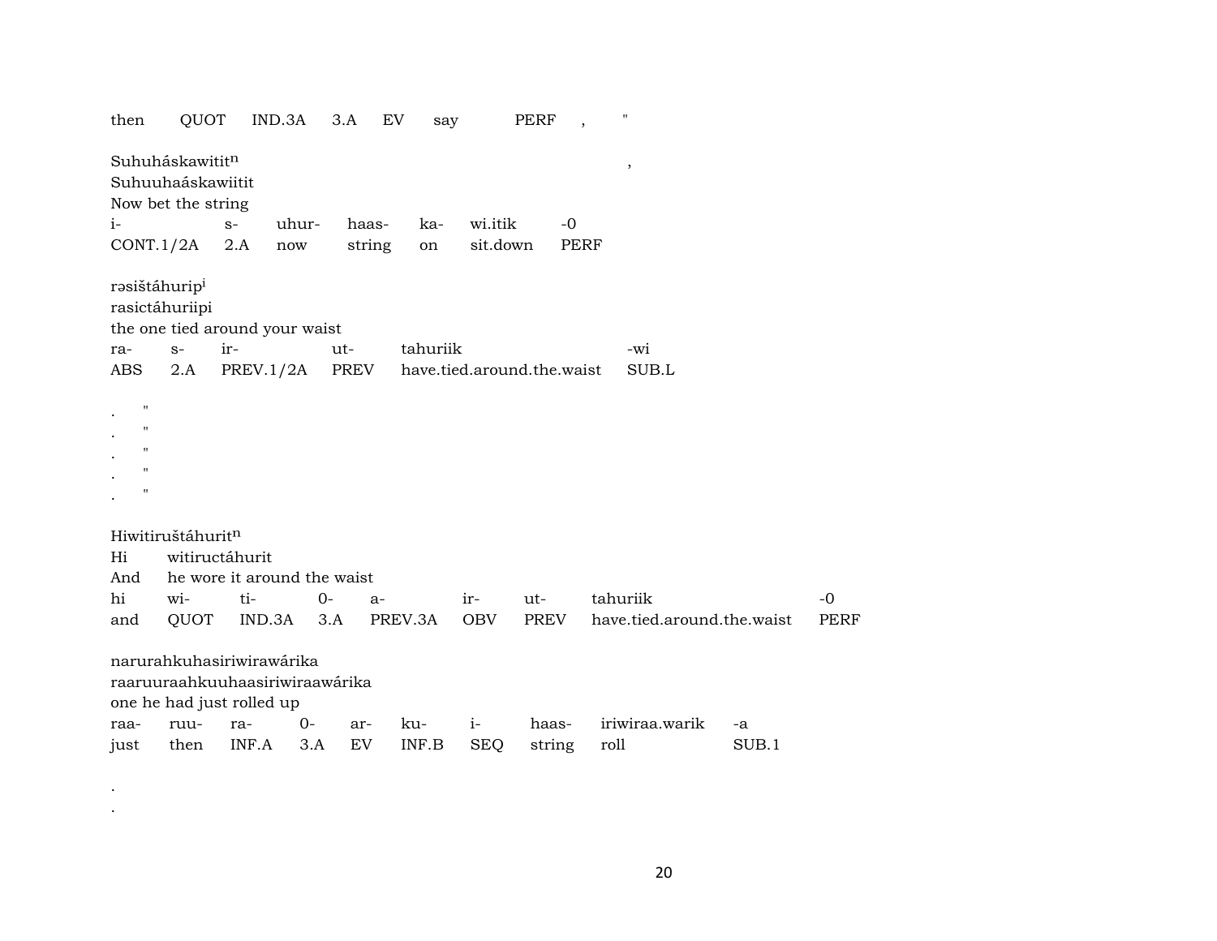then QUOT IND.3A 3.A EV say PERF , "

Suhuháskawititn ,
Suhuuhaáskawiitit
Now bet the string

| i- | s- | uhur- | haas- | ka- | wi.itik | -0 |
|---|---|---|---|---|---|---|
| CONT.1/2A | 2.A | now | string | on | sit.down | PERF |

rəsištáhuripi
rasictáhuriipi
the one tied around your waist

| ra- | s- | ir- | ut- | tahuriik | -wi |
|---|---|---|---|---|---|
| ABS | 2.A | PREV.1/2A | PREV | have.tied.around.the.waist | SUB.L |

. "
. "
. "
. "
. "

Hiwitiruštáhuritn

| Hi | witiructáhurit | | | | | | | |
|---|---|---|---|---|---|---|---|---|
| And | he wore it around the waist | | | | | | | |
| hi | wi- | ti- | 0- | a- | ir- | ut- | tahuriik | -0 |
| and | QUOT | IND.3A | 3.A | PREV.3A | OBV | PREV | have.tied.around.the.waist | PERF |

narurahkuhasiriwirawárika
raaruuraahkuuhaasiriwiraawárika
one he had just rolled up

| raa- | ruu- | ra- | 0- | ar- | ku- | i- | haas- | iriwiraa.warik | -a |
|---|---|---|---|---|---|---|---|---|---|
| just | then | INF.A | 3.A | EV | INF.B | SEQ | string | roll | SUB.1 |

.
.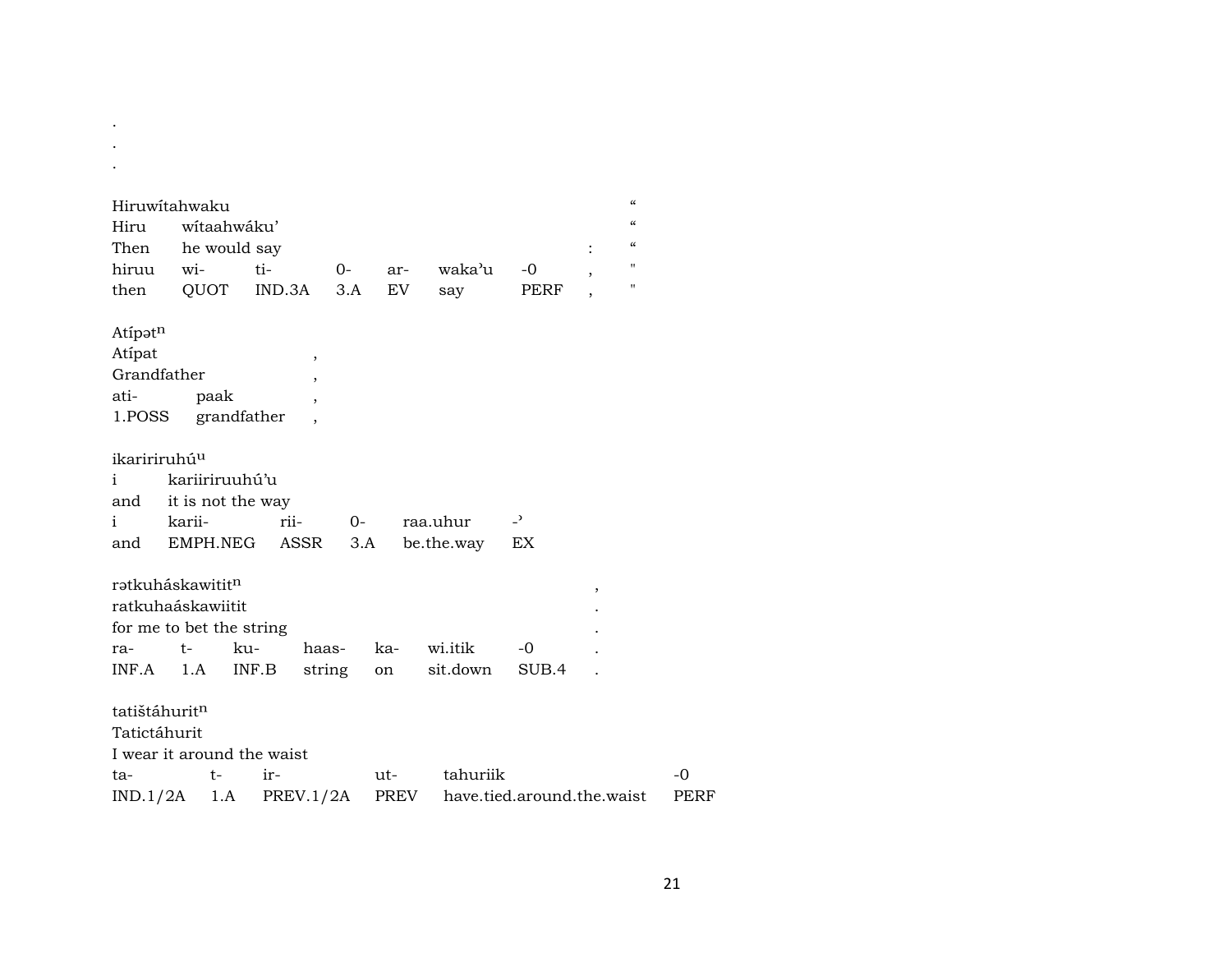.
.
.

| Hiruwítahwaku | | | | | | | | “ |
|---|---|---|---|---|---|---|---|---|
| Hiru | wítaahwáku' | | | | | | | “ |
| Then | he would say | | | | | | : | “ |
| hiruu | wi- | ti- | 0- | ar- | waka'u | -0 | , | " |
| then | QUOT | IND.3A | 3.A | EV | say | PERF | , | " |

| Atípətⁿ | | |
|---|---|---|
| Atípat | | , |
| Grandfather | | , |
| ati- | paak | , |
| 1.POSS | grandfather | , |

| ikaririruhúᵘ | | | | | |
|---|---|---|---|---|---|
| i | kariiriruuhú'u | | | | |
| and | it is not the way | | | | |
| i | karii- | rii- | 0- | raa.uhur | -' |
| and | EMPH.NEG | ASSR | 3.A | be.the.way | EX |

| rətkuháskawititⁿ | | | | | | | , |
|---|---|---|---|---|---|---|---|
| ratkuhaáskawiitit | | | | | | | . |
| for me to bet the string | | | | | | | . |
| ra- | t- | ku- | haas- | ka- | wi.itik | -0 | . |
| INF.A | 1.A | INF.B | string | on | sit.down | SUB.4 | . |

| tatištáhuritⁿ | | | | | |
|---|---|---|---|---|---|
| Tatictáhurit | | | | | |
| I wear it around the waist | | | | | |
| ta- | t- | ir- | ut- | tahuriik | -0 |
| IND.1/2A | 1.A | PREV.1/2A | PREV | have.tied.around.the.waist | PERF |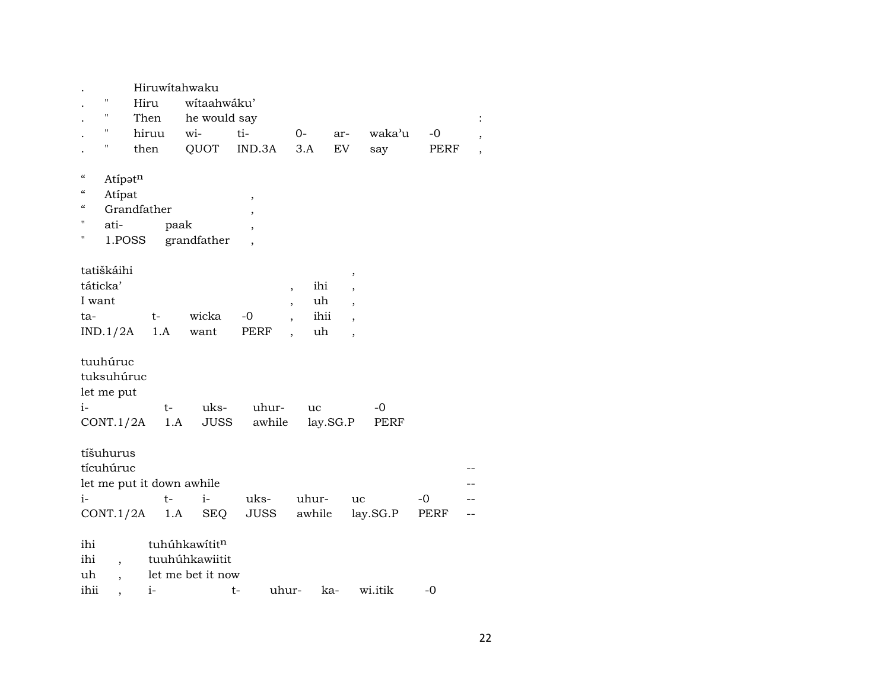| . | | Hiruwítahwaku | | | | | | | |
|---|---|---|---|---|---|---|---|---|---|
| . | " | Hiru | wítaahwáku' | | | | | | |
| . | " | Then | he would say | | | | | | : |
| . | " | hiruu | wi- | ti- | 0- | ar- | waka'u | -0 | , |
| . | " | then | QUOT | IND.3A | 3.A | EV | say | PERF | , |

| " | Atípət$^{n}$ | | |
|---|---|---|---|
| " | Atípat | | , |
| " | Grandfather | | , |
| " | ati- | paak | , |
| " | 1.POSS | grandfather | , |

| tatiškáihi | | | | | | , |
|---|---|---|---|---|---|---|
| táticka' | | | | , | ihi | , |
| I want | | | | , | uh | , |
| ta- | t- | wicka | -0 | , | ihii | , |
| IND.1/2A | 1.A | want | PERF | , | uh | , |

| tuuhúruc | | | | | |
|---|---|---|---|---|---|
| tuksuhúruc | | | | | |
| let me put | | | | | |
| i- | t- | uks- | uhur- | uc | -0 |
| CONT.1/2A | 1.A | JUSS | awhile | lay.SG.P | PERF |

| tíšuhurus | | | | | | | |
|---|---|---|---|---|---|---|---|
| tícuhúruc | | | | | | | -- |
| let me put it down awhile | | | | | | | -- |
| i- | t- | i- | uks- | uhur- | uc | -0 | -- |
| CONT.1/2A | 1.A | SEQ | JUSS | awhile | lay.SG.P | PERF | -- |

| ihi | | tuhúhkawítit$^{n}$ | | | | |
|---|---|---|---|---|---|---|
| ihi | , | tuuhúhkawiitit | | | | |
| uh | , | let me bet it now | | | | |
| ihii | , | i- | t- | uhur- | ka- | wi.itik | -0 |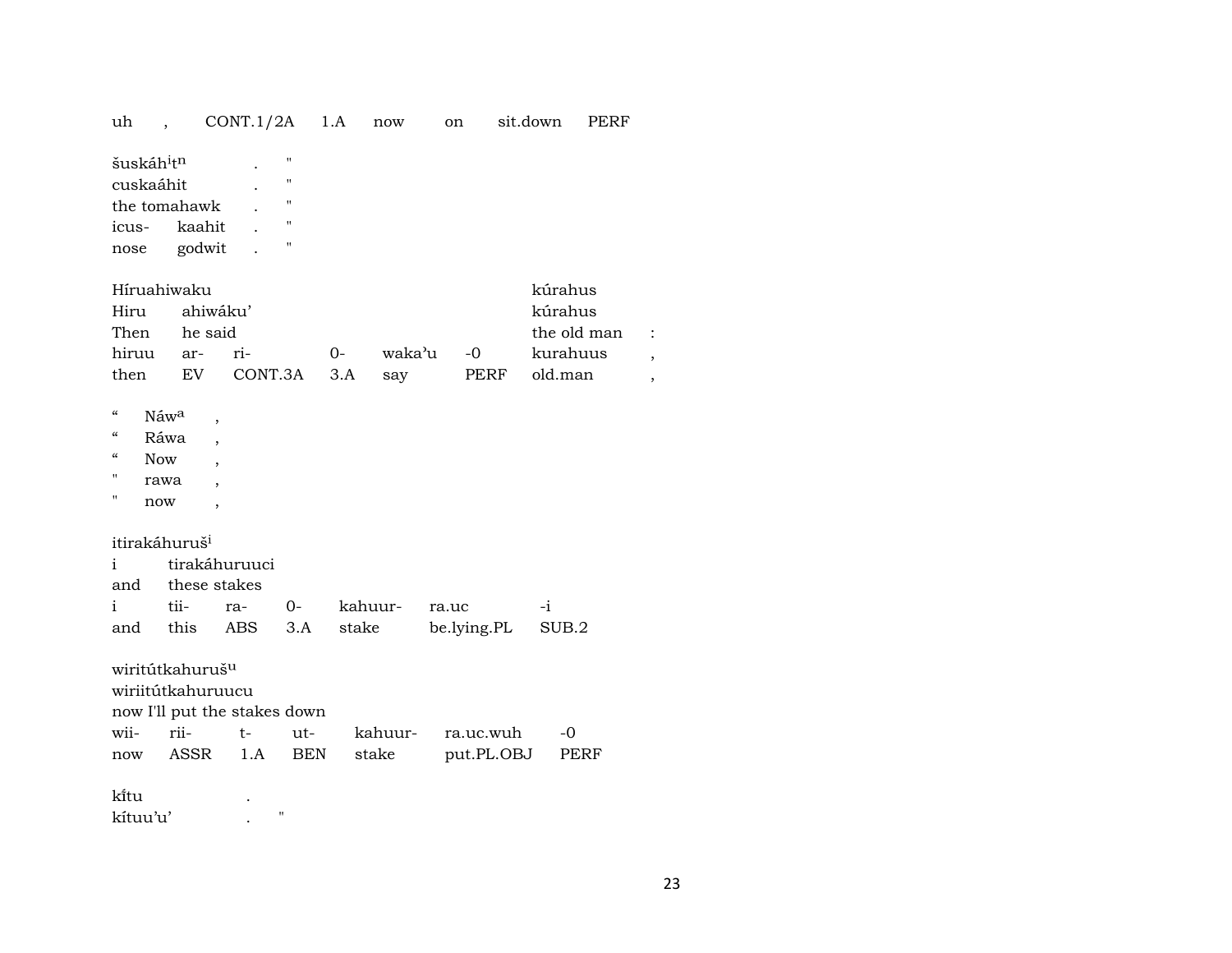| uh | , | CONT.1/2A | 1.A | now | on | sit.down | PERF |
|---|---|---|---|---|---|---|---|

| šuskáh[i]t[n] | . | " |
|---|---|---|
| cuskaáhit | . | " |
| the tomahawk | . | " |
| icus- kaahit | . | " |
| nose godwit | . | " |

| Híruahiwaku | | | | | | kúrahus | |
|---|---|---|---|---|---|---|---|
| Hiru | ahiwáku' | | | | | kúrahus | |
| Then | he said | | | | | the old man | : |
| hiruu | ar- | ri- | 0- | waka'u | -0 | kurahuus | , |
| then | EV | CONT.3A | 3.A | say | PERF | old.man | , |

| " | Náw[a] | , |
|---|---|---|
| " | Ráwa | , |
| " | Now | , |
| " | rawa | , |
| " | now | , |

| itirakáhuruš[i] | | | | | | |
|---|---|---|---|---|---|---|
| i | tirakáhuruuci | | | | | |
| and | these stakes | | | | | |
| i | tii- | ra- | 0- | kahuur- | ra.uc | -i |
| and | this | ABS | 3.A | stake | be.lying.PL | SUB.2 |

| wiritútkahuruš[u] | | | | | | |
|---|---|---|---|---|---|---|
| wiriitútkahuruucu | | | | | | |
| now I'll put the stakes down | | | | | | |
| wii- | rii- | t- | ut- | kahuur- | ra.uc.wuh | -0 |
| now | ASSR | 1.A | BEN | stake | put.PL.OBJ | PERF |

| kĩtu | . | |
|---|---|---|
| kítuu'u' | . | " |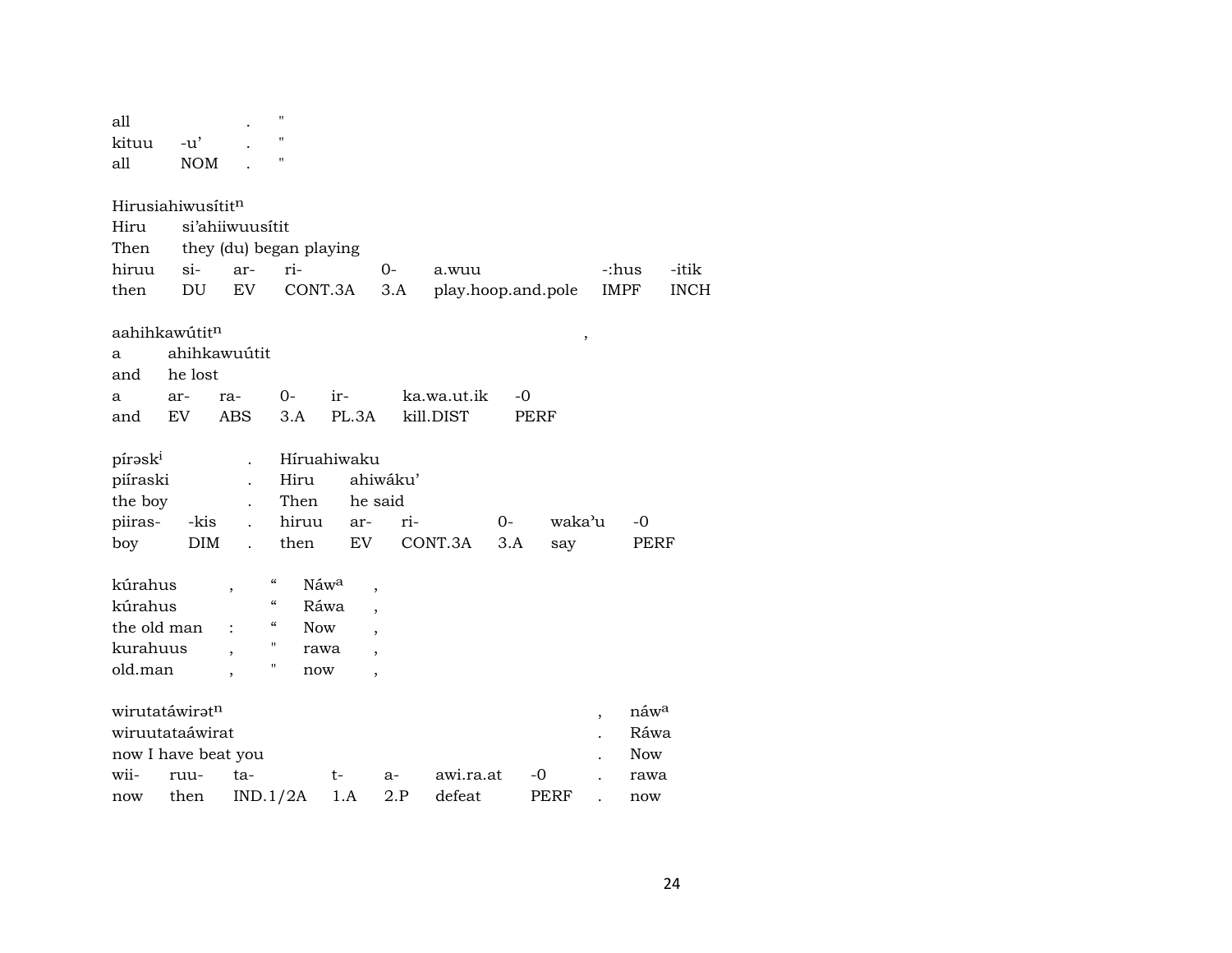| all | | . | " |
|---|---|---|---|
| kituu | -u' | . | " |
| all | NOM | . | " |

Hirusiahiwusítit[n]

| Hiru | si'ahiiwuusítit | | | | | | |
|---|---|---|---|---|---|---|---|
| Then | they (du) began playing | | | | | | |
| hiruu | si- | ar- | ri- | 0- | a.wuu | -:hus | -itik |
| then | DU | EV | CONT.3A | 3.A | play.hoop.and.pole | IMPF | INCH |

aahihkawútit[n] ,

| a | ahihkawuútit | | | | | |
|---|---|---|---|---|---|---|
| and | he lost | | | | | |
| a | ar- | ra- | 0- | ir- | ka.wa.ut.ik | -0 |
| and | EV | ABS | 3.A | PL.3A | kill.DIST | PERF |

| pírəsk[i] | | . | Híruahiwaku | | | | | |
|---|---|---|---|---|---|---|---|---|
| piíraski | | . | Hiru | ahiwáku' | | | | |
| the boy | | . | Then | he said | | | | |
| piiras- | -kis | . | hiruu | ar- | ri- | 0- | waka'u | -0 |
| boy | DIM | . | then | EV | CONT.3A | 3.A | say | PERF |

| kúrahus | , | " | Náw[a] | , |
|---|---|---|---|---|
| kúrahus | | " | Ráwa | , |
| the old man | : | " | Now | , |
| kurahuus | , | " | rawa | , |
| old.man | , | " | now | , |

| wirutatáwirət[n] | | | | | | | , | náw[a] |
|---|---|---|---|---|---|---|---|---|
| wiruutataáwirat | | | | | | | . | Ráwa |
| now I have beat you | | | | | | | . | Now |
| wii- | ruu- | ta- | t- | a- | awi.ra.at | -0 | . | rawa |
| now | then | IND.1/2A | 1.A | 2.P | defeat | PERF | . | now |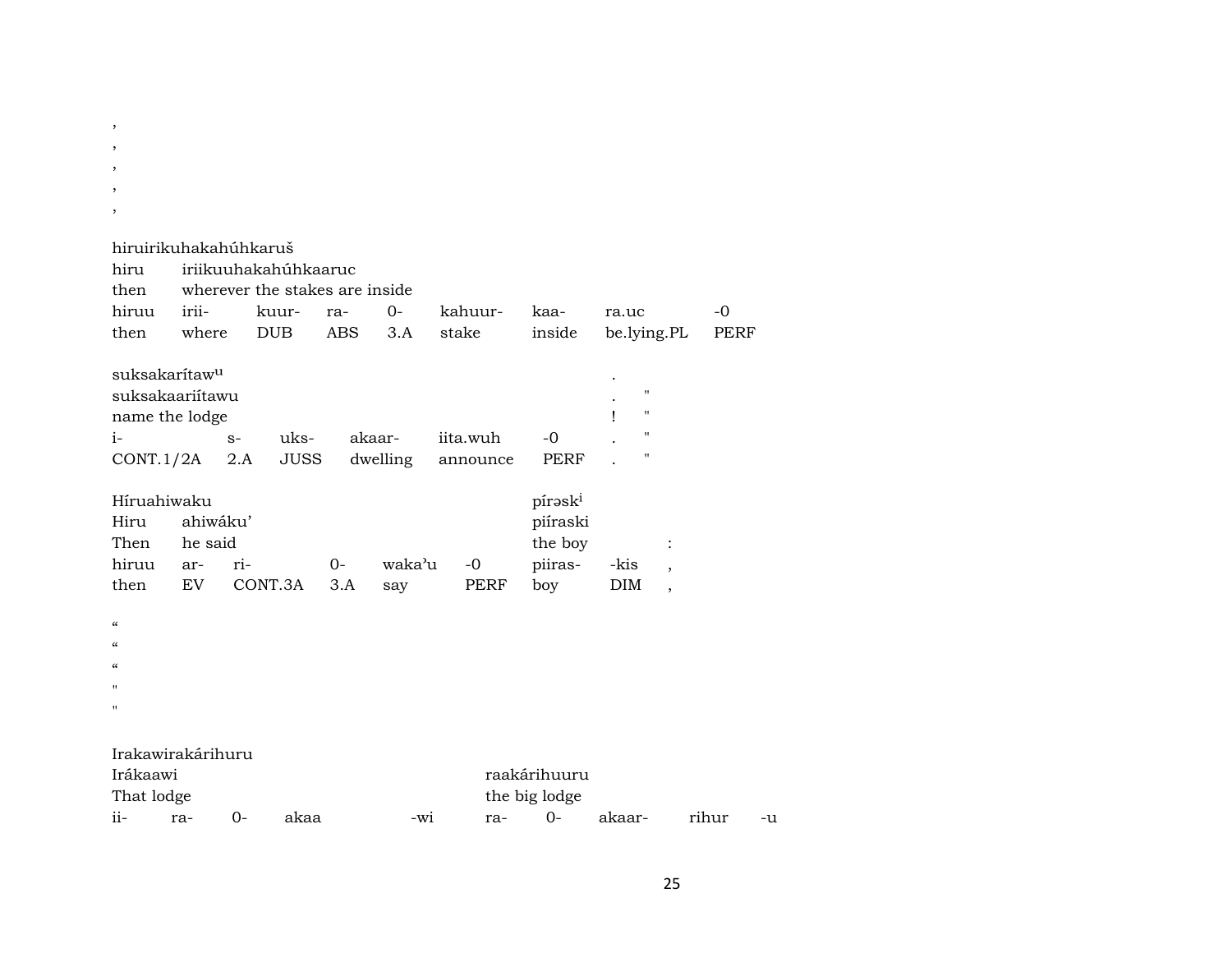,
,
,
,
,

hiruirikuhakahúhkaruš

| hiru | iriikuuhakahúhkaaruc | | | | | | | |
|---|---|---|---|---|---|---|---|---|
| then | wherever the stakes are inside | | | | | | | |
| hiruu | irii- | kuur- | ra- | 0- | kahuur- | kaa- | ra.uc | -0 |
| then | where | DUB | ABS | 3.A | stake | inside | be.lying.PL | PERF |

| suksakarítaw[u] | | | | | | . | |
|---|---|---|---|---|---|---|---|
| suksakaariítawu | | | | | | . | " |
| name the lodge | | | | | | ! | " |
| i- | s- | uks- | akaar- | iita.wuh | -0 | . | " |
| CONT.1/2A | 2.A | JUSS | dwelling | announce | PERF | . | " |

| Híruahiwaku | | | | | | píəsk[i] | | |
|---|---|---|---|---|---|---|---|---|
| Hiru | ahiwáku' | | | | | piíraski | | |
| Then | he said | | | | | the boy | | : |
| hiruu | ar- | ri- | 0- | waka'u | -0 | piiras- | -kis | , |
| then | EV | CONT.3A | 3.A | say | PERF | boy | DIM | , |

“
“
“
"
"

Irakawirakárihuru

| Irákaawi | | | | | raakárihuuru | | | | |
|---|---|---|---|---|---|---|---|---|---|
| That lodge | | | | | the big lodge | | | | |
| ii- | ra- | 0- | akaa | -wi | ra- | 0- | akaar- | rihur | -u |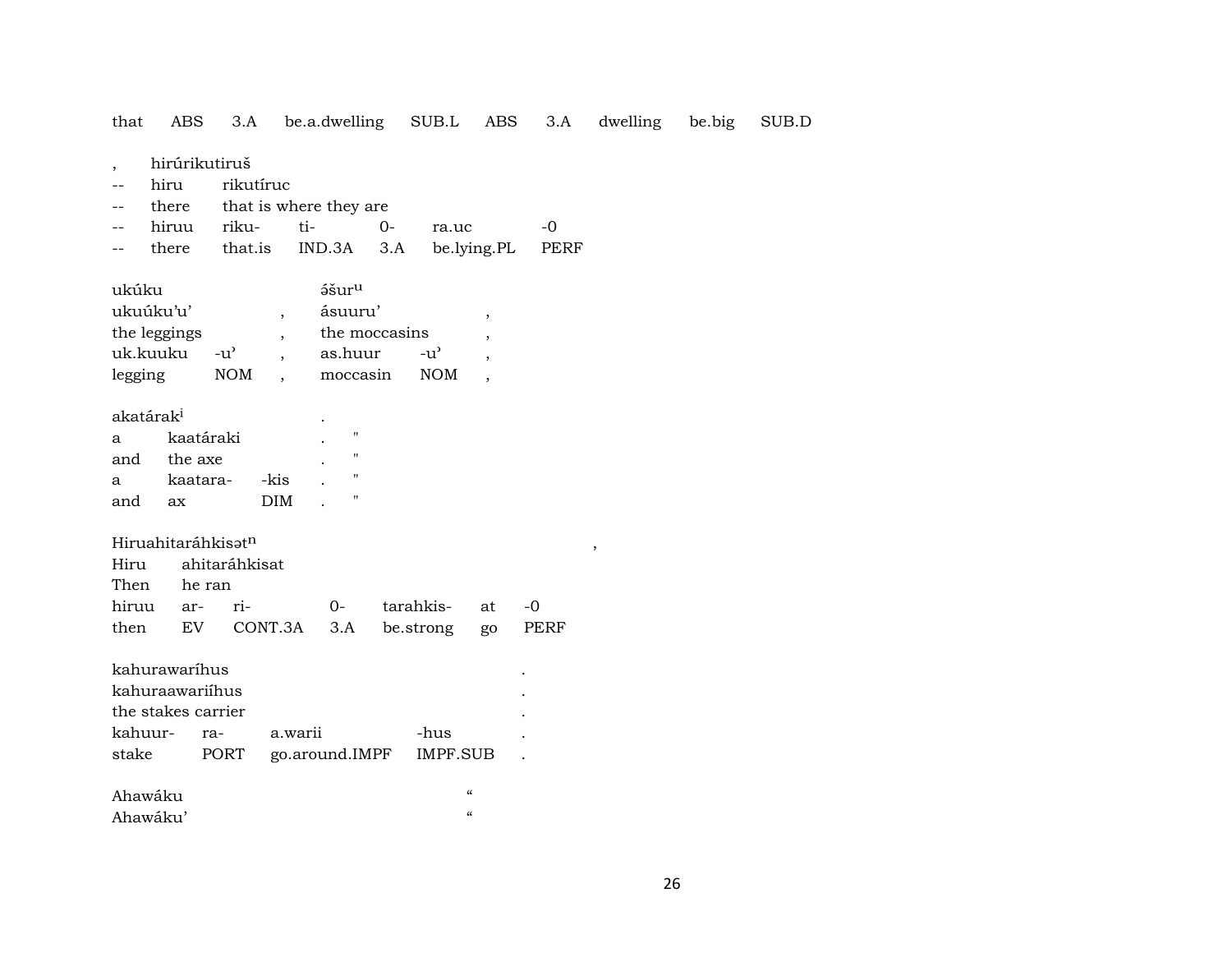that ABS 3.A be.a.dwelling SUB.L ABS 3.A dwelling be.big SUB.D

| , | hirúrikutiruš | | | | | |
|---|---|---|---|---|---|---|
| -- | hiru | rikutíruc | | | | |
| -- | there | that is where they are | | | | |
| -- | hiruu | riku- | ti- | 0- | ra.uc | -0 |
| -- | there | that.is | IND.3A | 3.A | be.lying.PL | PERF |

| ukúku | | | əšur$^{u}$ | | |
|---|---|---|---|---|---|
| ukuúku'u' | | , | ásuuru' | | , |
| the leggings | | , | the moccasins | | , |
| uk.kuuku | -u' | , | as.huur | -u' | , |
| legging | NOM | , | moccasin | NOM | , |

| akatárak$^{i}$ | | | . | |
|---|---|---|---|---|
| a | kaatáraki | | . | " |
| and | the axe | | . | " |
| a | kaatara- | -kis | . | " |
| and | ax | DIM | . | " |

| Hiruahitaráhkisət$^{n}$ | | | | | | , |
|---|---|---|---|---|---|---|
| Hiru | ahitaráhkisat | | | | | |
| Then | he ran | | | | | |
| hiruu | ar- | ri- | 0- | tarahkis- | at | -0 |
| then | EV | CONT.3A | 3.A | be.strong | go | PERF |

| kahurawaríhus | | | | . |
|---|---|---|---|---|
| kahuraawariíhus | | | | . |
| the stakes carrier | | | | . |
| kahuur- | ra- | a.warii | -hus | . |
| stake | PORT | go.around.IMPF | IMPF.SUB | . |

| Ahawáku | “ |
|---|---|
| Ahawáku' | “ |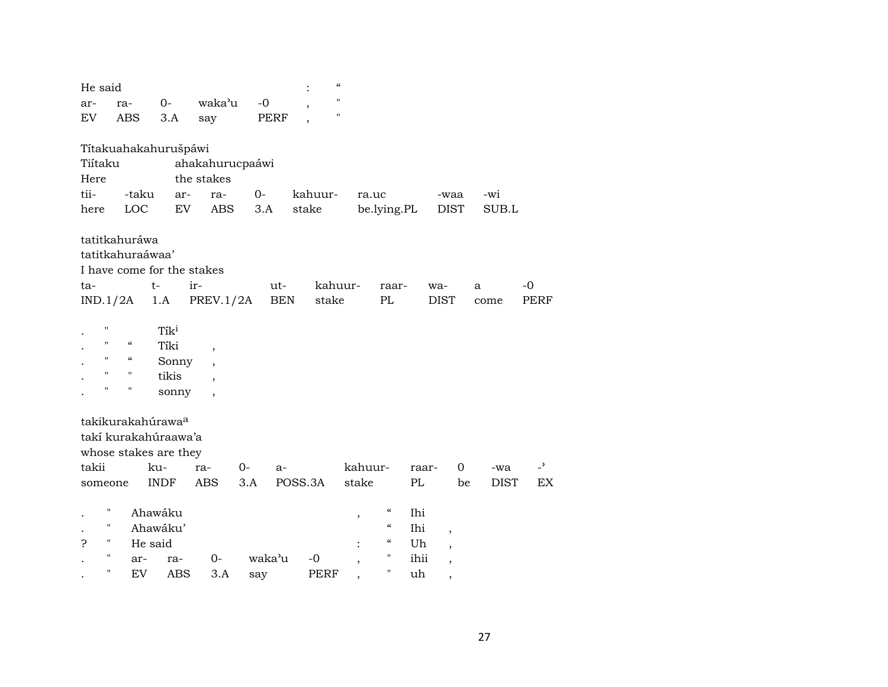He said : “
ar- ra- 0- waka’u -0 , "
EV ABS 3.A say PERF , "

Títakuahakahurušpáwi
Tiítaku ahakahurucpaáwi
Here the stakes

| tii- | -taku | ar- | ra- | 0- | kahuur- | ra.uc | -waa | -wi |
|---|---|---|---|---|---|---|---|---|
| here | LOC | EV | ABS | 3.A | stake | be.lying.PL | DIST | SUB.L |

tatitkahuráwa
tatitkahuraáwaa’
I have come for the stakes

| ta- | t- | ir- | ut- | kahuur- | raar- | wa- | a | -0 |
|---|---|---|---|---|---|---|---|---|
| IND.1/2A | 1.A | PREV.1/2A | BEN | stake | PL | DIST | come | PERF |

. " Tík[i]
. " “ Tíki ,
. " “ Sonny ,
. " " tikis ,
. " " sonny ,

takikurakahúrawa[a]
takí kurakahúraawa’a
whose stakes are they

| takii | ku- | ra- | 0- | a- | kahuur- | raar- | 0 | -wa | -’ |
|---|---|---|---|---|---|---|---|---|---|
| someone | INDF | ABS | 3.A | POSS.3A | stake | PL | be | DIST | EX |

. " Ahawáku , “ Ihi
. " Ahawáku’ “ Ihi ,
? " He said : “ Uh ,
. " ar- ra- 0- waka’u -0 , " ihii ,
. " EV ABS 3.A say PERF , " uh ,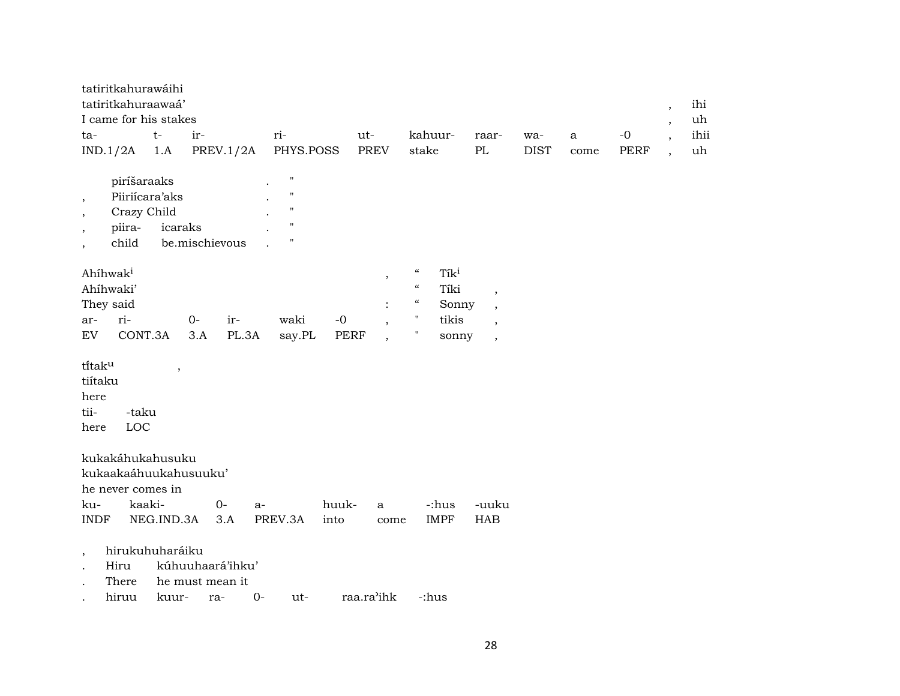tatiritkahurawáihi
tatiritkahuraawaá’ , ihi
I came for his stakes , uh

| ta- | t- | ir- | ri- | ut- | kahuur- | raar- | wa- | a | -0 | , | ihii |
|---|---|---|---|---|---|---|---|---|---|---|---|
| IND.1/2A | 1.A | PREV.1/2A | PHYS.POSS | PREV | stake | PL | DIST | come | PERF | , | uh |

pirísaraaks . "
, Piiriícara’aks . "
, Crazy Child . "

| , | piira- | icaraks | . | " |
|---|---|---|---|---|
| , | child | be.mischievous | . | " |

Ahíhwak[i] , “ Tík[i]
Ahíhwaki’ “ Tíki ,
They said : “ Sonny ,

| ar- | ri- | 0- | ir- | waki | -0 | , | " | tikis | , |
|---|---|---|---|---|---|---|---|---|---|
| EV | CONT.3A | 3.A | PL.3A | say.PL | PERF | , | " | sonny | , |

tíitak[u] ,
tiítaku
here

| tii- | -taku |
|---|---|
| here | LOC |

kukakáhukahusuku
kukaakaáhuukahusuuku’
he never comes in

| ku- | kaaki- | 0- | a- | huuk- | a | -:hus | -uuku |
|---|---|---|---|---|---|---|---|
| INDF | NEG.IND.3A | 3.A | PREV.3A | into | come | IMPF | HAB |

, hirukuhuharáiku
. Hiru kúhuuhaará’ihku’
. There he must mean it

| . | hiruu | kuur- | ra- | 0- | ut- | raa.ra’ihk | -:hus |
|---|---|---|---|---|---|---|---|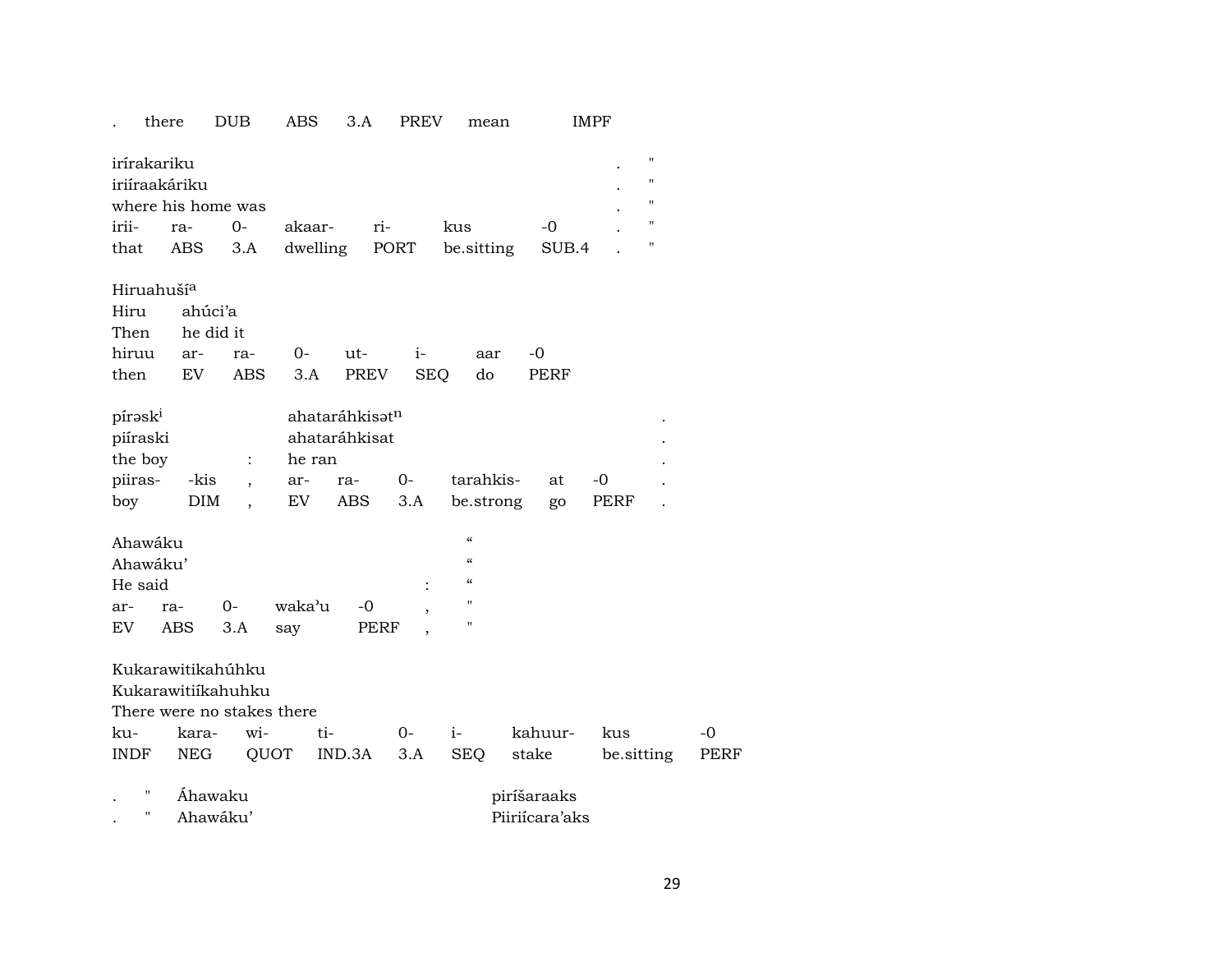| . | there | DUB | ABS | 3.A | PREV | mean | IMPF |
|---|---|---|---|---|---|---|---|

| irírakariku | | | | | | | . | " |
|---|---|---|---|---|---|---|---|---|
| iriíraakáriku | | | | | | | . | " |
| where his home was | | | | | | | . | " |
| irii- | ra- | 0- | akaar- | ri- | kus | -0 | . | " |
| that | ABS | 3.A | dwelling | PORT | be.sitting | SUB.4 | . | " |

| Hiruahuší[a] | | | | | | | |
|---|---|---|---|---|---|---|---|
| Hiru | ahúci'a | | | | | | |
| Then | he did it | | | | | | |
| hiruu | ar- | ra- | 0- | ut- | i- | aar | -0 |
| then | EV | ABS | 3.A | PREV | SEQ | do | PERF |

| pírəsk[i] | | | ahataráhkisət[n] | | | | | | . |
|---|---|---|---|---|---|---|---|---|---|
| piíraski | | | ahataráhkisat | | | | | | . |
| the boy | | : | he ran | | | | | | . |
| piiras- | -kis | , | ar- | ra- | 0- | tarahkis- | at | -0 | . |
| boy | DIM | , | EV | ABS | 3.A | be.strong | go | PERF | . |

| Ahawáku | | | | | | " |
|---|---|---|---|---|---|---|
| Ahawáku' | | | | | | " |
| He said | | | | | : | " |
| ar- | ra- | 0- | waka'u | -0 | , | " |
| EV | ABS | 3.A | say | PERF | , | " |

| Kukarawitikahúhku | | | | | | | | |
|---|---|---|---|---|---|---|---|---|
| Kukarawitiíkahuhku | | | | | | | | |
| There were no stakes there | | | | | | | | |
| ku- | kara- | wi- | ti- | 0- | i- | kahuur- | kus | -0 |
| INDF | NEG | QUOT | IND.3A | 3.A | SEQ | stake | be.sitting | PERF |

| . | " | Áhawaku | pirísaraaks |
|---|---|---|---|
| . | " | Ahawáku' | Piiriícara'aks |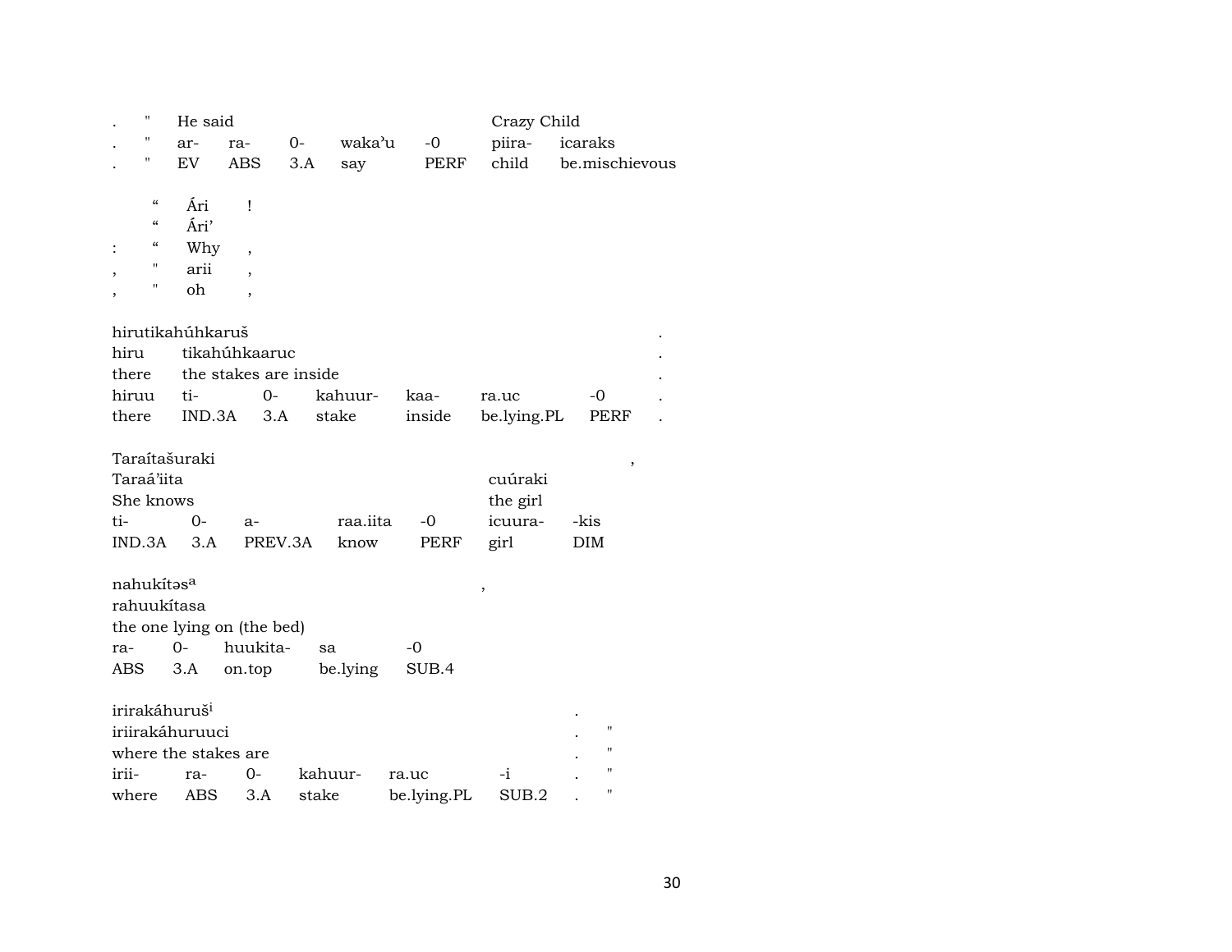| . | " | He said | | | | | Crazy Child | |
|---|---|---|---|---|---|---|---|---|
| . | " | ar- | ra- | 0- | waka'u | -0 | piira- | icaraks |
| . | " | EV | ABS | 3.A | say | PERF | child | be.mischievous |

| | | | |
|---|---|---|---|
| | " | Ári | ! |
| | " | Ári' | |
| : | " | Why | , |
| , | " | arii | , |
| , | " | oh | , |

| hirutikahúhkaruš | | | | | | | . |
|---|---|---|---|---|---|---|---|
| hiru | tikahúhkaaruc | | | | | | . |
| there | the stakes are inside | | | | | | . |
| hiruu | ti- | 0- | kahuur- | kaa- | ra.uc | -0 | . |
| there | IND.3A | 3.A | stake | inside | be.lying.PL | PERF | . |

| Taraítašuraki | | | | | | | , |
|---|---|---|---|---|---|---|---|
| Taraá'iita | | | | | cuúraki | | |
| She knows | | | | | the girl | | |
| ti- | 0- | a- | raa.iita | -0 | icuura- | -kis | |
| IND.3A | 3.A | PREV.3A | know | PERF | girl | DIM | |

| nahukítəs[a] | | | | , |
|---|---|---|---|---|
| rahuukítasa | | | | |
| the one lying on (the bed) | | | | |
| ra- | 0- | huukita- | sa | -0 |
| ABS | 3.A | on.top | be.lying | SUB.4 |

| irirakáhuruš[i] | | | | | | . | |
|---|---|---|---|---|---|---|---|
| iriirakáhuruuci | | | | | | . | " |
| where the stakes are | | | | | | . | " |
| irii- | ra- | 0- | kahuur- | ra.uc | -i | . | " |
| where | ABS | 3.A | stake | be.lying.PL | SUB.2 | . | " |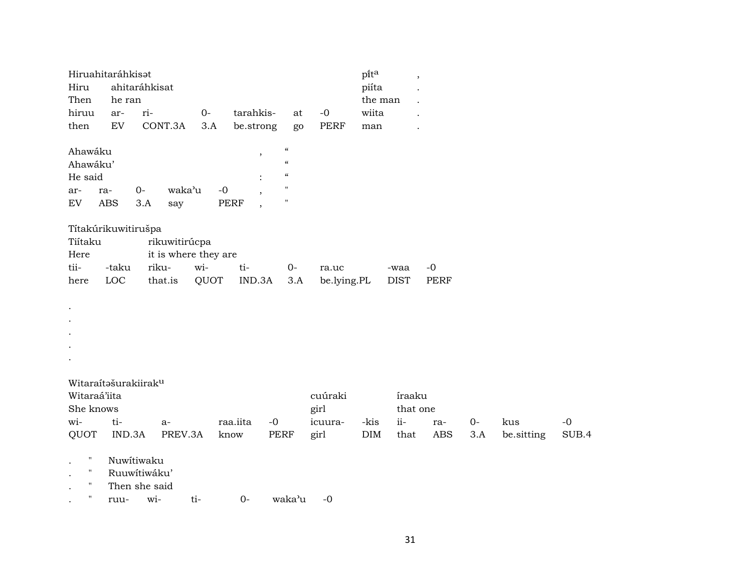| Hiruahitaráhkisət | | | | | | | pı́tᵃ | , |
|---|---|---|---|---|---|---|---|---|
| Hiru | ahitaráhkisat | | | | | | piíta | . |
| Then | he ran | | | | | | the man | . |
| hiruu | ar- | ri- | 0- | tarahkis- | at | -0 | wiita | . |
| then | EV | CONT.3A | 3.A | be.strong | go | PERF | man | . |

| Ahawáku | | | | | , | “ |
|---|---|---|---|---|---|---|
| Ahawáku’ | | | | | | “ |
| He said | | | | | : | “ |
| ar- | ra- | 0- | wakaʾu | -0 | , | " |
| EV | ABS | 3.A | say | PERF | , | " |

| Títakúrikuwitirušpa | | | | | | | | |
|---|---|---|---|---|---|---|---|---|
| Tiítaku | | rikuwitirúcpa | | | | | | |
| Here | | it is where they are | | | | | | |
| tii- | -taku | riku- | wi- | ti- | 0- | ra.uc | -waa | -0 |
| here | LOC | that.is | QUOT | IND.3A | 3.A | be.lying.PL | DIST | PERF |

.
.
.
.
.

| Witaraítəšurakiirakᵘ | | | | | | | | | | | |
|---|---|---|---|---|---|---|---|---|---|---|---|
| Witaraá’iita | | | | | cuúraki | | íraaku | | | | |
| She knows | | | | | girl | | that one | | | | |
| wi- | ti- | a- | raa.iita | -0 | icuura- | -kis | ii- | ra- | 0- | kus | -0 |
| QUOT | IND.3A | PREV.3A | know | PERF | girl | DIM | that | ABS | 3.A | be.sitting | SUB.4 |

| . | " | Nuwítiwaku | | | | |
|---|---|---|---|---|---|---|
| . | " | Ruuwítiwáku’ | | | | |
| . | " | Then she said | | | | |
| . | " | ruu- | wi- | ti- | 0- | wakaʾu | -0 |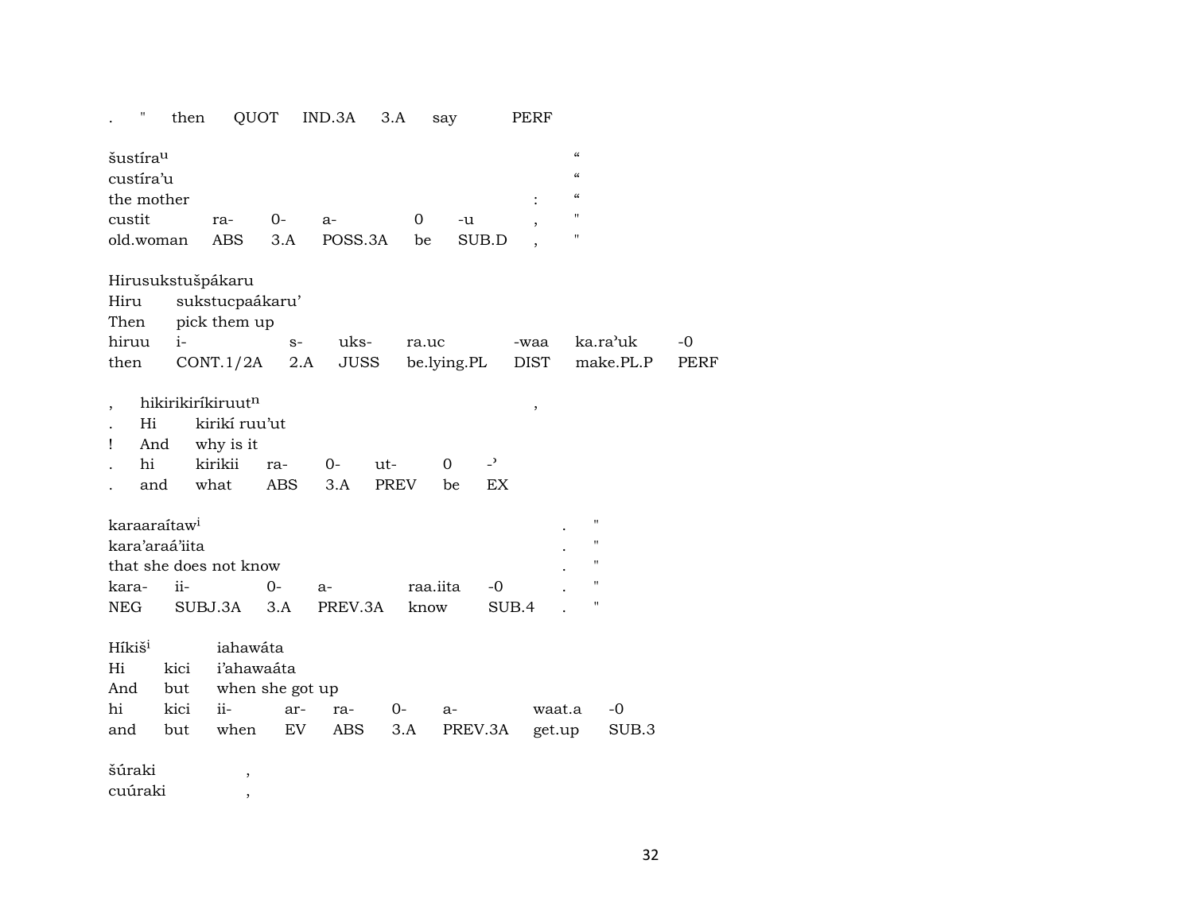| . | " | then | QUOT | IND.3A | 3.A | say | PERF |
|---|---|---|---|---|---|---|---|

šustírau "
custíra'u "
the mother : "

| custit | ra- | 0- | a- | 0 | -u | , | " |
|---|---|---|---|---|---|---|---|
| old.woman | ABS | 3.A | POSS.3A | be | SUB.D | , | " |

Hirusukstušpákaru

| Hiru | sukstucpaákaru' | | | | | | |
|---|---|---|---|---|---|---|---|
| Then | pick them up | | | | | | |
| hiruu | i- | s- | uks- | ra.uc | -waa | ka.ra'uk | -0 |
| then | CONT.1/2A | 2.A | JUSS | be.lying.PL | DIST | make.PL.P | PERF |

| , | hikirikiríkiruutn | | | | | | , |
|---|---|---|---|---|---|---|---|
| . | Hi | kirikí ruu'ut | | | | | |
| ! | And | why is it | | | | | |
| . | hi | kirikii | ra- | 0- | ut- | 0 | -' |
| . | and | what | ABS | 3.A | PREV | be | EX |

karaaraítawi . "
kara'araá'iita . "
that she does not know . "

| kara- | ii- | 0- | a- | raa.iita | -0 | . | " |
|---|---|---|---|---|---|---|---|
| NEG | SUBJ.3A | 3.A | PREV.3A | know | SUB.4 | . | " |

| Híkiši | | iahawáta | | | | | | |
|---|---|---|---|---|---|---|---|---|
| Hi | kici | i'ahawaáta | | | | | | |
| And | but | when she got up | | | | | | |
| hi | kici | ii- | ar- | ra- | 0- | a- | waat.a | -0 |
| and | but | when | EV | ABS | 3.A | PREV.3A | get.up | SUB.3 |

šúraki ,
cuúraki ,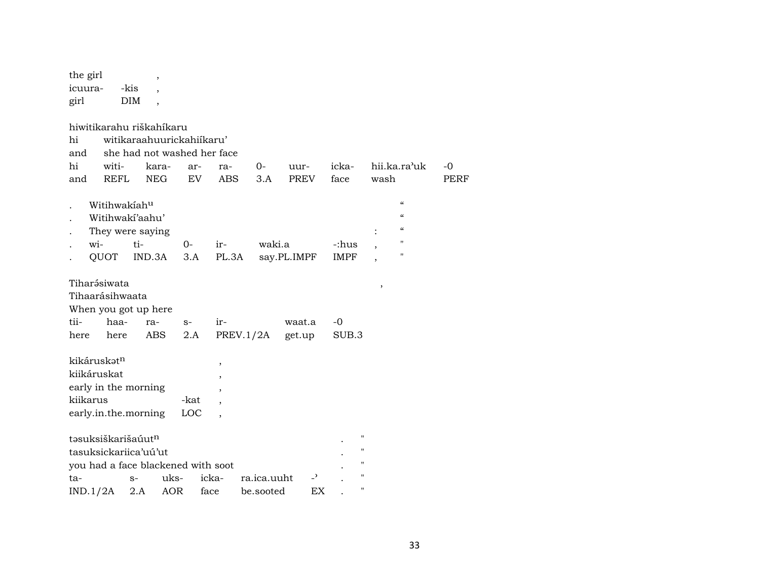| the girl | | , |
|---|---|---|
| icuura- | -kis | , |
| girl | DIM | , |

hiwitikarahu riškahíkaru

| hi | witikaraahuurickahiíkaru’ | | | | | | | | |
|---|---|---|---|---|---|---|---|---|---|
| and | she had not washed her face | | | | | | | | |
| hi | witi- | kara- | ar- | ra- | 0- | uur- | icka- | hii.ka.ra’uk | -0 |
| and | REFL | NEG | EV | ABS | 3.A | PREV | face | wash | PERF |

| . | Witihwakíahu | | | | | | “ |
|---|---|---|---|---|---|---|---|
| . | Witihwakí’aahu’ | | | | | | “ |
| . | They were saying | | | | | : | “ |
| . | wi- | ti- | 0- | ir- | waki.a | -:hus | , | " |
| . | QUOT | IND.3A | 3.A | PL.3A | say.PL.IMPF | IMPF | , | " |

| Tiharəsiwata | | | | | | | , |
|---|---|---|---|---|---|---|---|
| Tihaarásihwaata | | | | | | | |
| When you got up here | | | | | | | |
| tii- | haa- | ra- | s- | ir- | waat.a | -0 | |
| here | here | ABS | 2.A | PREV.1/2A | get.up | SUB.3 | |

| kikáruskətn | | , |
|---|---|---|
| kiikáruskat | | , |
| early in the morning | | , |
| kiikarus | -kat | , |
| early.in.the.morning | LOC | , |

| təsuksiškarišaúutn | | | | | | . | " |
|---|---|---|---|---|---|---|---|
| tasuksickariica’uú’ut | | | | | | . | " |
| you had a face blackened with soot | | | | | | . | " |
| ta- | s- | uks- | icka- | ra.ica.uuht | -’ | . | " |
| IND.1/2A | 2.A | AOR | face | be.sooted | EX | . | " |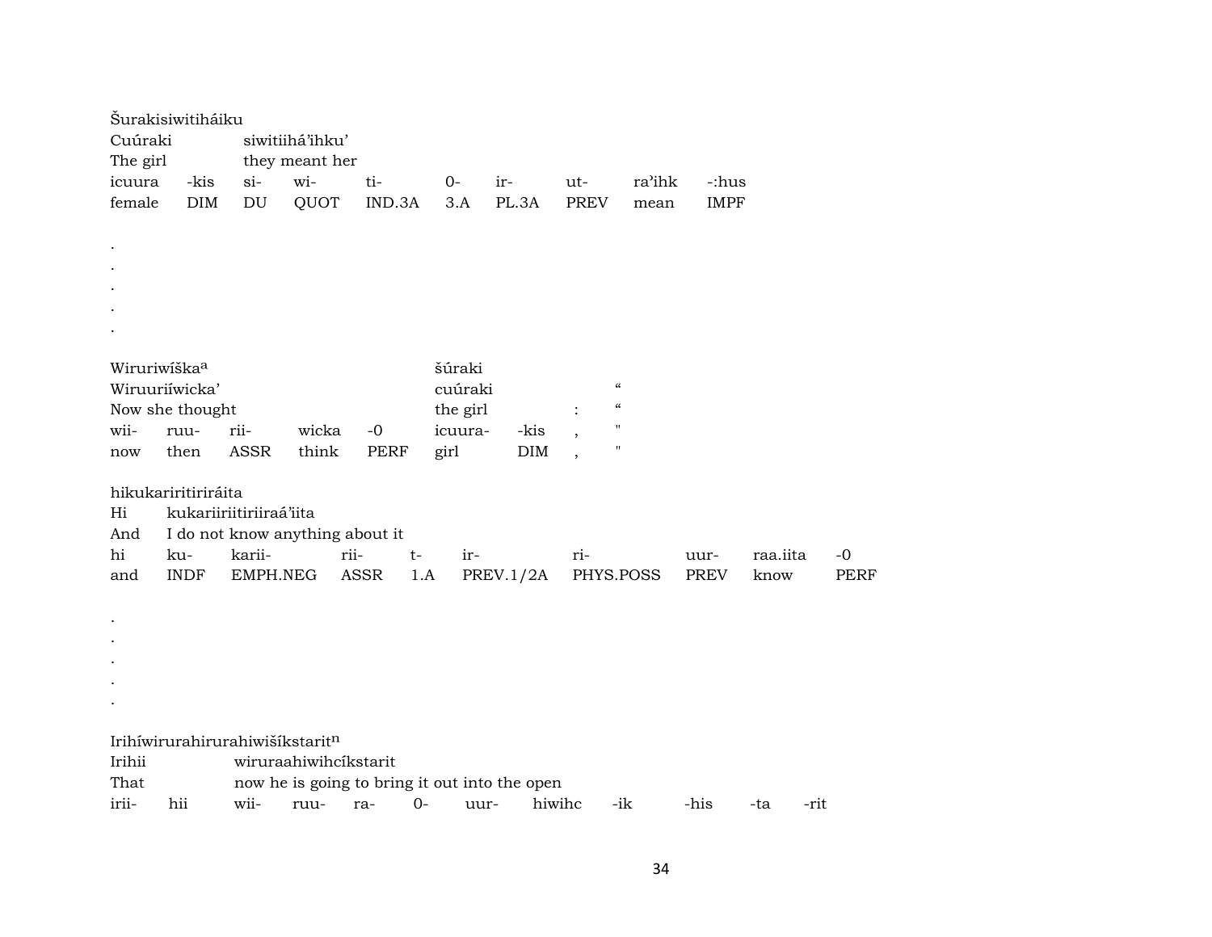Šurakisiwitiháiku

| Cuúraki | | siwitiihá'ihku' | | | | | | | |
|---|---|---|---|---|---|---|---|---|---|
| The girl | | they meant her | | | | | | | |
| icuura | -kis | si- | wi- | ti- | 0- | ir- | ut- | ra'ihk | -:hus |
| female | DIM | DU | QUOT | IND.3A | 3.A | PL.3A | PREV | mean | IMPF |

.
.
.
.
.

| Wiruriwíška[a] | | | | | šúraki | | | |
|---|---|---|---|---|---|---|---|---|
| Wiruuriíwicka' | | | | | cuúraki | | | " |
| Now she thought | | | | | the girl | | : | " |
| wii- | ruu- | rii- | wicka | -0 | icuura- | -kis | , | " |
| now | then | ASSR | think | PERF | girl | DIM | , | " |

hikukariritiriráita

| Hi | kukariiriitiriiraá'iita | | | | | | | | |
|---|---|---|---|---|---|---|---|---|---|
| And | I do not know anything about it | | | | | | | | |
| hi | ku- | karii- | rii- | t- | ir- | ri- | uur- | raa.iita | -0 |
| and | INDF | EMPH.NEG | ASSR | 1.A | PREV.1/2A | PHYS.POSS | PREV | know | PERF |

.
.
.
.
.

Irihíwirurahirurahiwišíkstarit[n]

| Irihii | | wiruraahiwihcíkstarit | | | | | | | | | |
|---|---|---|---|---|---|---|---|---|---|---|---|
| That | | now he is going to bring it out into the open | | | | | | | | | |
| irii- | hii | wii- | ruu- | ra- | 0- | uur- | hiwihc | -ik | -his | -ta | -rit |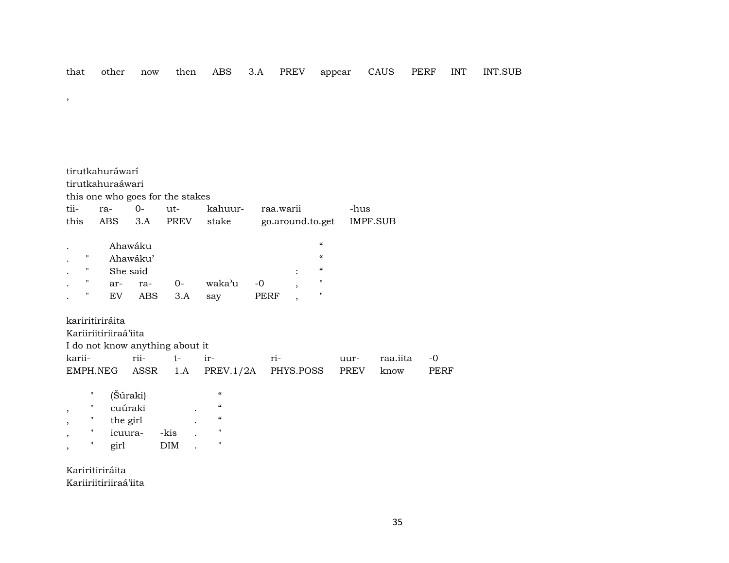| that | other | now | then | ABS | 3.A | PREV | appear | CAUS | PERF | INT | INT.SUB |
|---|---|---|---|---|---|---|---|---|---|---|---|

,

tirutkahuráwarí
tirutkahuraáwari
this one who goes for the stakes

| tii- | ra- | 0- | ut- | kahuur- | raa.warii | -hus |
|---|---|---|---|---|---|---|
| this | ABS | 3.A | PREV | stake | go.around.to.get | IMPF.SUB |

| . | | Ahawáku | | | | | | “ |
|---|---|---|---|---|---|---|---|---|
| . | " | Ahawáku’ | | | | | | “ |
| . | " | She said | | | | | : | “ |
| . | " | ar- | ra- | 0- | waka’u | -0 | , | " |
| . | " | EV | ABS | 3.A | say | PERF | , | " |

karirititiriráita
Kariiriitiriiraá’iita
I do not know anything about it

| karii- | rii- | t- | ir- | ri- | uur- | raa.iita | -0 |
|---|---|---|---|---|---|---|---|
| EMPH.NEG | ASSR | 1.A | PREV.1/2A | PHYS.POSS | PREV | know | PERF |

| | " | (Šúraki) | | | “ |
|---|---|---|---|---|---|
| , | " | cuúraki | | . | “ |
| , | " | the girl | | . | “ |
| , | " | icuura- | -kis | . | " |
| , | " | girl | DIM | . | " |

Karirititiriráita
Kariiriitiriiraá’iita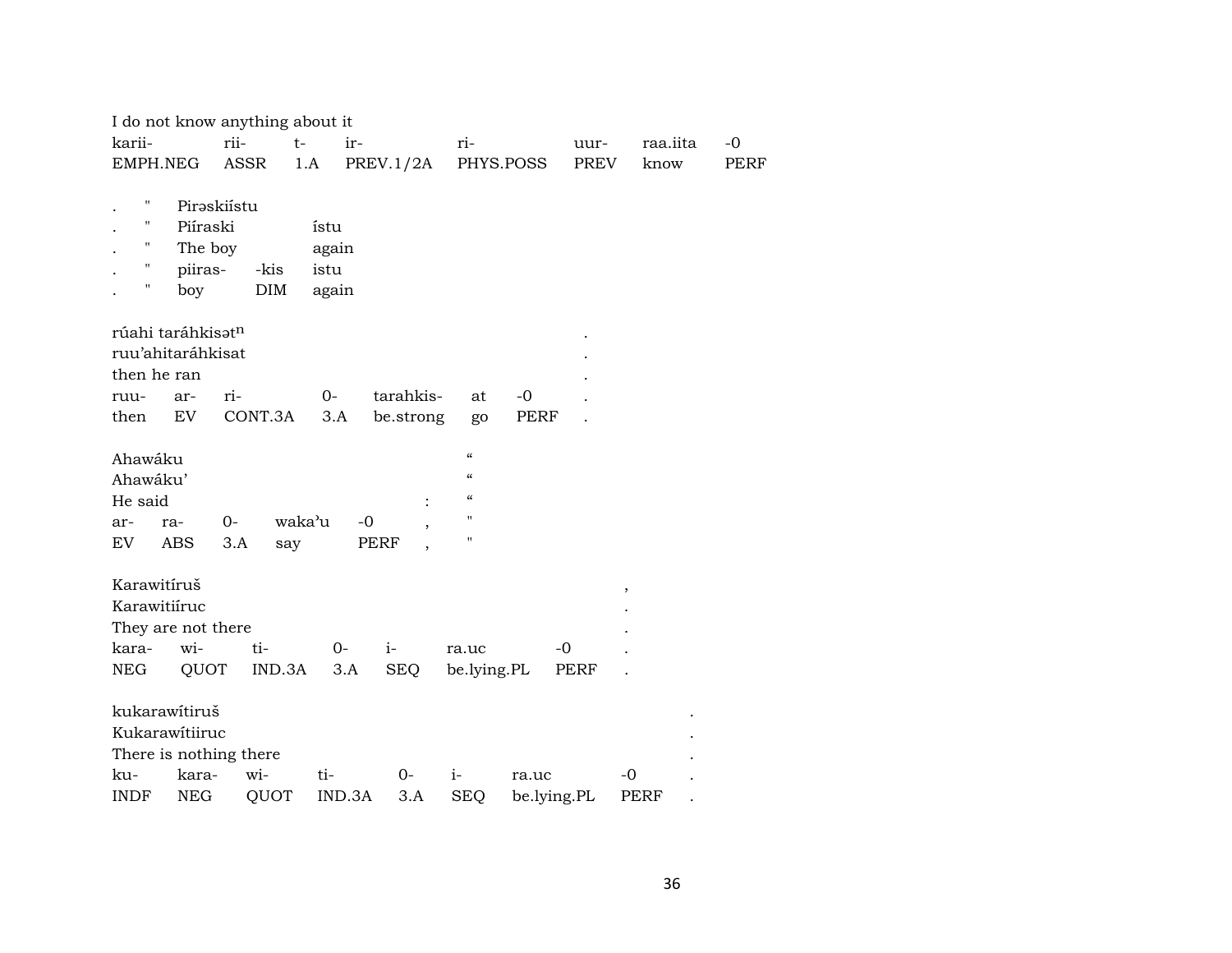I do not know anything about it

| karii- | rii- | t- | ir- | ri- | uur- | raa.iita | -0 |
|---|---|---|---|---|---|---|---|
| EMPH.NEG | ASSR | 1.A | PREV.1/2A | PHYS.POSS | PREV | know | PERF |

| . | " | Pirəskiístu | | |
|---|---|---|---|---|
| . | " | Piíraski | | ístu |
| . | " | The boy | | again |
| . | " | piiras- | -kis | istu |
| . | " | boy | DIM | again |

rúahi taráhkisət$^{n}$ .
ruu’ahitaráhkisat .
then he ran .

| ruu- | ar- | ri- | 0- | tarahkis- | at | -0 | . |
|---|---|---|---|---|---|---|---|
| then | EV | CONT.3A | 3.A | be.strong | go | PERF | . |

Ahawáku “
Ahawáku’ “
He said : “

| ar- | ra- | 0- | waka’u | -0 | , | " |
|---|---|---|---|---|---|---|
| EV | ABS | 3.A | say | PERF | , | " |

Karawitíruš ,
Karawitiíruc .
They are not there .

| kara- | wi- | ti- | 0- | i- | ra.uc | -0 | . |
|---|---|---|---|---|---|---|---|
| NEG | QUOT | IND.3A | 3.A | SEQ | be.lying.PL | PERF | . |

kukarawítiruš .
Kukarawítiiruc .
There is nothing there .

| ku- | kara- | wi- | ti- | 0- | i- | ra.uc | -0 | . |
|---|---|---|---|---|---|---|---|---|
| INDF | NEG | QUOT | IND.3A | 3.A | SEQ | be.lying.PL | PERF | . |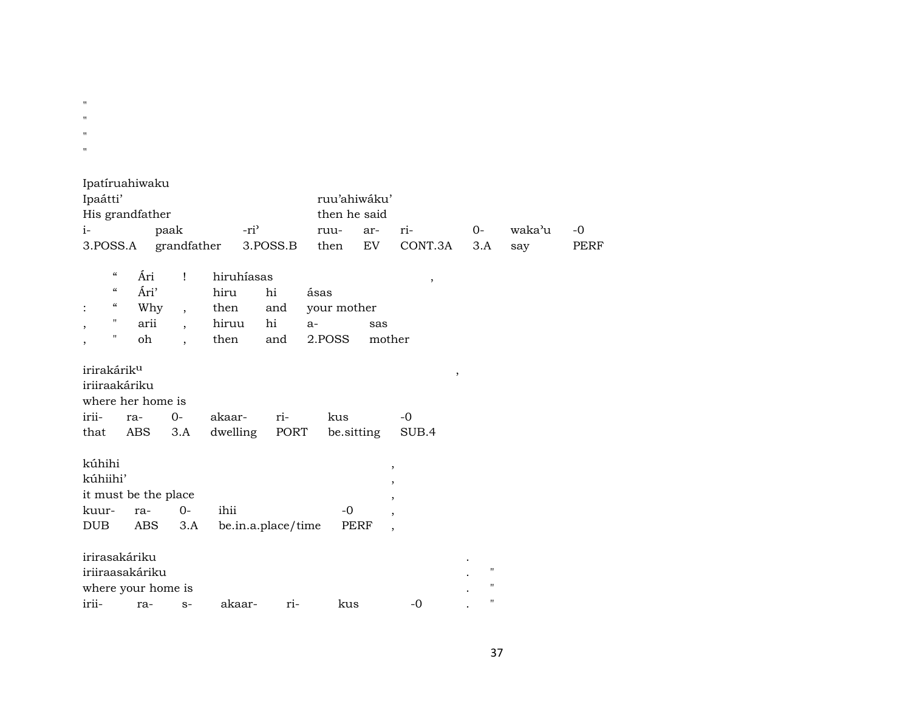"
"
"
"

Ipatíruahiwaku

| Ipaátti' | | | ruu'ahiwáku' | | | | | |
|---|---|---|---|---|---|---|---|---|
| His grandfather | | | then he said | | | | | |
| i- | paak | -ri' | ruu- | ar- | ri- | 0- | waka'u | -0 |
| 3.POSS.A | grandfather | 3.POSS.B | then | EV | CONT.3A | 3.A | say | PERF |

| | " | Ári | ! | hiruhíasas | | | | , |
|---|---|---|---|---|---|---|---|---|
| | " | Ári' | | hiru | hi | ásas | | |
| : | " | Why | , | then | and | your mother | | |
| , | " | arii | , | hiruu | hi | a- | sas | |
| , | " | oh | , | then | and | 2.POSS | mother | |

| irirakárik$^{u}$ | | | | | | | , |
|---|---|---|---|---|---|---|---|
| iriiraakáriku | | | | | | | |
| where her home is | | | | | | | |
| irii- | ra- | 0- | akaar- | ri- | kus | -0 | |
| that | ABS | 3.A | dwelling | PORT | be.sitting | SUB.4 | |

| kúhihi | | | | | , |
|---|---|---|---|---|---|
| kúhiihi' | | | | | , |
| it must be the place | | | | | , |
| kuur- | ra- | 0- | ihii | -0 | , |
| DUB | ABS | 3.A | be.in.a.place/time | PERF | , |

| irirasakáriku | | | | | | | . | |
|---|---|---|---|---|---|---|---|---|
| iriiraasakáriku | | | | | | | . | " |
| where your home is | | | | | | | . | " |
| irii- | ra- | s- | akaar- | ri- | kus | -0 | . | " |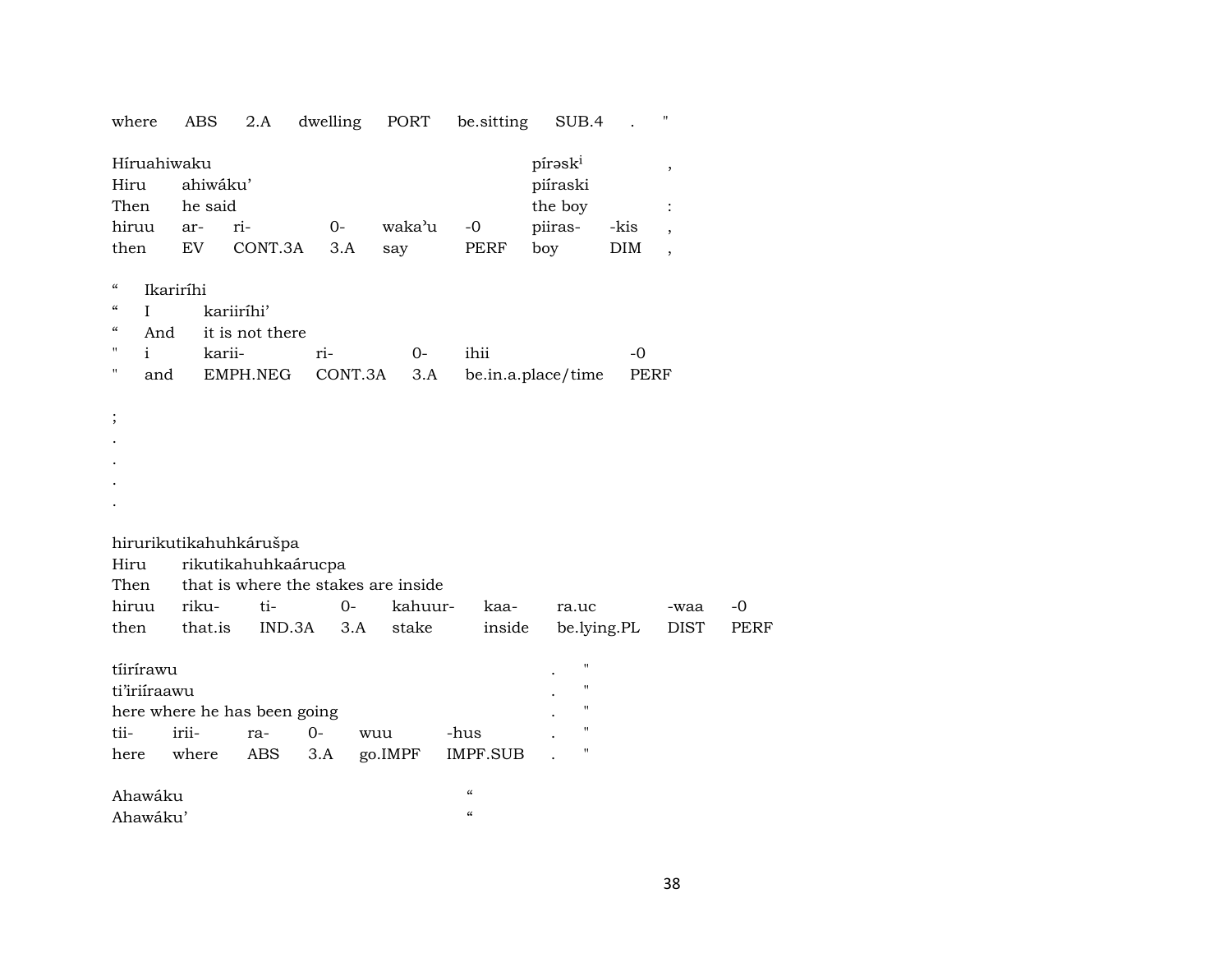| where | ABS | 2.A | dwelling | PORT | be.sitting | SUB.4 | . | " |
|---|---|---|---|---|---|---|---|---|

| Híruahiwaku | | | | | | píraskⁱ | | , |
|---|---|---|---|---|---|---|---|---|
| Hiru | ahiwáku’ | | | | | piíraski | | |
| Then | he said | | | | | the boy | | : |
| hiruu | ar- | ri- | 0- | waka’u | -0 | piiras- | -kis | , |
| then | EV | CONT.3A | 3.A | say | PERF | boy | DIM | , |

| “ | Ikariríhi | | | | |
|---|---|---|---|---|---|
| “ | I | kariiríhi’ | | | |
| “ | And | it is not there | | | |
| " | i | karii- | ri- | 0- | ihii | -0 |
| " | and | EMPH.NEG | CONT.3A | 3.A | be.in.a.place/time | PERF |

;
.
.
.
.

| hirurikutikahuhkárušpa | | | | | | | | |
|---|---|---|---|---|---|---|---|---|
| Hiru | rikutikahuhkaárucpa | | | | | | | |
| Then | that is where the stakes are inside | | | | | | | |
| hiruu | riku- | ti- | 0- | kahuur- | kaa- | ra.uc | -waa | -0 |
| then | that.is | IND.3A | 3.A | stake | inside | be.lying.PL | DIST | PERF |

| tíirírawu | | | | | | . | " |
|---|---|---|---|---|---|---|---|
| ti’iriíraawu | | | | | | . | " |
| here where he has been going | | | | | | . | " |
| tii- | irii- | ra- | 0- | wuu | -hus | . | " |
| here | where | ABS | 3.A | go.IMPF | IMPF.SUB | . | " |

| Ahawáku | “ |
|---|---|
| Ahawáku’ | “ |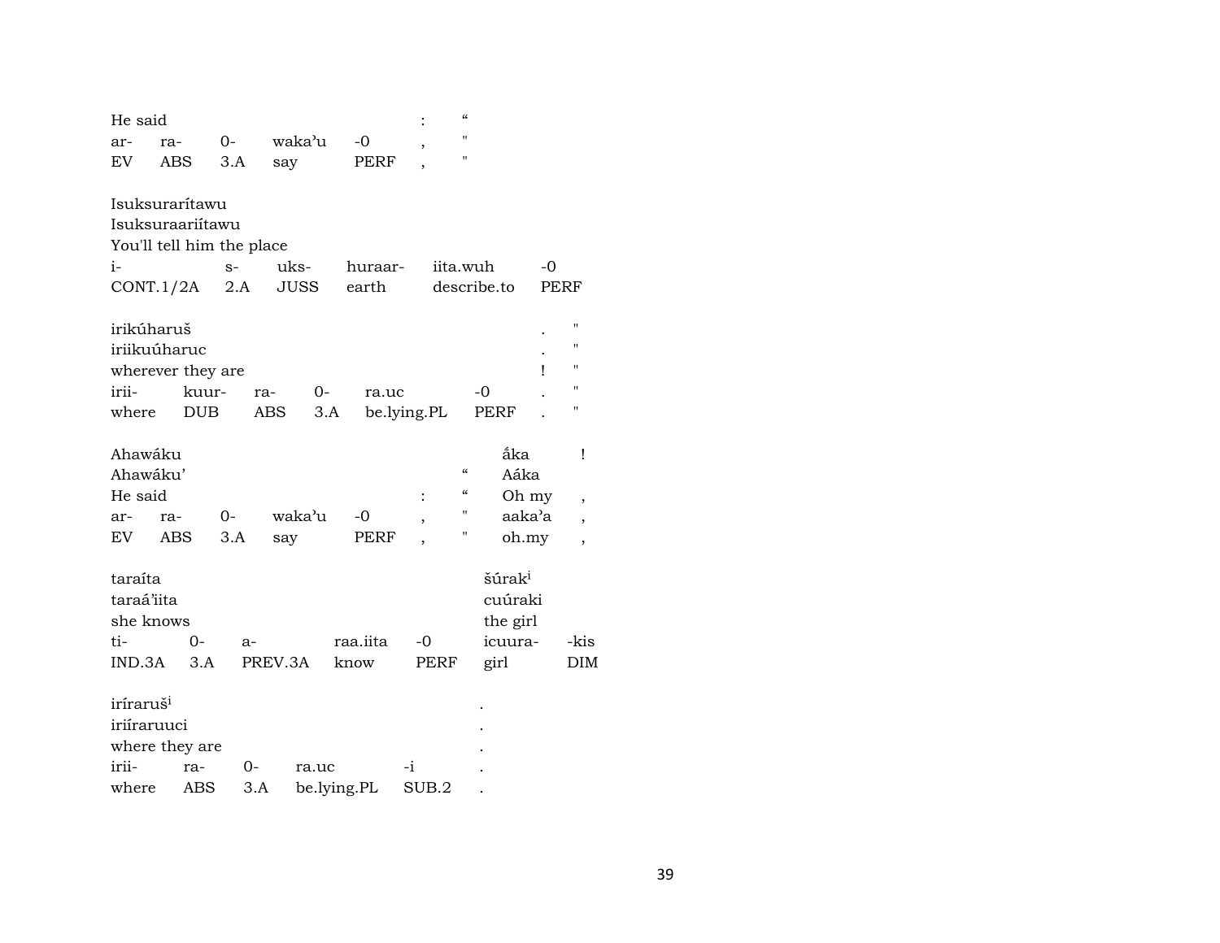He said : "
ar- ra- 0- waka'u -0 , "
EV ABS 3.A say PERF , "

Isuksurarítawu
Isuksuraariítawu
You'll tell him the place
i- s- uks- huraar- iita.wuh -0
CONT.1/2A 2.A JUSS earth describe.to PERF

irikúharuš . "
iriikuúharuc . "
wherever they are ! "
irii- kuur- ra- 0- ra.uc -0 . "
where DUB ABS 3.A be.lying.PL PERF . "

Ahawáku ấka !
Ahawáku' " Aáka
He said : " Oh my ,
ar- ra- 0- waka'u -0 , " aaka'a ,
EV ABS 3.A say PERF , " oh.my ,

taraíta šúrak[i]
taraá'iita cuúraki
she knows the girl
ti- 0- a- raa.iita -0 icuura- -kis
IND.3A 3.A PREV.3A know PERF girl DIM

iríraruš[i] .
iriíraruuci .
where they are .
irii- ra- 0- ra.uc -i .
where ABS 3.A be.lying.PL SUB.2 .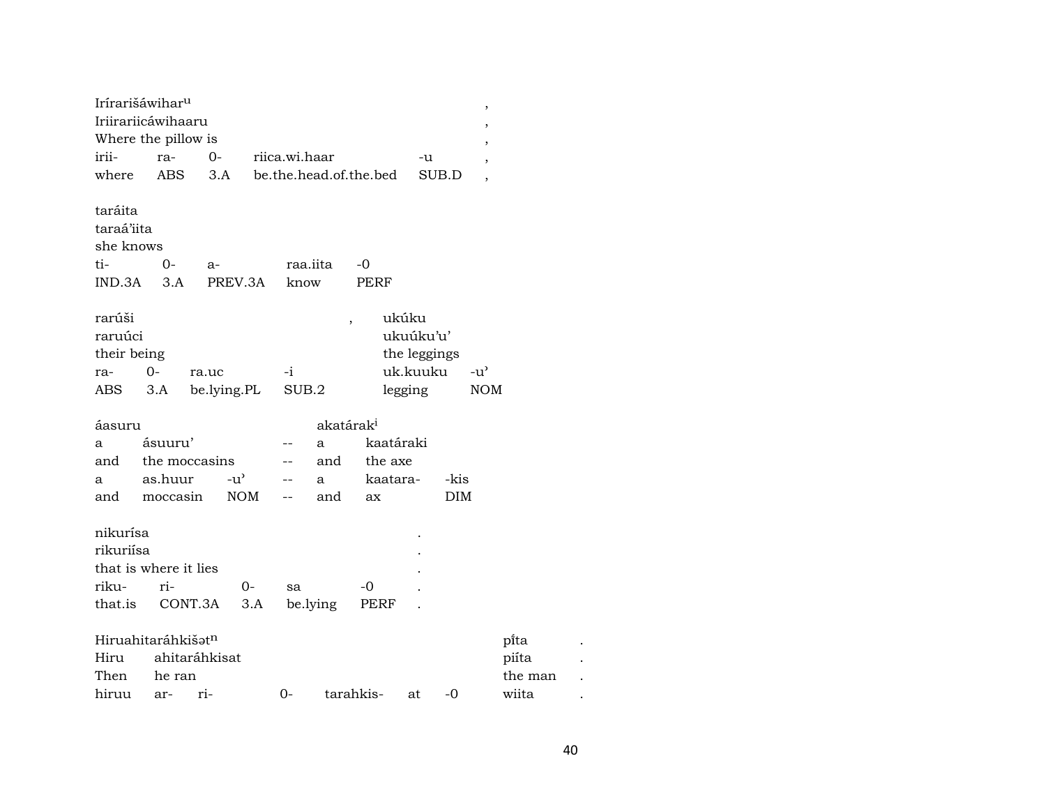| Iríraršáwihar$^{u}$ | | | | | , |
|---|---|---|---|---|---|
| Iriirariicáwihaaru | | | | | , |
| Where the pillow is | | | | | , |
| irii- | ra- | 0- | riica.wi.haar | -u | , |
| where | ABS | 3.A | be.the.head.of.the.bed | SUB.D | , |

| taráita | | | | |
|---|---|---|---|---|
| taraá'iita | | | | |
| she knows | | | | |
| ti- | 0- | a- | raa.iita | -0 |
| IND.3A | 3.A | PREV.3A | know | PERF |

| rarúši | | | | , | ukúku | |
|---|---|---|---|---|---|---|
| raruúci | | | | | ukuúku'u' | |
| their being | | | | | the leggings | |
| ra- | 0- | ra.uc | -i | | uk.kuuku | -u' |
| ABS | 3.A | be.lying.PL | SUB.2 | | legging | NOM |

| áasuru | | | | akatárak$^{i}$ | | |
|---|---|---|---|---|---|---|
| a | ásuuru' | | -- | a | kaatáraki | |
| and | the moccasins | | -- | and | the axe | |
| a | as.huur | -u' | -- | a | kaatara- | -kis |
| and | moccasin | NOM | -- | and | ax | DIM |

| nikurísa | | | | | . |
|---|---|---|---|---|---|
| rikuriísa | | | | | . |
| that is where it lies | | | | | . |
| riku- | ri- | 0- | sa | -0 | . |
| that.is | CONT.3A | 3.A | be.lying | PERF | . |

| Hiruahitaráhkišət$^{n}$ | | | | | | | pi̊ta | . |
|---|---|---|---|---|---|---|---|---|
| Hiru | ahitaráhkisat | | | | | | piíta | . |
| Then | he ran | | | | | | the man | . |
| hiruu | ar- | ri- | 0- | tarahkis- | at | -0 | wiita | . |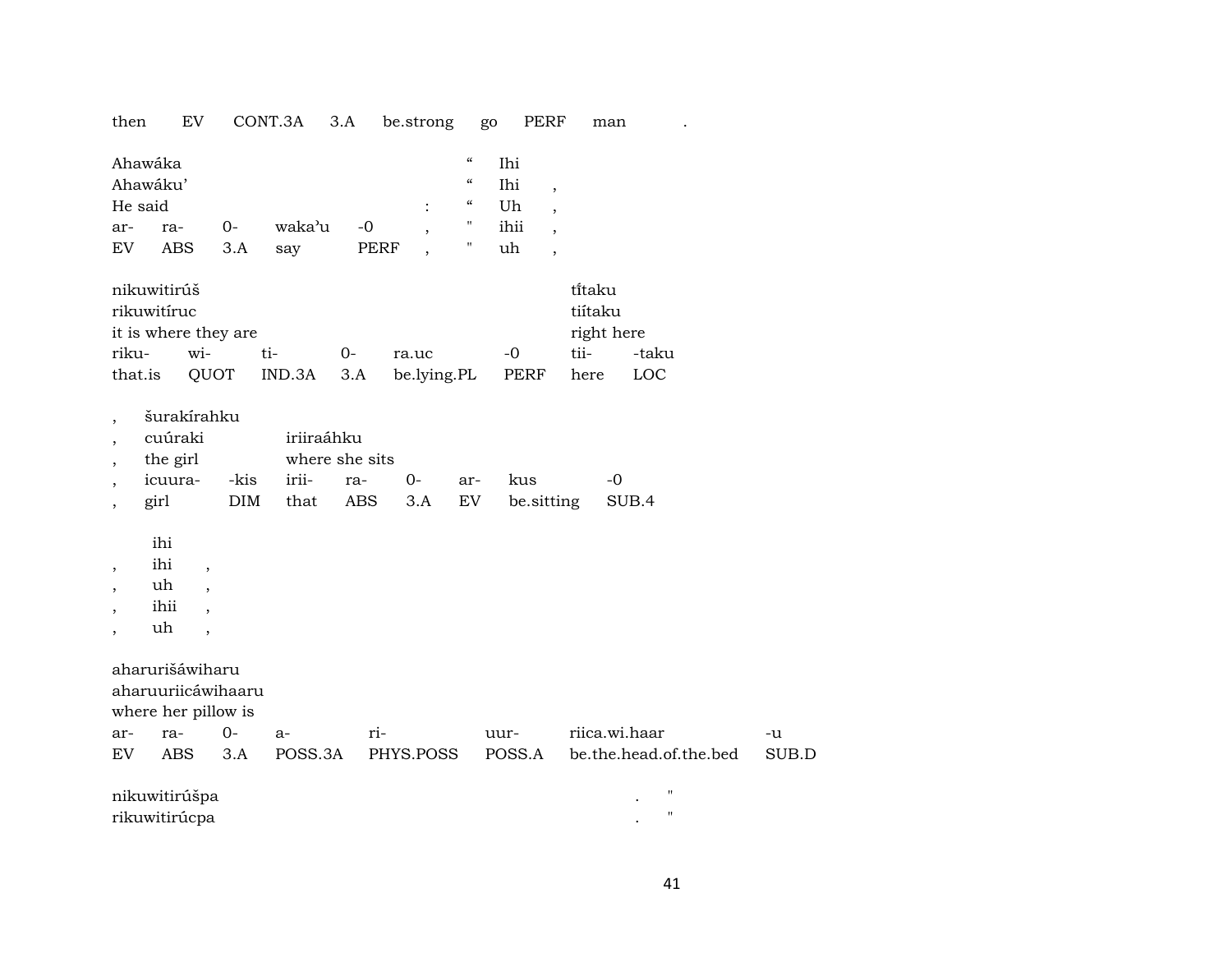then EV CONT.3A 3.A be.strong go PERF man .

| Ahawáka | | | | | “ | Ihi | |
|---|---|---|---|---|---|---|---|
| Ahawáku’ | | | | | “ | Ihi | , |
| He said | | | | : | “ | Uh | , |
| ar- | ra- | 0- | waka’u | -0 , | " | ihii | , |
| EV | ABS | 3.A | say | PERF , | " | uh | , |

| nikuwitirúš | | | | | | tī́taku | |
|---|---|---|---|---|---|---|---|
| rikuwitíruc | | | | | | tiítaku | |
| it is where they are | | | | | | right here | |
| riku- | wi- | ti- | 0- | ra.uc | -0 | tii- | -taku |
| that.is | QUOT | IND.3A | 3.A | be.lying.PL | PERF | here | LOC |

| , | šurakírahku | | | | | | | |
|---|---|---|---|---|---|---|---|---|
| , | cuúraki | | iriiraáhku | | | | | |
| , | the girl | | where she sits | | | | | |
| , | icuura- | -kis | irii- | ra- | 0- | ar- | kus | -0 |
| , | girl | DIM | that | ABS | 3.A | EV | be.sitting | SUB.4 |

| | ihi | |
|---|---|---|
| , | ihi | , |
| , | uh | , |
| , | ihii | , |
| , | uh | , |

| aharurišáwiharu | | | | | | | |
|---|---|---|---|---|---|---|---|
| aharuuriicáwihaaru | | | | | | | |
| where her pillow is | | | | | | | |
| ar- | ra- | 0- | a- | ri- | uur- | riica.wi.haar | -u |
| EV | ABS | 3.A | POSS.3A | PHYS.POSS | POSS.A | be.the.head.of.the.bed | SUB.D |

nikuwitirúšpa . "
rikuwitirúcpa . "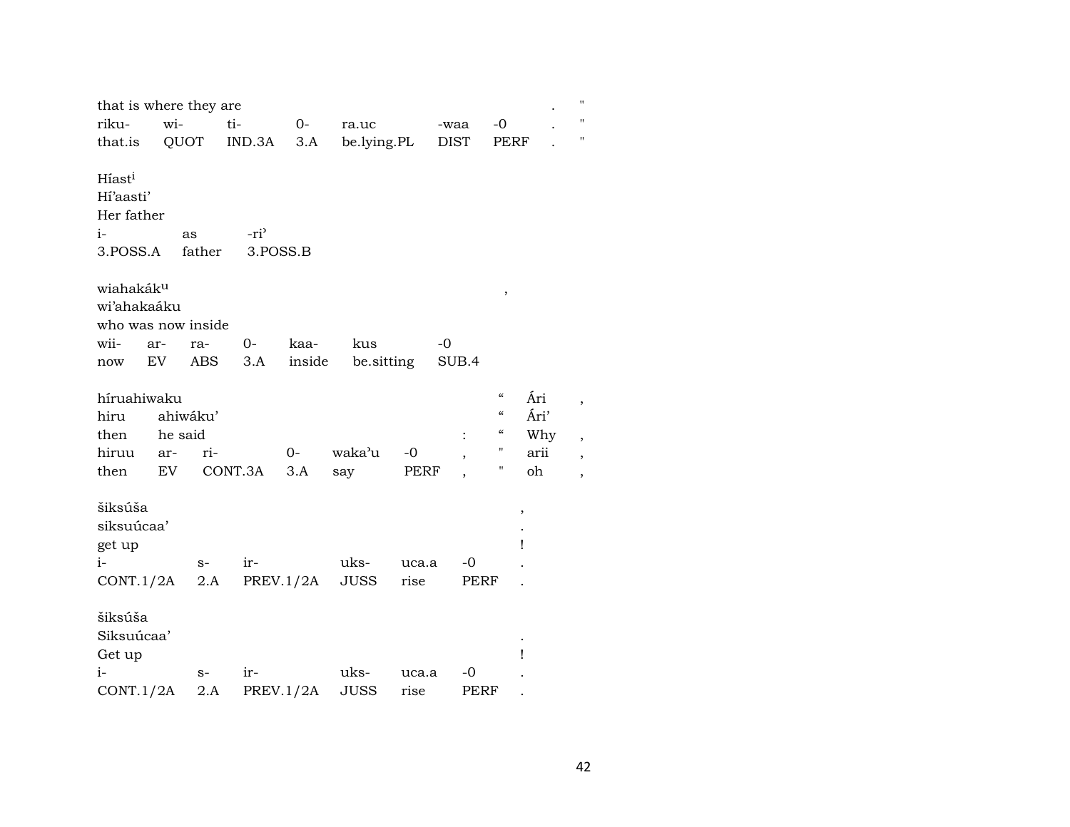that is where they are . "

| riku- | wi- | ti- | 0- | ra.uc | -waa | -0 | . | " |
|---|---|---|---|---|---|---|---|---|
| that.is | QUOT | IND.3A | 3.A | be.lying.PL | DIST | PERF | . | " |

Híast[i]
Hí'aasti'
Her father

| i- | as | -ri' |
|---|---|---|
| 3.POSS.A | father | 3.POSS.B |

wiahakák[u] ,
wi'ahakaáku
who was now inside

| wii- | ar- | ra- | 0- | kaa- | kus | -0 |
|---|---|---|---|---|---|---|
| now | EV | ABS | 3.A | inside | be.sitting | SUB.4 |

híruahiwaku " Ári ,
hiru ahiwáku' " Ári'
then he said : " Why ,

| hiruu | ar- | ri- | 0- | waka'u | -0 | , | " | arii | , |
|---|---|---|---|---|---|---|---|---|---|
| then | EV | CONT.3A | 3.A | say | PERF | , | " | oh | , |

šiksúša ,
siksuúcaa' .
get up !

| i- | s- | ir- | uks- | uca.a | -0 | . |
|---|---|---|---|---|---|---|
| CONT.1/2A | 2.A | PREV.1/2A | JUSS | rise | PERF | . |

šiksúša
Siksuúcaa' .
Get up !

| i- | s- | ir- | uks- | uca.a | -0 | . |
|---|---|---|---|---|---|---|
| CONT.1/2A | 2.A | PREV.1/2A | JUSS | rise | PERF | . |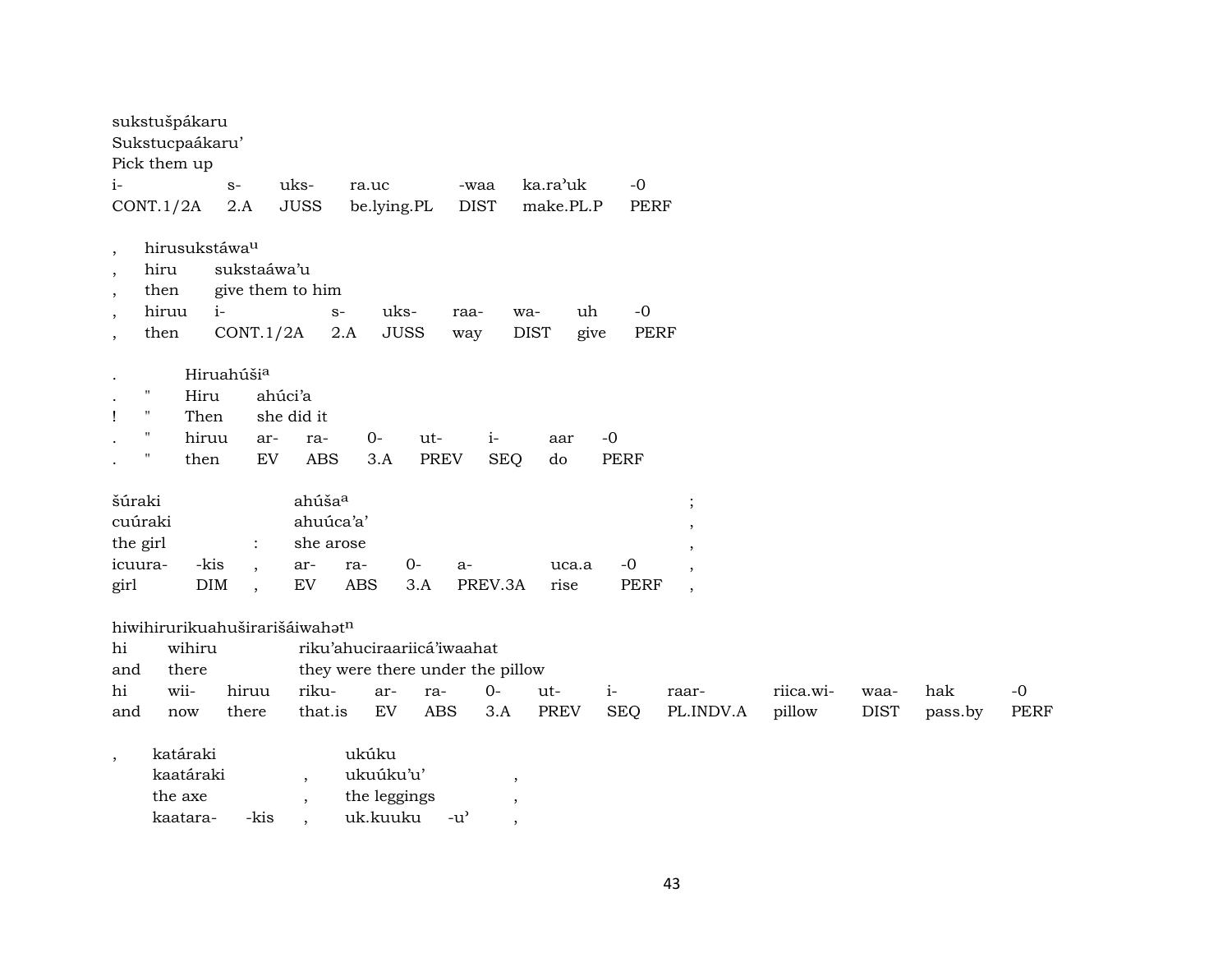sukstušpákaru
Sukstucpaákaru'
Pick them up

| i- | s- | uks- | ra.uc | -waa | ka.ra'uk | -0 |
|---|---|---|---|---|---|---|
| CONT.1/2A | 2.A | JUSS | be.lying.PL | DIST | make.PL.P | PERF |

, hirusukstáwa^u
, hiru sukstaáwa'u
, then give them to him

| , | hiruu | i- | s- | uks- | raa- | wa- | uh | -0 |
|---|---|---|---|---|---|---|---|---|
| , | then | CONT.1/2A | 2.A | JUSS | way | DIST | give | PERF |

. Hiruahúši^a
. " Hiru ahúci'a
! " Then she did it

| . | " | hiruu | ar- | ra- | 0- | ut- | i- | aar | -0 |
|---|---|---|---|---|---|---|---|---|---|
| . | " | then | EV | ABS | 3.A | PREV | SEQ | do | PERF |

šúraki ahúša^a ;
cuúraki ahuúca'a' ,
the girl : she arose ,

| icuura- | -kis | , | ar- | ra- | 0- | a- | uca.a | -0 | , |
|---|---|---|---|---|---|---|---|---|---|
| girl | DIM | , | EV | ABS | 3.A | PREV.3A | rise | PERF | , |

hiwihirurikuahuširarišáiwahət^n
hi wihiru riku'ahuciraariicá'iwaahat
and there they were there under the pillow

| hi | wii- | hiruu | riku- | ar- | ra- | 0- | ut- | i- | raar- | riica.wi- | waa- | hak | -0 |
|---|---|---|---|---|---|---|---|---|---|---|---|---|---|
| and | now | there | that.is | EV | ABS | 3.A | PREV | SEQ | PL.INDV.A | pillow | DIST | pass.by | PERF |

, katáraki ukúku
kaatáraki , ukuúku'u' ,
the axe , the leggings ,

| kaatara- | -kis | , | uk.kuuku | -u' | , |
|---|---|---|---|---|---|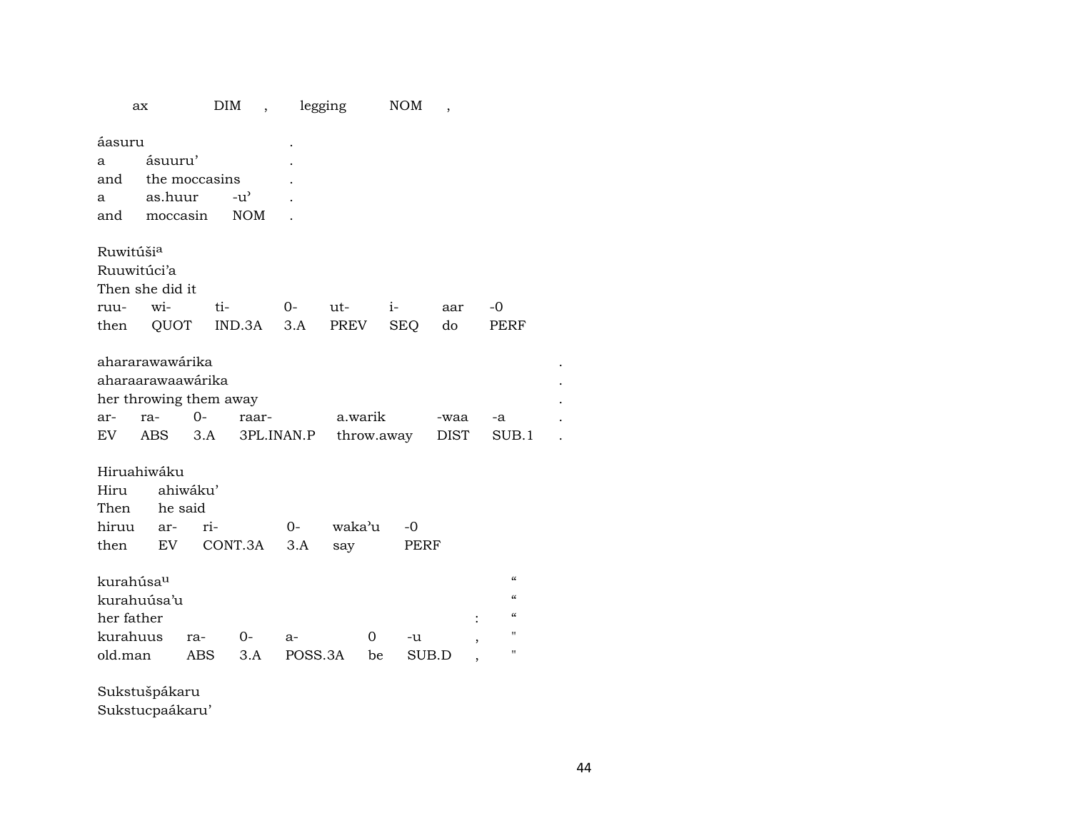| ax | DIM | , | legging | NOM | , |
|---|---|---|---|---|---|

áasuru .
a ásuuru' .
and the moccasins .

| a | as.huur | -u' | . |
|---|---|---|---|
| and | moccasin | NOM | . |

Ruwitúši[a]
Ruuwitúci'a
Then she did it

| ruu- | wi- | ti- | 0- | ut- | i- | aar | -0 |
|---|---|---|---|---|---|---|---|
| then | QUOT | IND.3A | 3.A | PREV | SEQ | do | PERF |

ahararawawárika .
aharaarawaawárika .
her throwing them away .

| ar- | ra- | 0- | raar- | a.warik | -waa | -a | . |
|---|---|---|---|---|---|---|---|
| EV | ABS | 3.A | 3PL.INAN.P | throw.away | DIST | SUB.1 | . |

Hiruahiwáku
Hiru ahiwáku'
Then he said

| hiruu | ar- | ri- | 0- | waka'u | -0 |
|---|---|---|---|---|---|
| then | EV | CONT.3A | 3.A | say | PERF |

kurahúsa[u] "
kurahuúsa'u "
her father : "

| kurahuus | ra- | 0- | a- | 0 | -u | , | " |
|---|---|---|---|---|---|---|---|
| old.man | ABS | 3.A | POSS.3A | be | SUB.D | , | " |

Sukstušpákaru
Sukstucpaákaru'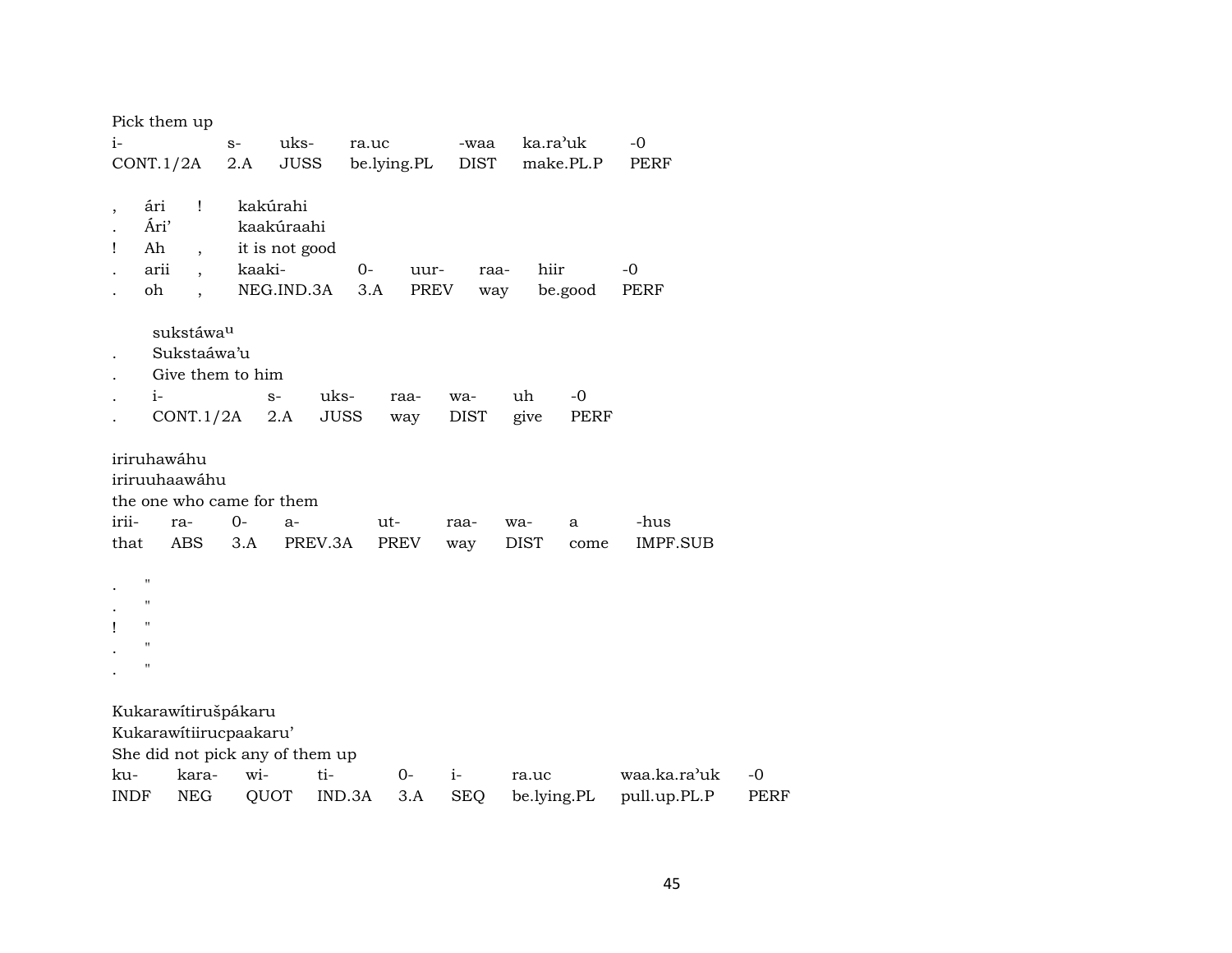Pick them up

| i- | s- | uks- | ra.uc | -waa | ka.ra'uk | -0 |
|---|---|---|---|---|---|---|
| CONT.1/2A | 2.A | JUSS | be.lying.PL | DIST | make.PL.P | PERF |

| , | ári | ! | kakúrahi | | | | |
|---|---|---|---|---|---|---|---|
| . | Ári' | | kaakúraahi | | | | |
| ! | Ah | , | it is not good | | | | |
| . | arii | , | kaaki- | 0- | uur- | raa- | hiir | -0 |
| . | oh | , | NEG.IND.3A | 3.A | PREV | way | be.good | PERF |

sukstáwa^u

| | | | | | | |
|---|---|---|---|---|---|---|
| . | Sukstaáwa'u | | | | | |
| . | Give them to him | | | | | |
| . | i- | s- | uks- | raa- | wa- | uh | -0 |
| . | CONT.1/2A | 2.A | JUSS | way | DIST | give | PERF |

iriruhawáhu
iriruuhaawáhu
the one who came for them

| irii- | ra- | 0- | a- | ut- | raa- | wa- | a | -hus |
|---|---|---|---|---|---|---|---|---|
| that | ABS | 3.A | PREV.3A | PREV | way | DIST | come | IMPF.SUB |

. "
. "
! "
. "
. "

Kukarawítirušpákaru
Kukarawítiirucpaakaru'
She did not pick any of them up

| ku- | kara- | wi- | ti- | 0- | i- | ra.uc | waa.ka.ra'uk | -0 |
|---|---|---|---|---|---|---|---|---|
| INDF | NEG | QUOT | IND.3A | 3.A | SEQ | be.lying.PL | pull.up.PL.P | PERF |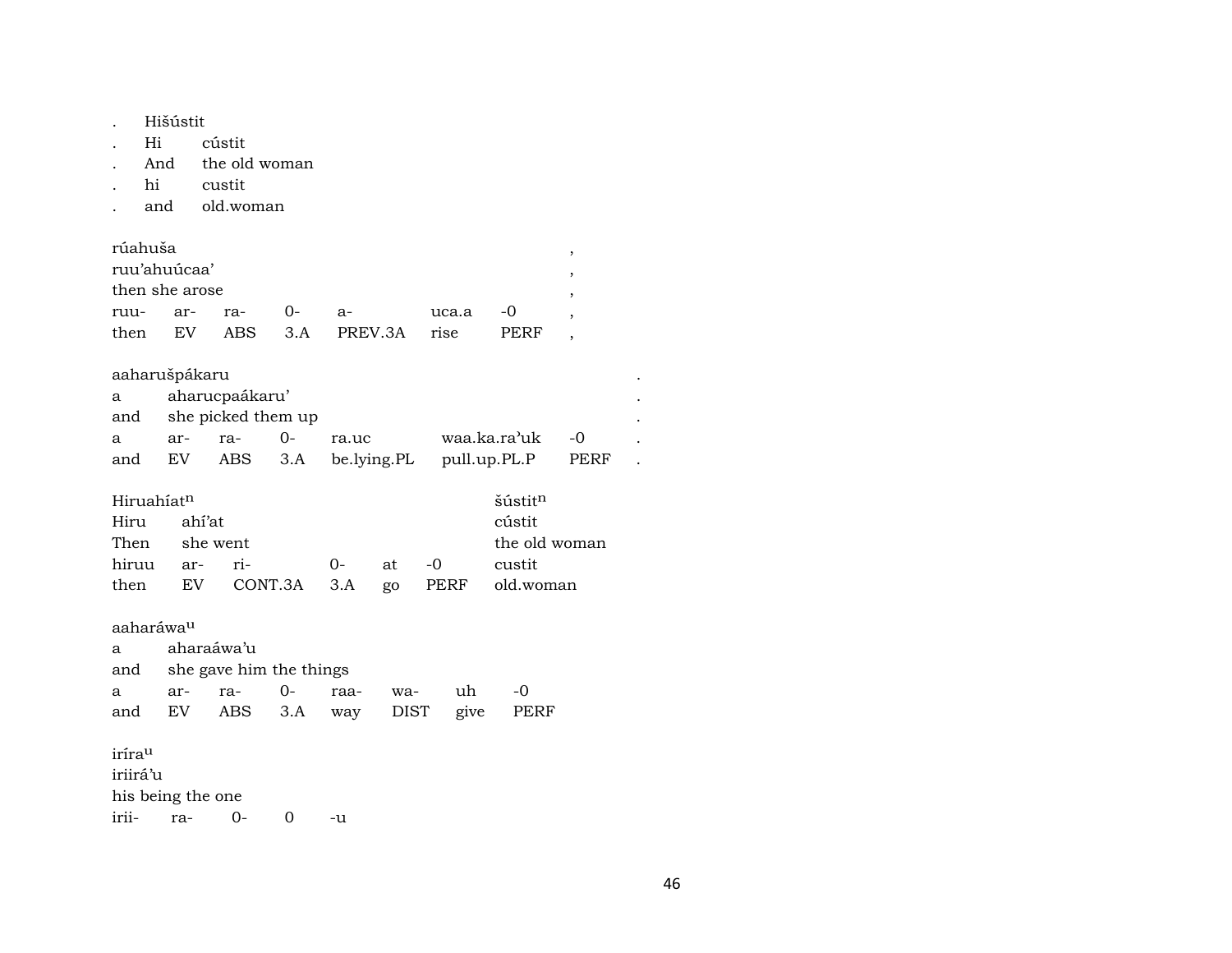| . | Hišústit | |
|---|---|---|
| . | Hi | cústit |
| . | And | the old woman |
| . | hi | custit |
| . | and | old.woman |

| rúahuša | | | | | | | , |
|---|---|---|---|---|---|---|---|
| ruu'ahuúcaa' | | | | | | | , |
| then she arose | | | | | | | , |
| ruu- | ar- | ra- | 0- | a- | uca.a | -0 | , |
| then | EV | ABS | 3.A | PREV.3A | rise | PERF | , |

| aaharušpákaru | | | | | | | . |
|---|---|---|---|---|---|---|---|
| a | aharucpaákaru' | | | | | | . |
| and | she picked them up | | | | | | . |
| a | ar- | ra- | 0- | ra.uc | waa.ka.ra'uk | -0 | . |
| and | EV | ABS | 3.A | be.lying.PL | pull.up.PL.P | PERF | . |

| Hiruahíat[n] | | | | | | šústit[n] |
|---|---|---|---|---|---|---|
| Hiru | ahí'at | | | | | cústit |
| Then | she went | | | | | the old woman |
| hiruu | ar- | ri- | 0- | at | -0 | custit |
| then | EV | CONT.3A | 3.A | go | PERF | old.woman |

| aaharáwa[u] | | | | | | | |
|---|---|---|---|---|---|---|---|
| a | aharaáwa'u | | | | | | |
| and | she gave him the things | | | | | | |
| a | ar- | ra- | 0- | raa- | wa- | uh | -0 |
| and | EV | ABS | 3.A | way | DIST | give | PERF |

| iríra[u] | | | | |
|---|---|---|---|---|
| iriirá'u | | | | |
| his being the one | | | | |
| irii- | ra- | 0- | 0 | -u |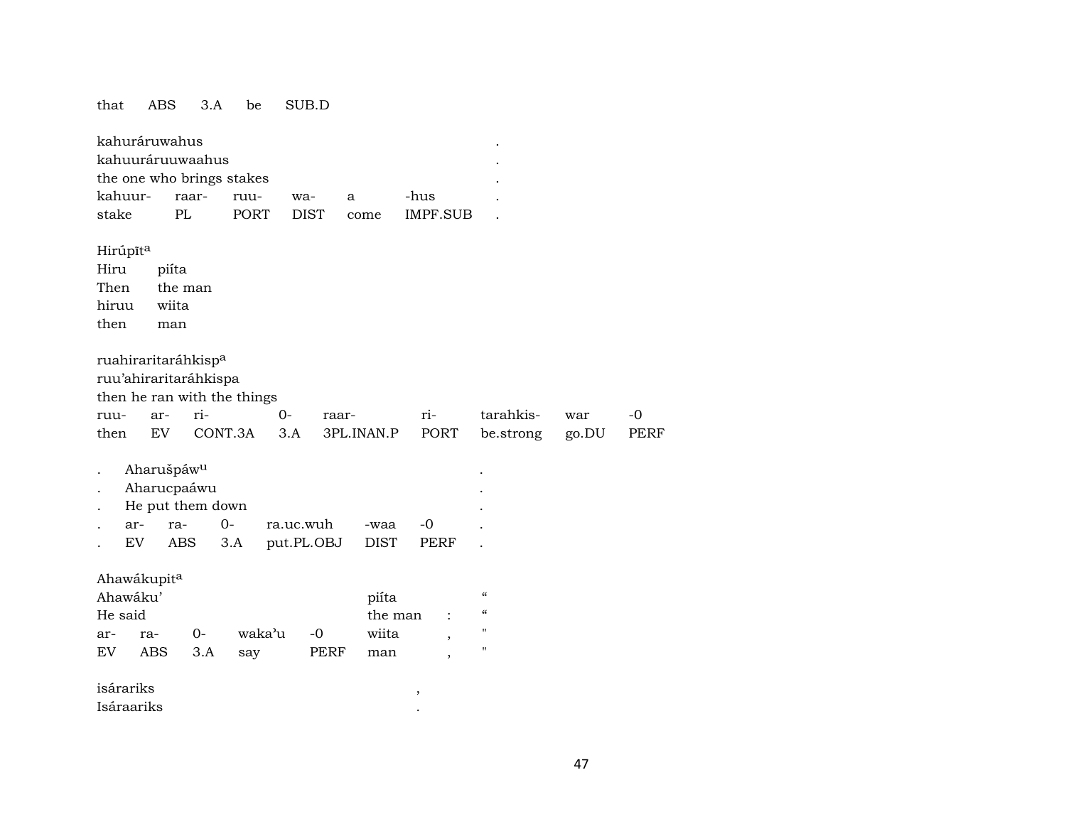that ABS 3.A be SUB.D

| kahuráruwahus | | | | | | . |
|---|---|---|---|---|---|---|
| kahuuráruuwaahus | | | | | | . |
| the one who brings stakes | | | | | | . |
| kahuur- | raar- | ruu- | wa- | a | -hus | . |
| stake | PL | PORT | DIST | come | IMPF.SUB | . |

| Hirúpīt[a] | |
|---|---|
| Hiru | piíta |
| Then | the man |
| hiruu | wiita |
| then | man |

| ruahiraritaráhkisp[a] | | | | | | | | |
|---|---|---|---|---|---|---|---|---|
| ruu'ahiraritaráhkispa | | | | | | | | |
| then he ran with the things | | | | | | | | |
| ruu- | ar- | ri- | 0- | raar- | ri- | tarahkis- | war | -0 |
| then | EV | CONT.3A | 3.A | 3PL.INAN.P | PORT | be.strong | go.DU | PERF |

| . | Aharušpáw[u] | | | | | | . |
|---|---|---|---|---|---|---|---|
| . | Aharucpaáwu | | | | | | . |
| . | He put them down | | | | | | . |
| . | ar- | ra- | 0- | ra.uc.wuh | -waa | -0 | . |
| . | EV | ABS | 3.A | put.PL.OBJ | DIST | PERF | . |

| Ahawákupit[a] | | | | | | | |
|---|---|---|---|---|---|---|---|
| Ahawáku' | | | | | piíta | | " |
| He said | | | | | the man | : | " |
| ar- | ra- | 0- | waka'u | -0 | wiita | , | " |
| EV | ABS | 3.A | say | PERF | man | , | " |

| isárariks | , |
|---|---|
| Isáraariks | . |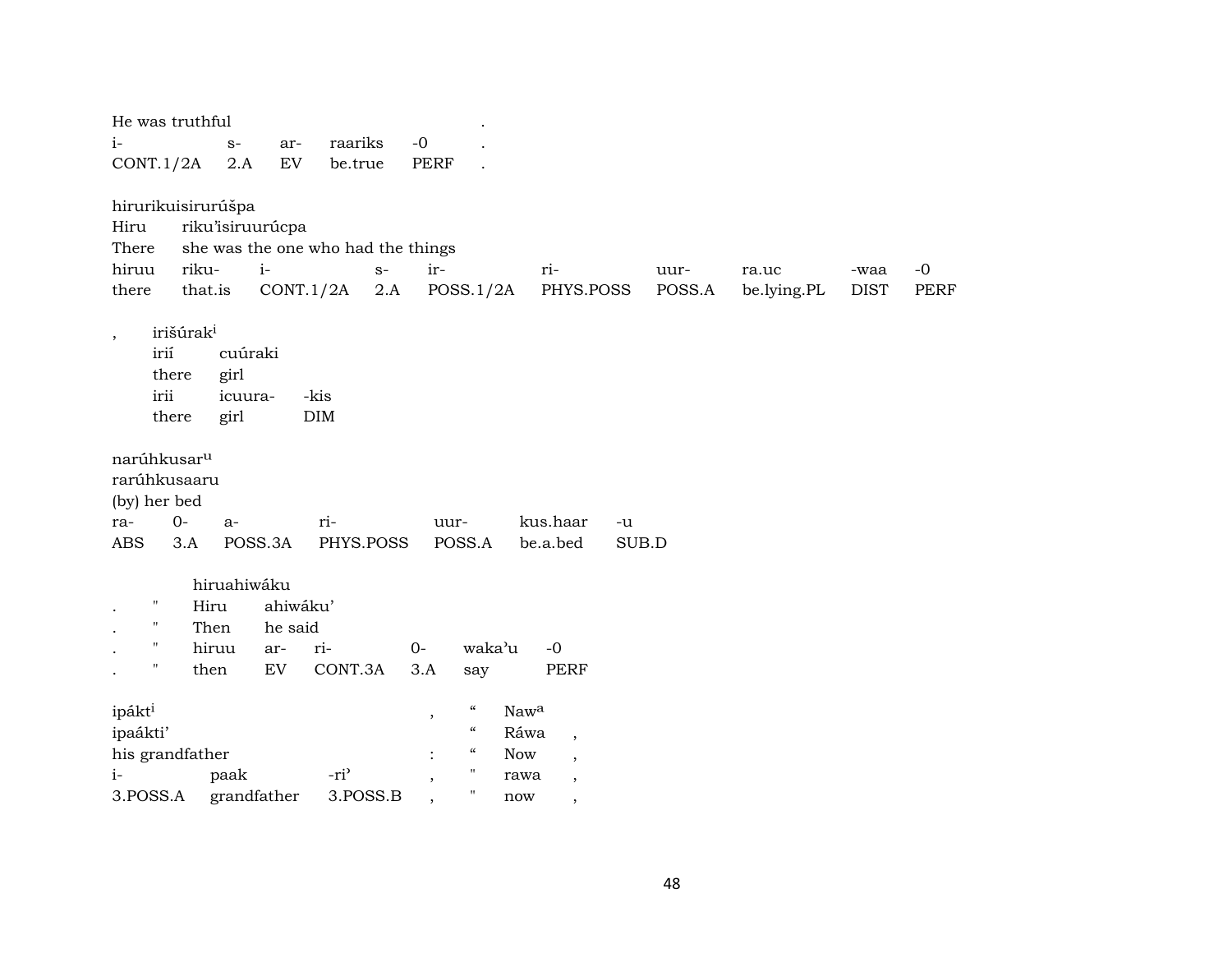He was truthful .

| i- | s- | ar- | raariks | -0 | . |
|---|---|---|---|---|---|
| CONT.1/2A | 2.A | EV | be.true | PERF | . |

hirurikuisirurúšpa

Hiru riku'isiruurúcpa

There she was the one who had the things

| hiruu | riku- | i- | s- | ir- | ri- | uur- | ra.uc | -waa | -0 |
|---|---|---|---|---|---|---|---|---|---|
| there | that.is | CONT.1/2A | 2.A | POSS.1/2A | PHYS.POSS | POSS.A | be.lying.PL | DIST | PERF |

, irišúrak[i]

irií cuúraki

there girl

| irii | icuura- | -kis |
|---|---|---|
| there | girl | DIM |

narúhkusar[u]

rarúhkusaaru

(by) her bed

| ra- | 0- | a- | ri- | uur- | kus.haar | -u |
|---|---|---|---|---|---|---|
| ABS | 3.A | POSS.3A | PHYS.POSS | POSS.A | be.a.bed | SUB.D |

hiruahiwáku

. " Hiru ahiwáku'

. " Then he said

| . | " | hiruu | ar- | ri- | 0- | waka'u | -0 |
|---|---|---|---|---|---|---|---|
| . | " | then | EV | CONT.3A | 3.A | say | PERF |

ipákt[i] , " Naw[a]

ipaákti' " Ráwa ,

his grandfather : " Now ,

| i- | paak | -ri' | , | " | rawa | , |
|---|---|---|---|---|---|---|
| 3.POSS.A | grandfather | 3.POSS.B | , | " | now | , |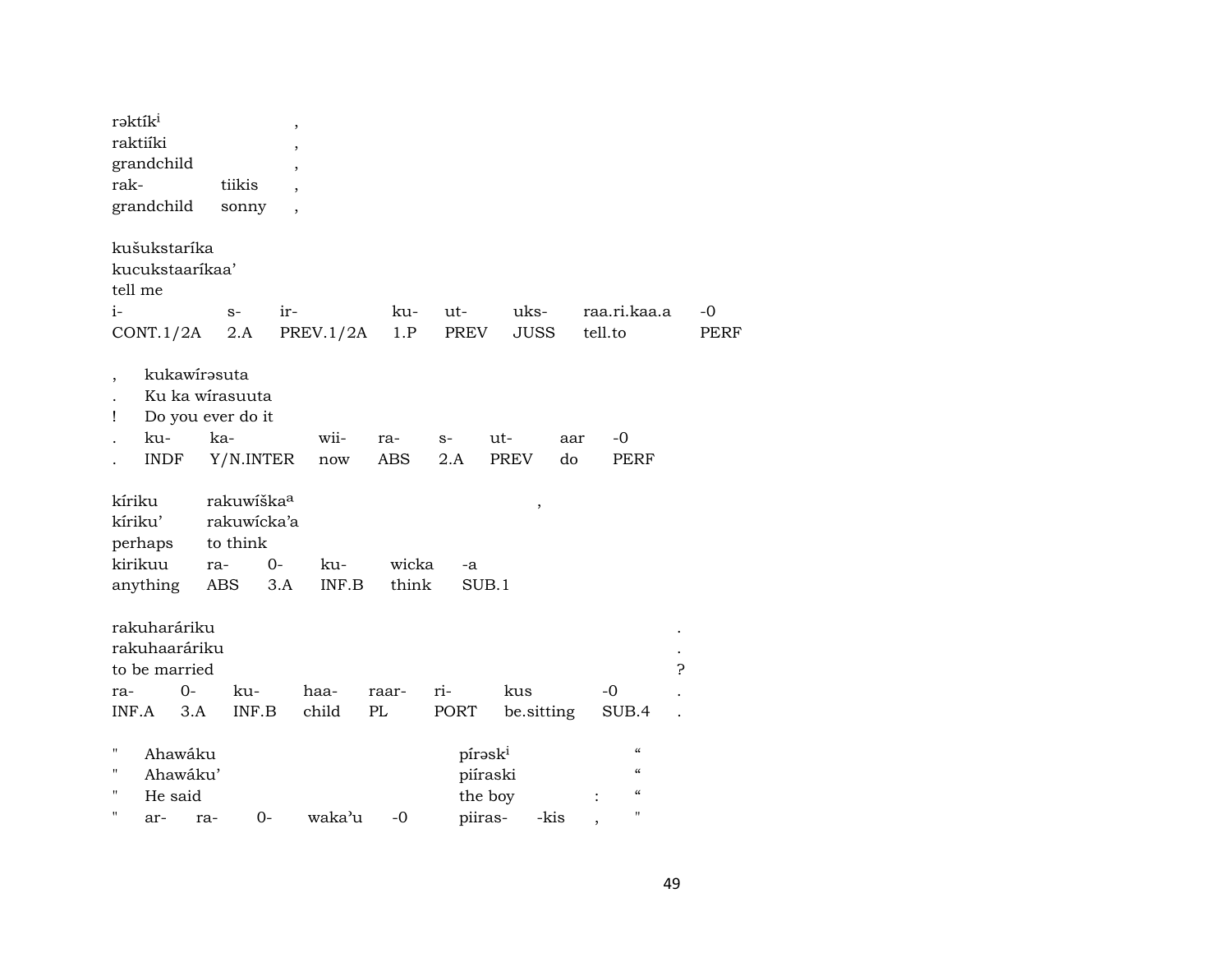| rəktík[i] | | , |
|---|---|---|
| raktiíki | | , |
| grandchild | | , |
| rak- | tiikis | , |
| grandchild | sonny | , |

| kušukstaríka | | | | | | | | |
|---|---|---|---|---|---|---|---|---|
| kucukstaaríkaa' | | | | | | | | |
| tell me | | | | | | | | |
| i- | s- | ir- | ku- | ut- | uks- | raa.ri.kaa.a | -0 | |
| CONT.1/2A | 2.A | PREV.1/2A | 1.P | PREV | JUSS | tell.to | PERF | |

| , | kukawírəsuta | | | | | | |
|---|---|---|---|---|---|---|---|
| . | Ku ka wírasuuta | | | | | | |
| ! | Do you ever do it | | | | | | |
| . | ku- | ka- | wii- | ra- | s- | ut- | aar | -0 |
| . | INDF | Y/N.INTER | now | ABS | 2.A | PREV | do | PERF |

| kíriku | rakuwíška[a] | | | | , |
|---|---|---|---|---|---|
| kíriku' | rakuwícka'a | | | | |
| perhaps | to think | | | | |
| kirikuu | ra- | 0- | ku- | wicka | -a |
| anything | ABS | 3.A | INF.B | think | SUB.1 |

| rakuharáriku | | | | | | | | . |
|---|---|---|---|---|---|---|---|---|
| rakuhaaráriku | | | | | | | | . |
| to be married | | | | | | | | ? |
| ra- | 0- | ku- | haa- | raar- | ri- | kus | -0 | . |
| INF.A | 3.A | INF.B | child | PL | PORT | be.sitting | SUB.4 | . |

| " | Ahawáku | | | | | píṛsk[i] | | | “ |
|---|---|---|---|---|---|---|---|---|---|
| " | Ahawáku' | | | | | piíraski | | | “ |
| " | He said | | | | | the boy | | : | “ |
| " | ar- | ra- | 0- | waka'u | -0 | piiras- | -kis | , | " |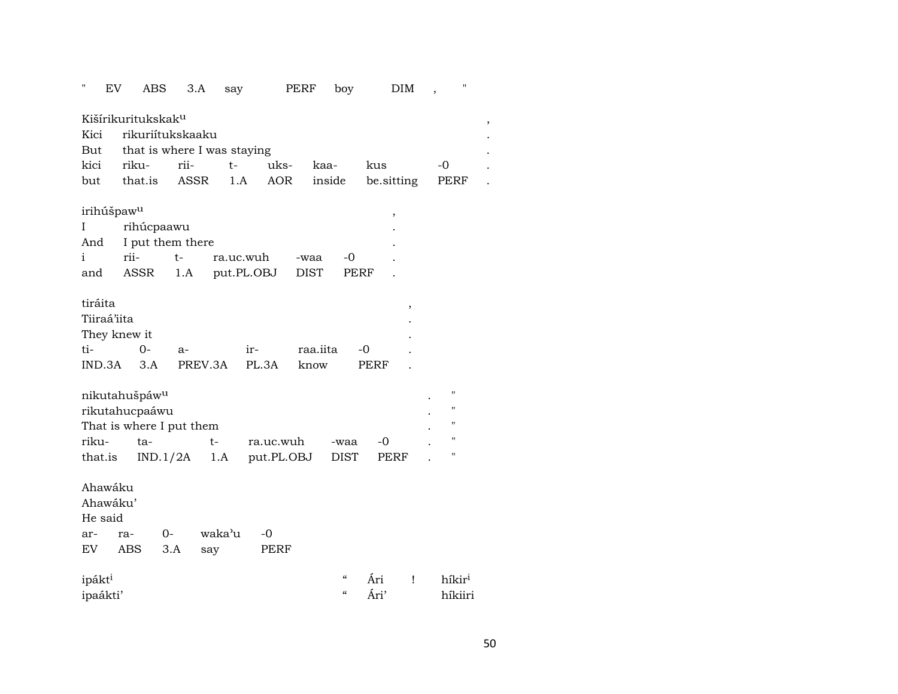" EV ABS 3.A say PERF boy DIM , "

Kišírikuritukskak^u ,
Kici rikuriítukskaaku .
But that is where I was staying .

| kici | riku- | rii- | t- | uks- | kaa- | kus | -0 | . |
|---|---|---|---|---|---|---|---|---|
| but | that.is | ASSR | 1.A | AOR | inside | be.sitting | PERF | . |

irihúšpaw^u ,
I rihúcpaawu .
And I put them there .

| i | rii- | t- | ra.uc.wuh | -waa | -0 | . |
|---|---|---|---|---|---|---|
| and | ASSR | 1.A | put.PL.OBJ | DIST | PERF | . |

tiráita ,
Tiiraá'iita .
They knew it .

| ti- | 0- | a- | ir- | raa.iita | -0 | . |
|---|---|---|---|---|---|---|
| IND.3A | 3.A | PREV.3A | PL.3A | know | PERF | . |

nikutahušpáw^u . "
rikutahucpaáwu . "
That is where I put them . "

| riku- | ta- | t- | ra.uc.wuh | -waa | -0 | . | " |
|---|---|---|---|---|---|---|---|
| that.is | IND.1/2A | 1.A | put.PL.OBJ | DIST | PERF | . | " |

Ahawáku
Ahawáku'
He said

| ar- | ra- | 0- | waka'u | -0 |
|---|---|---|---|---|
| EV | ABS | 3.A | say | PERF |

ipákt^i " Ári ! híkir^i
ipaákti' " Ári' híkiiri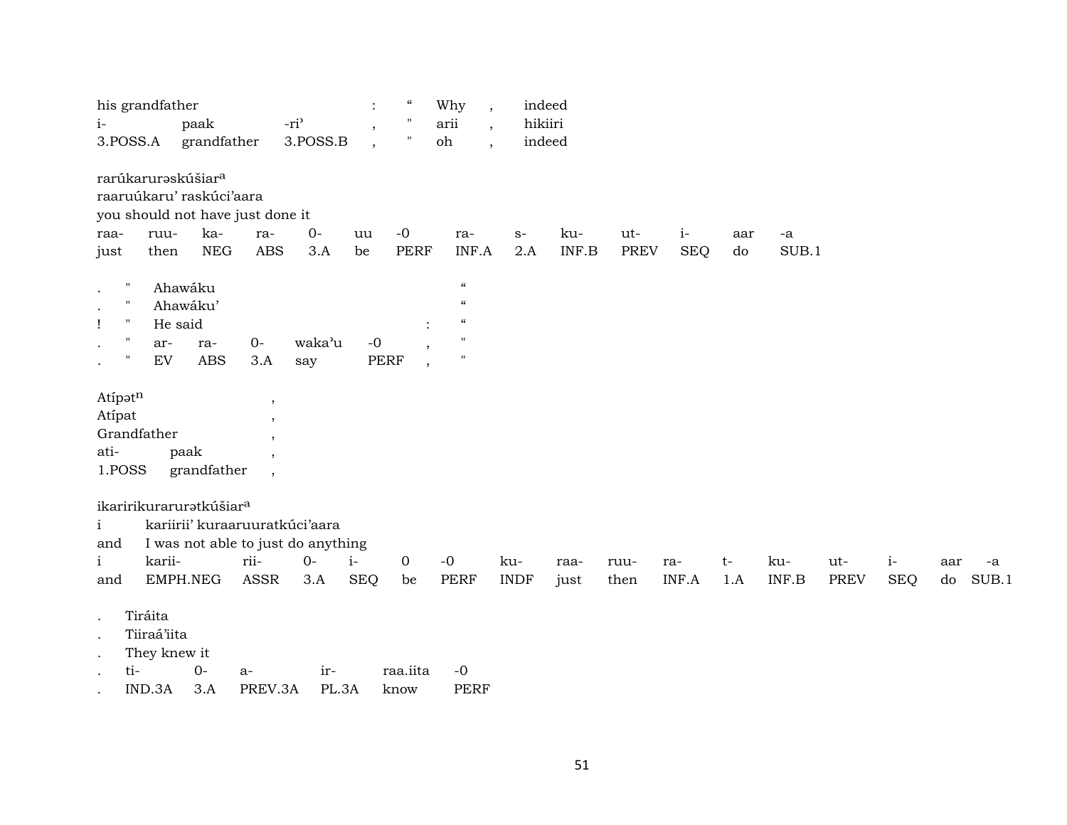his grandfather : " Why , indeed
i- paak -riʾ , " arii , hikiiri
3.POSS.A grandfather 3.POSS.B , " oh , indeed

rarúkaruraskúšiar[a]
raaruúkaruʾ raskúciʾaara
you should not have just done it

| raa- | ruu- | ka- | ra- | 0- | uu | -0 | ra- | s- | ku- | ut- | i- | aar | -a |
|---|---|---|---|---|---|---|---|---|---|---|---|---|---|
| just | then | NEG | ABS | 3.A | be | PERF | INF.A | 2.A | INF.B | PREV | SEQ | do | SUB.1 |

. " Ahawáku "
. " Ahawákuʾ "
! " He said : "

| . | " | ar- | ra- | 0- | wakaʾu | -0 | , | " |
|---|---|---|---|---|---|---|---|---|
| . | " | EV | ABS | 3.A | say | PERF | , | " |

Atípat[n] ,
Atípat ,
Grandfather ,

| ati- | paak | , |
|---|---|---|
| 1.POSS | grandfather | , |

ikaririkuraruratkúšiar[a]
i kariiriiʾ kuraaruuratkúciʾaara
and I was not able to just do anything

| i | karii- | rii- | 0- | i- | 0 | -0 | ku- | raa- | ruu- | ra- | t- | ku- | ut- | i- | aar | -a |
|---|---|---|---|---|---|---|---|---|---|---|---|---|---|---|---|---|
| and | EMPH.NEG | ASSR | 3.A | SEQ | be | PERF | INDF | just | then | INF.A | 1.A | INF.B | PREV | SEQ | do | SUB.1 |

. Tiráita
. Tiiraáʾiita
. They knew it

| . | ti- | 0- | a- | ir- | raa.iita | -0 |
|---|---|---|---|---|---|---|
| . | IND.3A | 3.A | PREV.3A | PL.3A | know | PERF |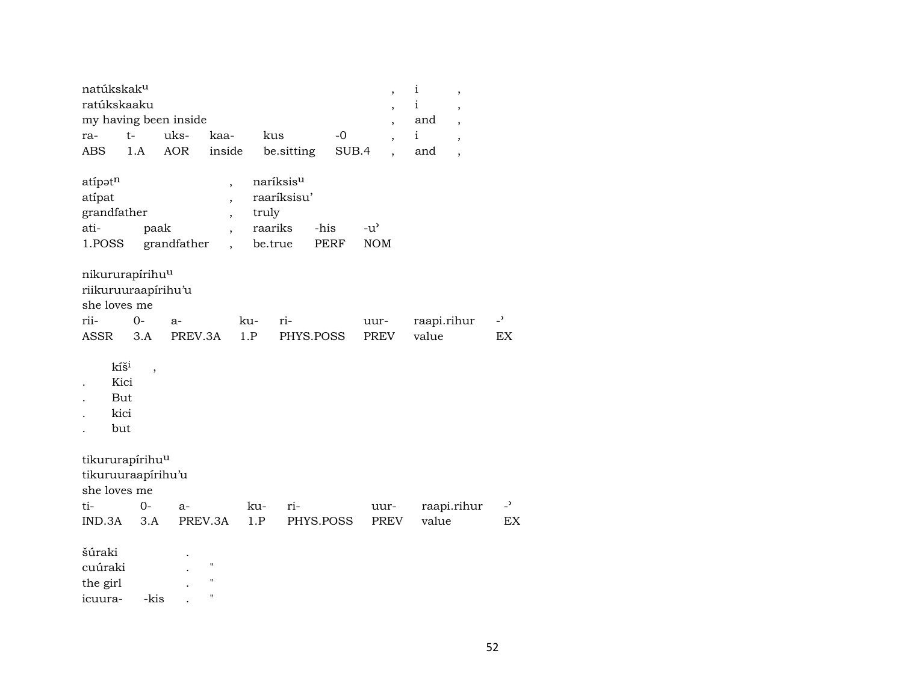natúkskak<sup>u</sup> , i ,
ratúkskaaku , i ,
my having been inside , and ,

| ra- | t- | uks- | kaa- | kus | -0 | , | i | , |
|---|---|---|---|---|---|---|---|---|
| ABS | 1.A | AOR | inside | be.sitting | SUB.4 | , | and | , |

atípət<sup>n</sup> , naríksis<sup>u</sup>
atípat , raaríksisu'
grandfather , truly

| ati- | paak | , | raariks | -his | -u' |
|---|---|---|---|---|---|
| 1.POSS | grandfather | , | be.true | PERF | NOM |

nikururapírihu<sup>u</sup>
riikuruuraapírihu'u
she loves me

| rii- | 0- | a- | ku- | ri- | uur- | raapi.rihur | -' |
|---|---|---|---|---|---|---|---|
| ASSR | 3.A | PREV.3A | 1.P | PHYS.POSS | PREV | value | EX |

kíš<sup>i</sup> ,
. Kici
. But
. kici
. but

tikururapírihu<sup>u</sup>
tikuruuraapírihu'u
she loves me

| ti- | 0- | a- | ku- | ri- | uur- | raapi.rihur | -' |
|---|---|---|---|---|---|---|---|
| IND.3A | 3.A | PREV.3A | 1.P | PHYS.POSS | PREV | value | EX |

šúraki .
cuúraki . "
the girl . "

| icuura- | -kis | . | " |
|---|---|---|---|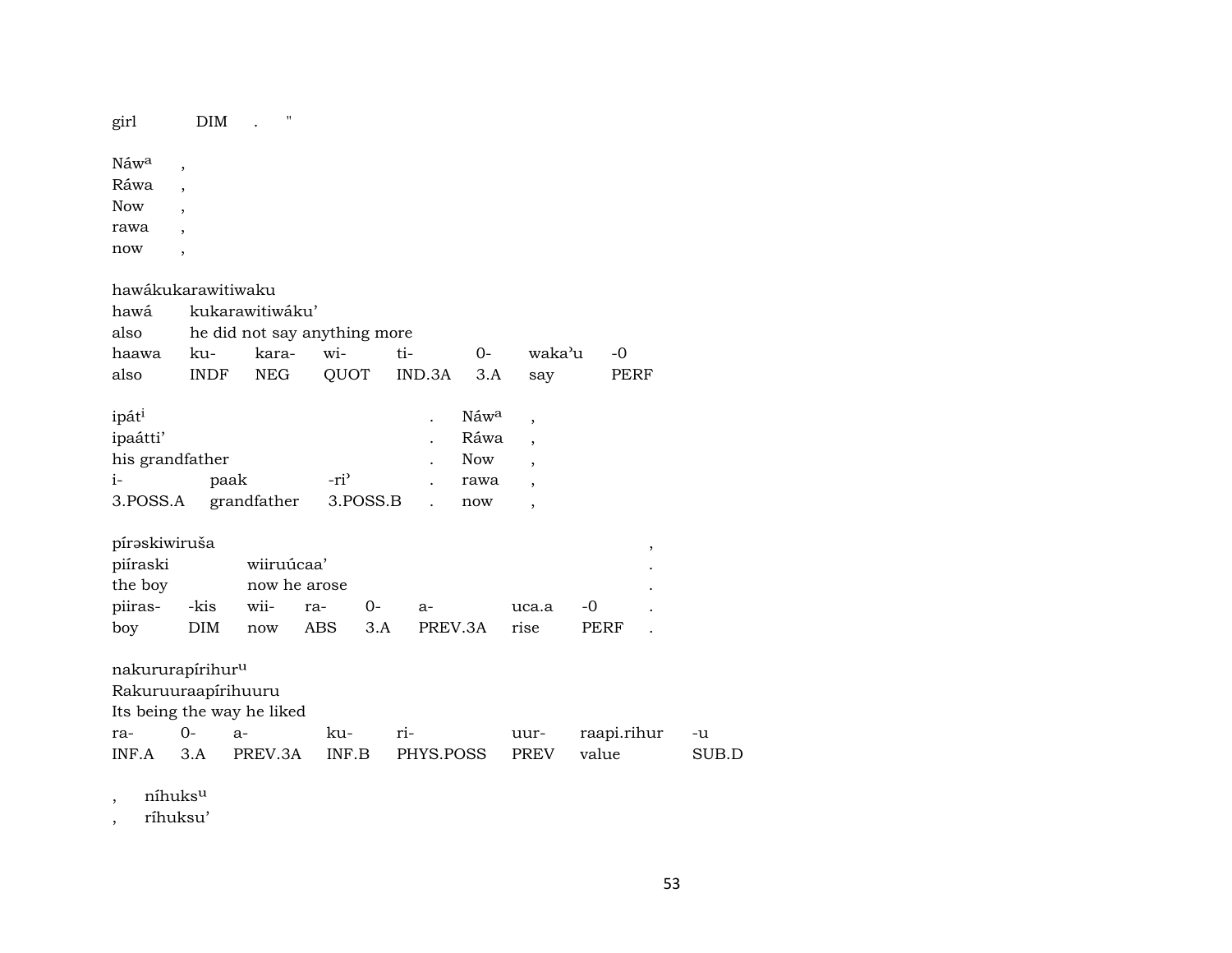girl DIM . "

Náwa ,
Ráwa ,
Now ,
rawa ,
now ,

hawákukarawitiwaku
hawá kukarawitiwáku'
also he did not say anything more

| haawa | ku- | kara- | wi- | ti- | 0- | waka'u | -0 |
|---|---|---|---|---|---|---|---|
| also | INDF | NEG | QUOT | IND.3A | 3.A | say | PERF |

ipáti . Náwa ,
ipaátti' . Ráwa ,
his grandfather . Now ,

| i- | paak | -ri' | . | rawa | , |
|---|---|---|---|---|---|
| 3.POSS.A | grandfather | 3.POSS.B | . | now | , |

pírəskiwiruša ,
piíraski wiiruúcaa' .
the boy now he arose .

| piiras- | -kis | wii- | ra- | 0- | a- | uca.a | -0 | . |
|---|---|---|---|---|---|---|---|---|
| boy | DIM | now | ABS | 3.A | PREV.3A | rise | PERF | . |

nakururapírihuru
Rakuruuraapírihuuru
Its being the way he liked

| ra- | 0- | a- | ku- | ri- | uur- | raapi.rihur | -u |
|---|---|---|---|---|---|---|---|
| INF.A | 3.A | PREV.3A | INF.B | PHYS.POSS | PREV | value | SUB.D |

, níhuksu
, ríhuksu'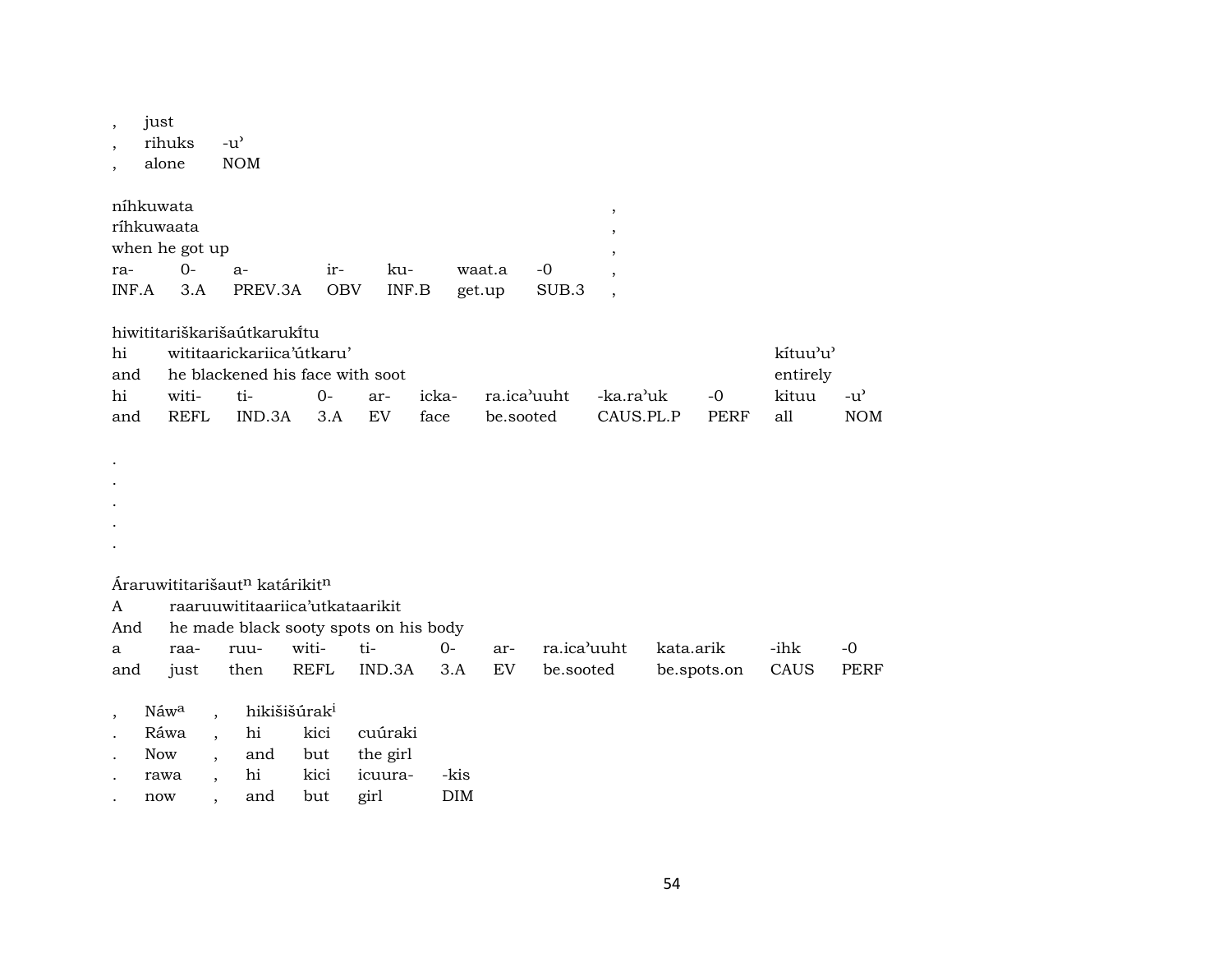| , | just | |
|---|---|---|
| , | rihuks | -u’ |
| , | alone | NOM |

| níhkuwata | | | | | | | , |
|---|---|---|---|---|---|---|---|
| ríhkuwaata | | | | | | | , |
| when he got up | | | | | | | , |
| ra- | 0- | a- | ir- | ku- | waat.a | -0 | , |
| INF.A | 3.A | PREV.3A | OBV | INF.B | get.up | SUB.3 | , |

| hiwititariškarišaútkarukı̃tu | | | | | | | | | | |
|---|---|---|---|---|---|---|---|---|---|---|
| hi | wititaarickariica’útkaru’ | | | | | | | | kítuu’u’ | |
| and | he blackened his face with soot | | | | | | | | entirely | |
| hi | witi- | ti- | 0- | ar- | icka- | ra.ica’uuht | -ka.ra’uk | -0 | kituu | -u’ |
| and | REFL | IND.3A | 3.A | EV | face | be.sooted | CAUS.PL.P | PERF | all | NOM |

.
.
.
.
.

| Áraruwititarišaut[n] katárikit[n] | | | | | | | | | | |
|---|---|---|---|---|---|---|---|---|---|---|
| A | raaruuwititaariica’utkataarikit | | | | | | | | | |
| And | he made black sooty spots on his body | | | | | | | | | |
| a | raa- | ruu- | witi- | ti- | 0- | ar- | ra.ica’uuht | kata.arik | -ihk | -0 |
| and | just | then | REFL | IND.3A | 3.A | EV | be.sooted | be.spots.on | CAUS | PERF |

| , | Náw[a] | , | hikišišúrak[i] | | | |
|---|---|---|---|---|---|---|
| . | Ráwa | , | hi | kici | cuúraki | |
| . | Now | , | and | but | the girl | |
| . | rawa | , | hi | kici | icuura- | -kis |
| . | now | , | and | but | girl | DIM |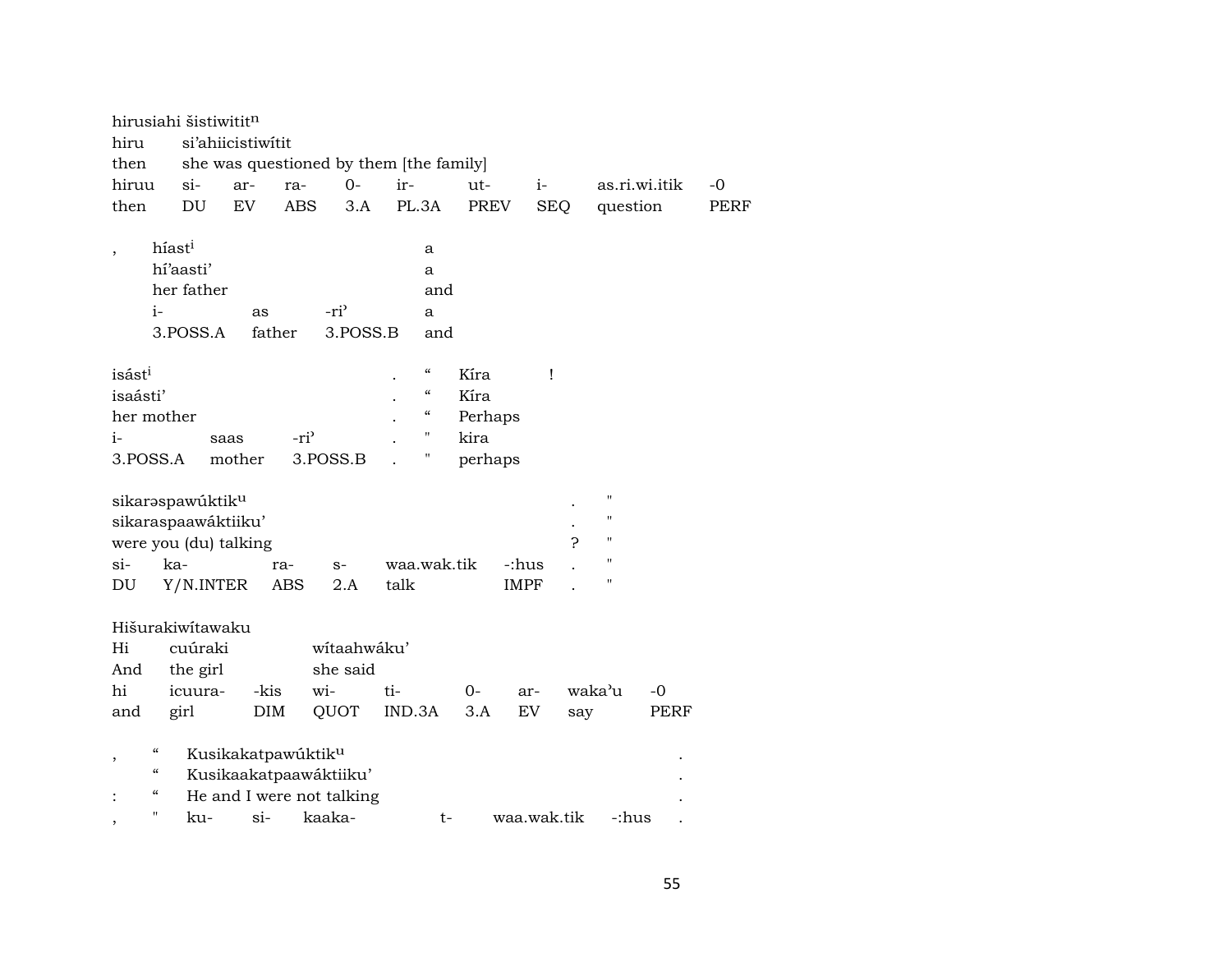| hirusiahi šistiwitit[n] | | | | | | | | | |
|---|---|---|---|---|---|---|---|---|---|
| hiru | si'ahiicistiwítit | | | | | | | | |
| then | she was questioned by them [the family] | | | | | | | | |
| hiruu | si- | ar- | ra- | 0- | ir- | ut- | i- | as.ri.wi.itik | -0 |
| then | DU | EV | ABS | 3.A | PL.3A | PREV | SEQ | question | PERF |

| , | híast[i] | | | a |
|---|---|---|---|---|
| | hí'aasti' | | | a |
| | her father | | | and |
| | i- | as | -ri' | a |
| | 3.POSS.A | father | 3.POSS.B | and |

| isást[i] | | | . | “ | Kíra | ! |
|---|---|---|---|---|---|---|
| isaásti' | | | . | “ | Kíra | |
| her mother | | | . | “ | Perhaps | |
| i- | saas | -ri' | . | " | kira | |
| 3.POSS.A | mother | 3.POSS.B | . | " | perhaps | |

| sikarəspawúktik[u] | | | | | | . | " |
|---|---|---|---|---|---|---|---|
| sikaraspaawáktiiku' | | | | | | . | " |
| were you (du) talking | | | | | | ? | " |
| si- | ka- | ra- | s- | waa.wak.tik | -:hus | . | " |
| DU | Y/N.INTER | ABS | 2.A | talk | IMPF | . | " |

| Hišurakiwítawaku | | | | | | | | |
|---|---|---|---|---|---|---|---|---|
| Hi | cuúraki | | wítaahwáku' | | | | | |
| And | the girl | | she said | | | | | |
| hi | icuura- | -kis | wi- | ti- | 0- | ar- | waka'u | -0 |
| and | girl | DIM | QUOT | IND.3A | 3.A | EV | say | PERF |

| , | “ | Kusikakatpawúktik[u] | | | | | . |
|---|---|---|---|---|---|---|---|
| | “ | Kusikaakatpaawáktiiku' | | | | | . |
| : | “ | He and I were not talking | | | | | . |
| , | " | ku- | si- | kaaka- | t- | waa.wak.tik | -:hus . |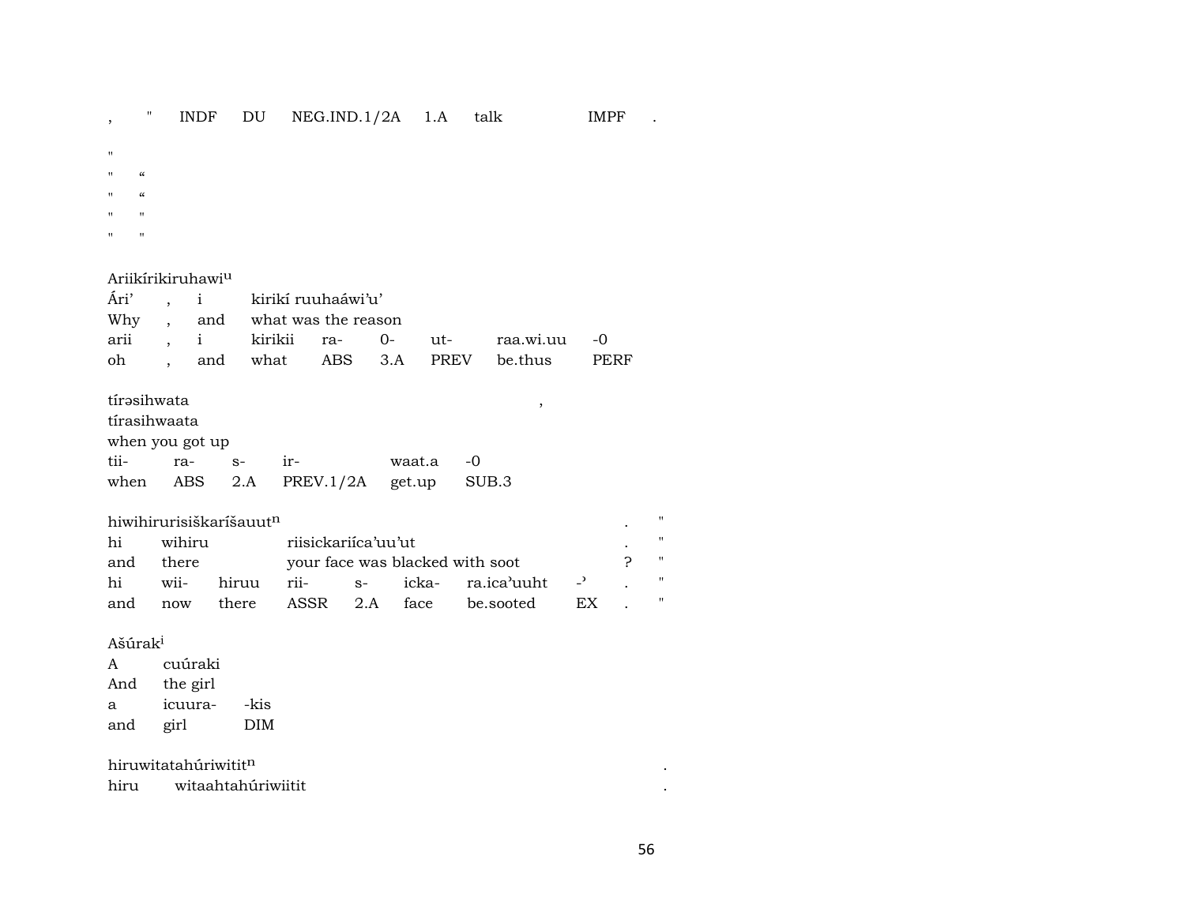| , | " | INDF | DU | NEG.IND.1/2A | 1.A | talk | IMPF | . |
|---|---|---|---|---|---|---|---|---|

"

" “

" “

" "

" "

Ariikírikiruhawi[u]

| Ári’ | , | i | kirikí ruuhaáwi’u’ | | | | |
|---|---|---|---|---|---|---|---|
| Why | , | and | what was the reason | | | | |
| arii | , | i | kirikii | ra- | 0- | ut- | raa.wi.uu | -0 |
| oh | , | and | what | ABS | 3.A | PREV | be.thus | PERF |

tírəsihwata ,

| tírasihwaata | | | | | |
|---|---|---|---|---|---|
| when you got up | | | | | |
| tii- | ra- | s- | ir- | waat.a | -0 |
| when | ABS | 2.A | PREV.1/2A | get.up | SUB.3 |

hiwihirurisiškaríšauut[n] . "

| hi | wihiru | riisickariíca’uu’ut | | | | | . | " |
|---|---|---|---|---|---|---|---|---|
| and | there | your face was blacked with soot | | | | | ? | " |
| hi | wii- | hiruu | rii- | s- | icka- | ra.ica’uuht | -’ | . | " |
| and | now | there | ASSR | 2.A | face | be.sooted | EX | . | " |

Ašúrak[i]

| A | cuúraki | |
|---|---|---|
| And | the girl | |
| a | icuura- | -kis |
| and | girl | DIM |

hiruwitatahúriwitit[n] .

hiru witaahtahúriwiitit .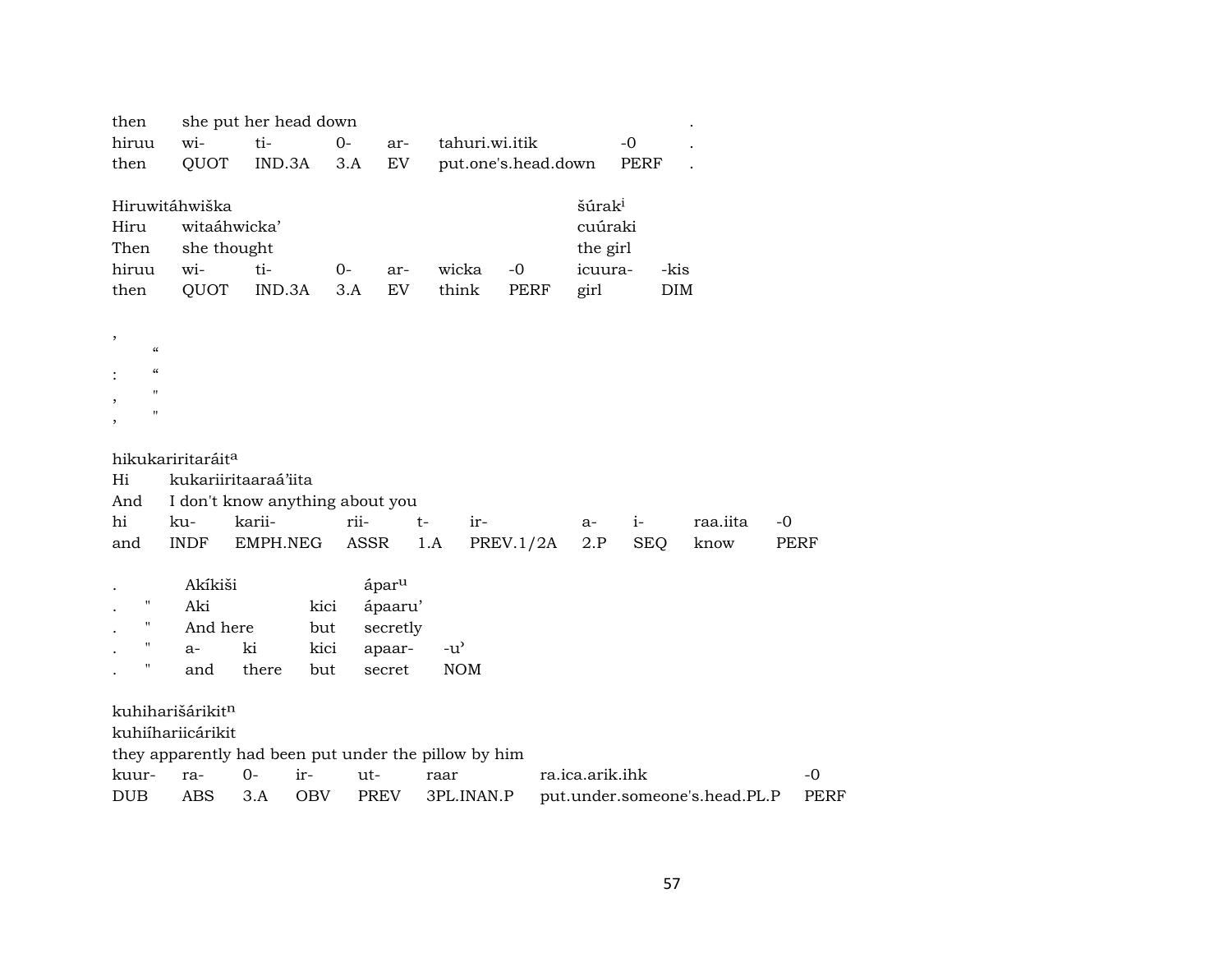| then | she put her head down | | | | | | . |
|---|---|---|---|---|---|---|---|
| hiruu | wi- | ti- | 0- | ar- | tahuri.wi.itik | -0 | . |
| then | QUOT | IND.3A | 3.A | EV | put.one's.head.down | PERF | . |

| Hiruwitáhwiška | | | | | | | šúrak[i] | |
|---|---|---|---|---|---|---|---|---|
| Hiru | witaáhwicka’ | | | | | | cuúraki | |
| Then | she thought | | | | | | the girl | |
| hiruu | wi- | ti- | 0- | ar- | wicka | -0 | icuura- | -kis |
| then | QUOT | IND.3A | 3.A | EV | think | PERF | girl | DIM |

| , | |
|---|---|
| | “ |
| : | “ |
| , | " |
| , | " |

| hikukariritaráit[a] | | | | | | | | | |
|---|---|---|---|---|---|---|---|---|---|
| Hi | kukariiritaaraá’iita | | | | | | | | |
| And | I don't know anything about you | | | | | | | | |
| hi | ku- | karii- | rii- | t- | ir- | a- | i- | raa.iita | -0 |
| and | INDF | EMPH.NEG | ASSR | 1.A | PREV.1/2A | 2.P | SEQ | know | PERF |

| . | | Akíkiši | | | ápar[u] | |
|---|---|---|---|---|---|---|
| . | " | Aki | | kici | ápaaru’ | |
| . | " | And here | | but | secretly | |
| . | " | a- | ki | kici | apaar- | -u’ |
| . | " | and | there | but | secret | NOM |

| kuhiharišárikit[n] | | | | | | | |
|---|---|---|---|---|---|---|---|
| kuhiíhariicárikit | | | | | | | |
| they apparently had been put under the pillow by him | | | | | | | |
| kuur- | ra- | 0- | ir- | ut- | raar | ra.ica.arik.ihk | -0 |
| DUB | ABS | 3.A | OBV | PREV | 3PL.INAN.P | put.under.someone's.head.PL.P | PERF |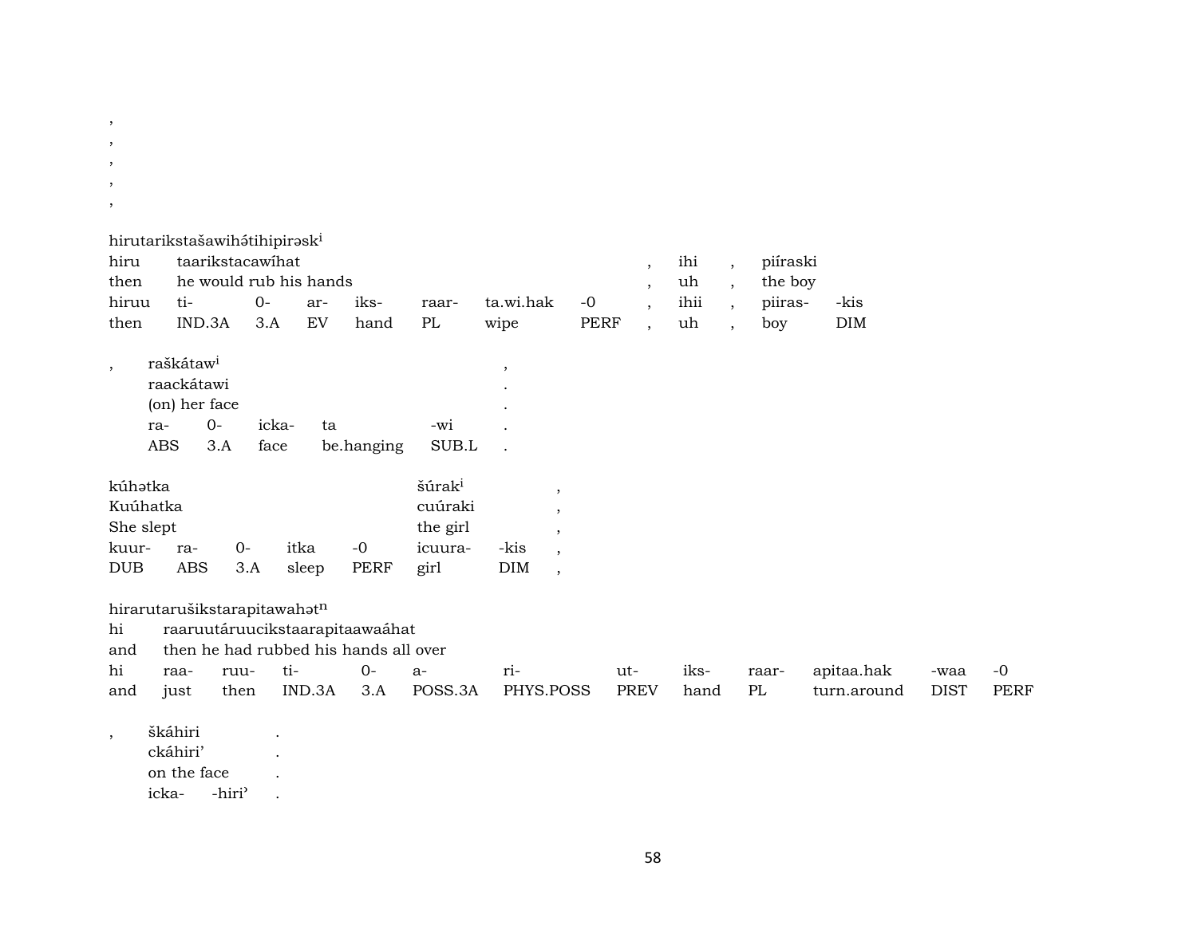,
,
,
,
,

hirutarikstašawihətihipirəsk[i]

| hiru | taarikstacawíhat | | | | | | | , | ihi | , | piíraski | |
|---|---|---|---|---|---|---|---|---|---|---|---|---|
| then | he would rub his hands | | | | | | | , | uh | , | the boy | |
| hiruu | ti- | 0- | ar- | iks- | raar- | ta.wi.hak | -0 | , | ihii | , | piiras- | -kis |
| then | IND.3A | 3.A | EV | hand | PL | wipe | PERF | , | uh | , | boy | DIM |

| , | raškátaw[i] | | | | | , |
|---|---|---|---|---|---|---|
| | raackátawi | | | | | . |
| | (on) her face | | | | | . |
| | ra- | 0- | icka- | ta | -wi | . |
| | ABS | 3.A | face | be.hanging | SUB.L | . |

| kúhətka | | | | | šúrak[i] | | , |
|---|---|---|---|---|---|---|---|
| Kuúhatka | | | | | cuúraki | | , |
| She slept | | | | | the girl | | , |
| kuur- | ra- | 0- | itka | -0 | icuura- | -kis | , |
| DUB | ABS | 3.A | sleep | PERF | girl | DIM | , |

hirarutarušikstarapitawahət[n]

| hi | raaruutáruucikstaarapitaawaáhat | | | | | | | | | | | |
|---|---|---|---|---|---|---|---|---|---|---|---|---|
| and | then he had rubbed his hands all over | | | | | | | | | | | |
| hi | raa- | ruu- | ti- | 0- | a- | ri- | ut- | iks- | raar- | apitaa.hak | -waa | -0 |
| and | just | then | IND.3A | 3.A | POSS.3A | PHYS.POSS | PREV | hand | PL | turn.around | DIST | PERF |

| , | škáhiri | | . |
|---|---|---|---|
| | ckáhiri’ | | . |
| | on the face | | . |
| | icka- | -hiri’ | . |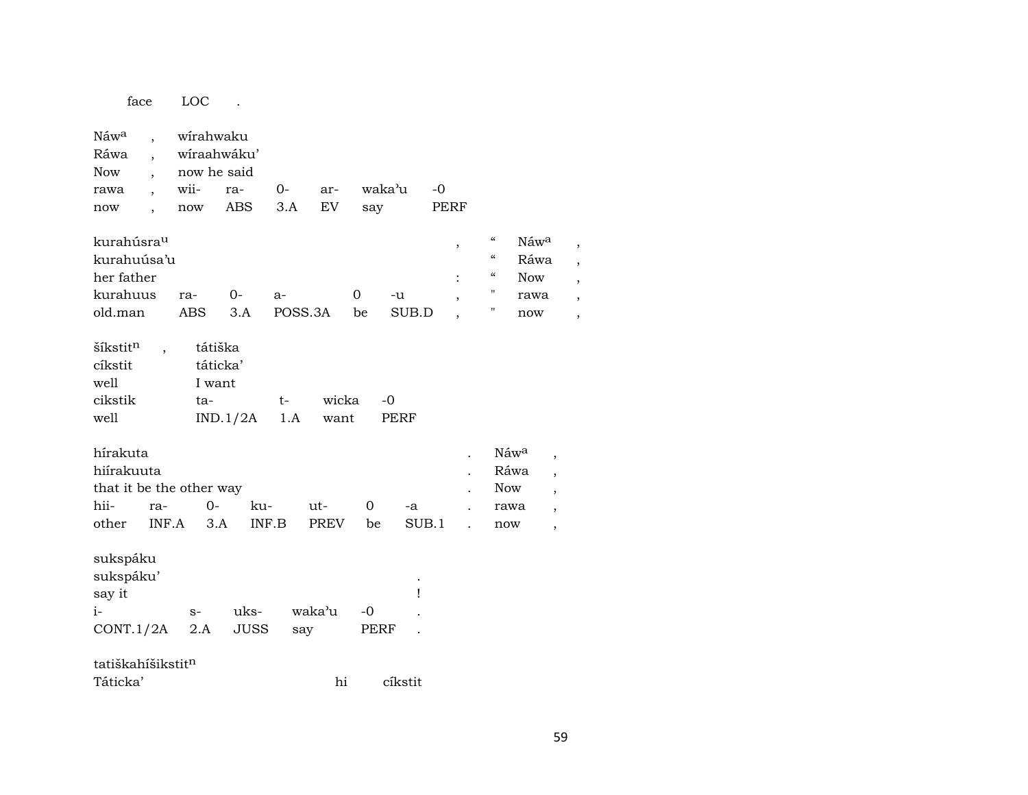| face | LOC | . |
|---|---|---|

| Náw[a] | , | wírahwaku | | | | | |
|---|---|---|---|---|---|---|---|
| Ráwa | , | wíraahwáku' | | | | | |
| Now | , | now he said | | | | | |
| rawa | , | wii- | ra- | 0- | ar- | waka'u | -0 |
| now | , | now | ABS | 3.A | EV | say | PERF |

| kurahúsra[u] | | | | | | , | “ | Náw[a] | , |
|---|---|---|---|---|---|---|---|---|---|
| kurahuúsa'u | | | | | | | “ | Ráwa | , |
| her father | | | | | | : | “ | Now | , |
| kurahuus | ra- | 0- | a- | 0 | -u | , | " | rawa | , |
| old.man | ABS | 3.A | POSS.3A | be | SUB.D | , | " | now | , |

| šíkstit[n] | , | tátiška | | | |
|---|---|---|---|---|---|
| síkstit | | táticka' | | | |
| well | | I want | | | |
| cikstik | | ta- | t- | wicka | -0 |
| well | | IND.1/2A | 1.A | want | PERF |

| hírakuta | | | | | | | . | Náw[a] | , |
|---|---|---|---|---|---|---|---|---|---|
| hiírakuuta | | | | | | | . | Ráwa | , |
| that it be the other way | | | | | | | . | Now | , |
| hii- | ra- | 0- | ku- | ut- | 0 | -a | . | rawa | , |
| other | INF.A | 3.A | INF.B | PREV | be | SUB.1 | . | now | , |

| sukspáku | | | | | . |
|---|---|---|---|---|---|
| sukspáku' | | | | | . |
| say it | | | | | ! |
| i- | s- | uks- | waka'u | -0 | . |
| CONT.1/2A | 2.A | JUSS | say | PERF | . |

tatiškahíšikstit[n]

| Táticka' | hi | síkstit |
|---|---|---|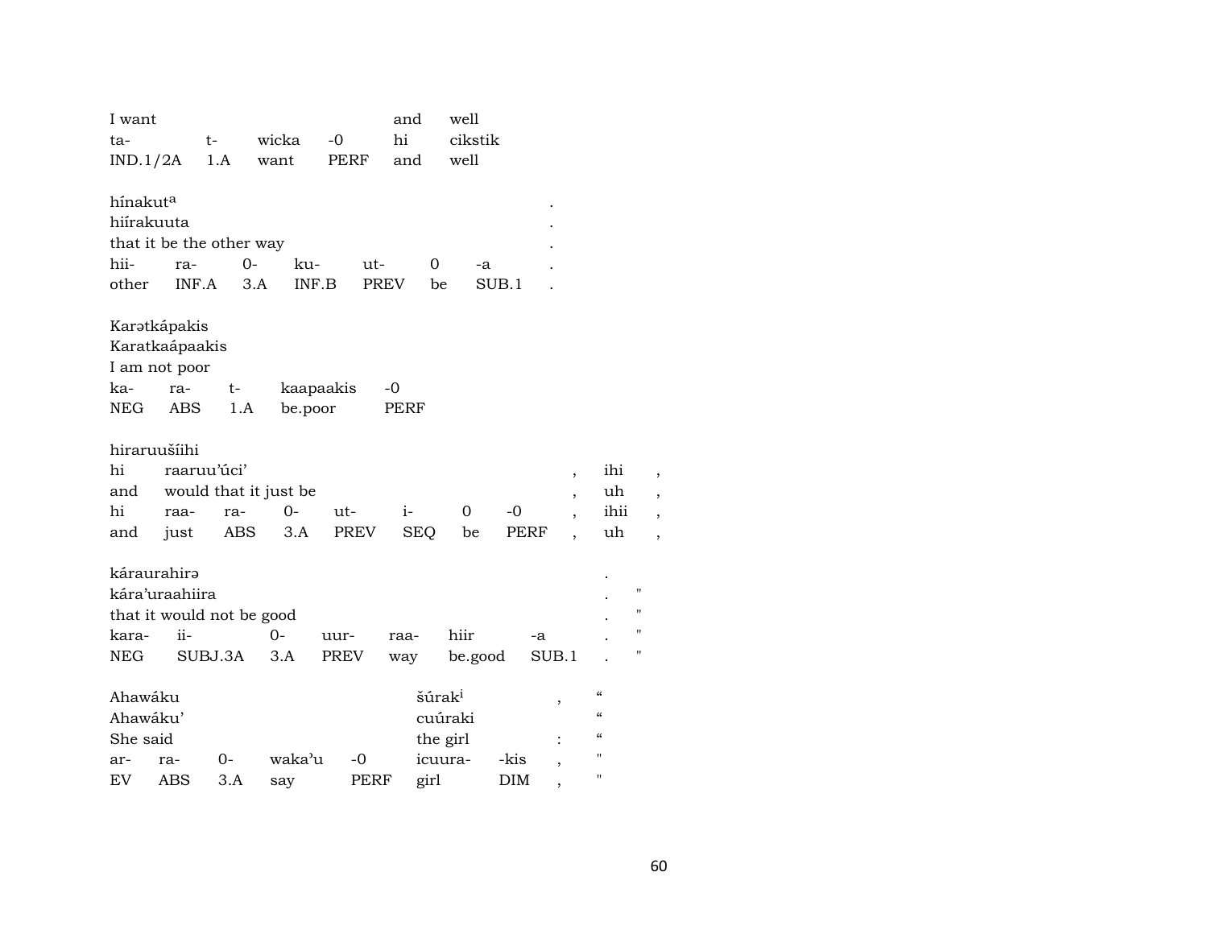I want and well
ta- t- wicka -0 hi cikstik
IND.1/2A 1.A want PERF and well

hínakut[a] .
hiírakuuta .
that it be the other way .
hii- ra- 0- ku- ut- 0 -a .
other INF.A 3.A INF.B PREV be SUB.1 .

Karətkápakis
Karatkaápaakis
I am not poor
ka- ra- t- kaapaakis -0
NEG ABS 1.A be.poor PERF

hiraruušíihi
hi raaruu'úci' , ihi ,
and would that it just be , uh ,
hi raa- ra- 0- ut- i- 0 -0 , ihii ,
and just ABS 3.A PREV SEQ be PERF , uh ,

káraurahirə .
kára'uraahiira . "
that it would not be good . "
kara- ii- 0- uur- raa- hiir -a . "
NEG SUBJ.3A 3.A PREV way be.good SUB.1 . "

Ahawáku šúrak[i] , “
Ahawáku' cuúraki “
She said the girl : “
ar- ra- 0- waka'u -0 icuura- -kis , "
EV ABS 3.A say PERF girl DIM , "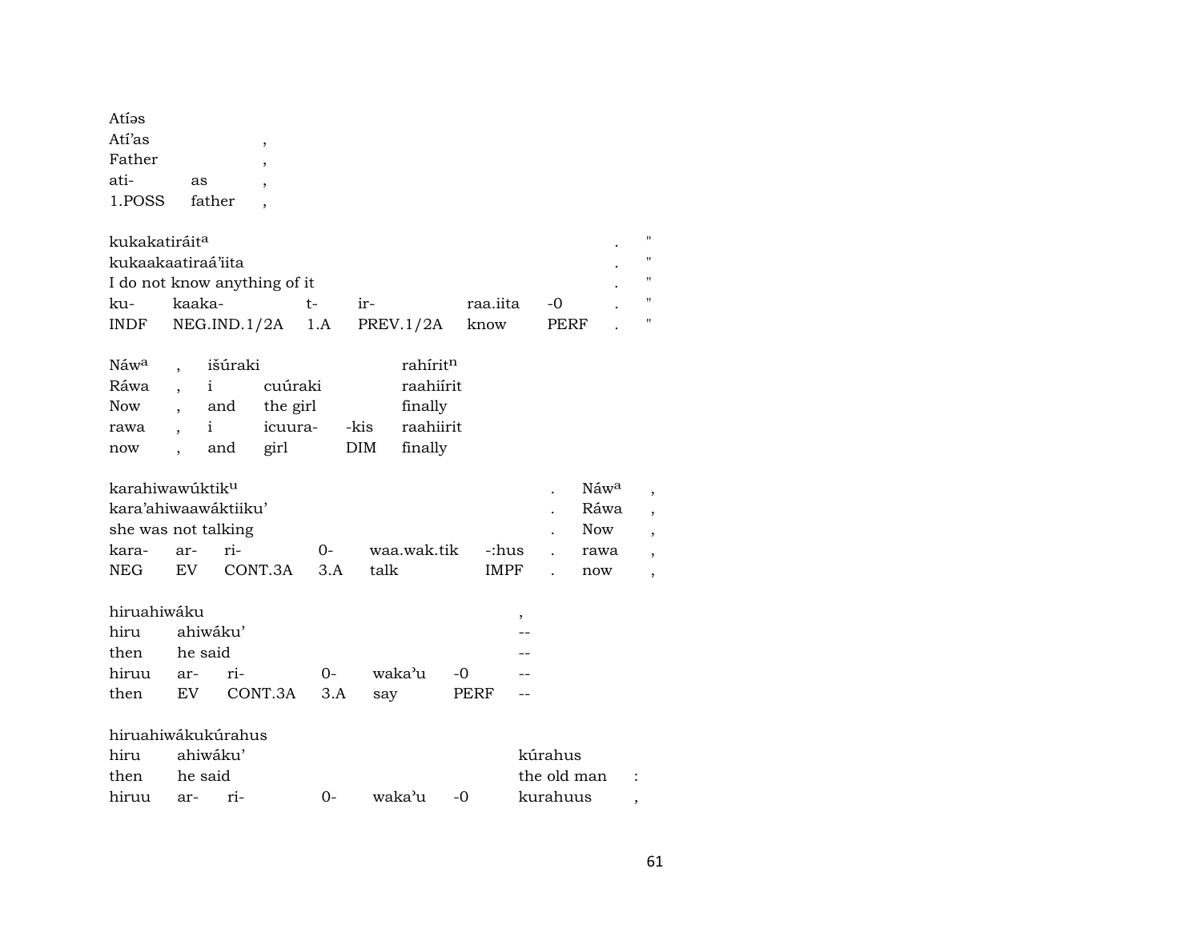| Atíəs | | |
|---|---|---|
| Atí'as | | , |
| Father | | , |
| ati- | as | , |
| 1.POSS | father | , |

| kukakatiráit[a] | | | | | | . | " |
|---|---|---|---|---|---|---|---|
| kukaakaatiraá'iita | | | | | | . | " |
| I do not know anything of it | | | | | | . | " |
| ku- | kaaka- | t- | ir- | raa.iita | -0 | . | " |
| INDF | NEG.IND.1/2A | 1.A | PREV.1/2A | know | PERF | . | " |

| Náw[a] | , | išúraki | | | rahírit[n] |
|---|---|---|---|---|---|
| Ráwa | , | i | cuúraki | | raahiírit |
| Now | , | and | the girl | | finally |
| rawa | , | i | icuura- | -kis | raahiirit |
| now | , | and | girl | DIM | finally |

| karahiwawúktik[u] | | | | | | . | Náw[a] | , |
|---|---|---|---|---|---|---|---|---|
| kara'ahiwaawáktiiku' | | | | | | . | Ráwa | , |
| she was not talking | | | | | | . | Now | , |
| kara- | ar- | ri- | 0- | waa.wak.tik | -:hus | . | rawa | , |
| NEG | EV | CONT.3A | 3.A | talk | IMPF | . | now | , |

| hiruahiwáku | | | | | | , |
|---|---|---|---|---|---|---|
| hiru | ahiwáku' | | | | | -- |
| then | he said | | | | | -- |
| hiruu | ar- | ri- | 0- | waka'u | -0 | -- |
| then | EV | CONT.3A | 3.A | say | PERF | -- |

| hiruahiwákukúrahus | | | | | | | |
|---|---|---|---|---|---|---|---|
| hiru | ahiwáku' | | | | | kúrahus | |
| then | he said | | | | | the old man | : |
| hiruu | ar- | ri- | 0- | waka'u | -0 | kurahuus | , |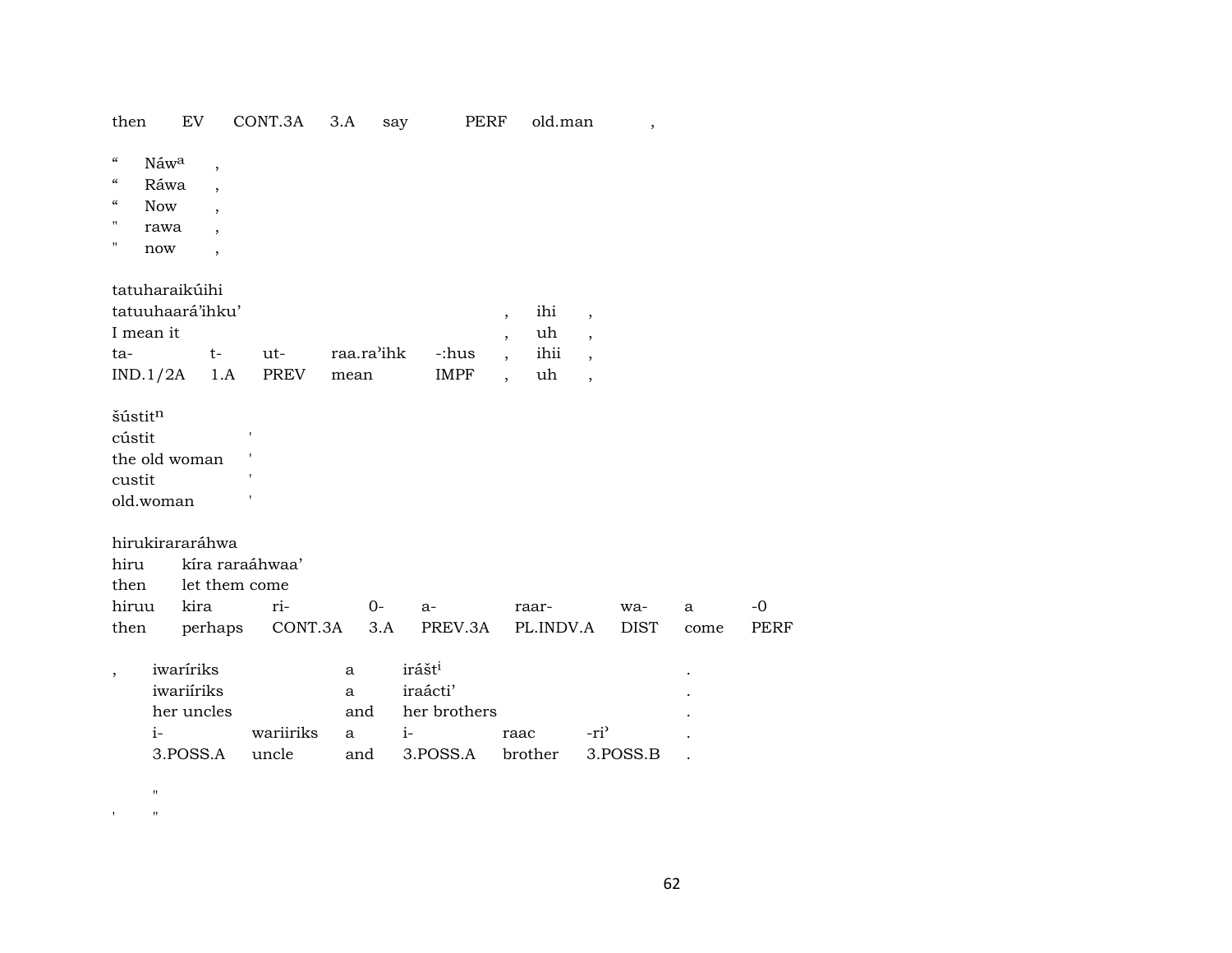| then | EV | CONT.3A | 3.A | say | PERF | old.man | , |
|---|---|---|---|---|---|---|---|

| “ | Náw$^{a}$ | , |
|---|---|---|
| “ | Ráwa | , |
| “ | Now | , |
| " | rawa | , |
| " | now | , |

| tatuharaikúihi | | | | | | | |
|---|---|---|---|---|---|---|---|
| tatuuhaará’ihku’ | | | | | , | ihi | , |
| I mean it | | | | | , | uh | , |
| ta- | t- | ut- | raa.ra’ihk | -:hus | , | ihii | , |
| IND.1/2A | 1.A | PREV | mean | IMPF | , | uh | , |

| šústit$^{n}$ | |
|---|---|
| cústit | ' |
| the old woman | ' |
| custit | ' |
| old.woman | ' |

| hirukiraraáhwa | | | | | | | | |
|---|---|---|---|---|---|---|---|---|
| hiru | kíra raraáhwaa’ | | | | | | | |
| then | let them come | | | | | | | |
| hiruu | kira | ri- | 0- | a- | raar- | wa- | a | -0 |
| then | perhaps | CONT.3A | 3.A | PREV.3A | PL.INDV.A | DIST | come | PERF |

| , | iwaríriks | | a | irášt$^{i}$ | | | . |
|---|---|---|---|---|---|---|---|
| | iwariíriks | | a | iraácti’ | | | . |
| | her uncles | | and | her brothers | | | . |
| | i- | wariiriks | a | i- | raac | -ri’ | . |
| | 3.POSS.A | uncle | and | 3.POSS.A | brother | 3.POSS.B | . |

| | " |
|---|---|
| ' | " |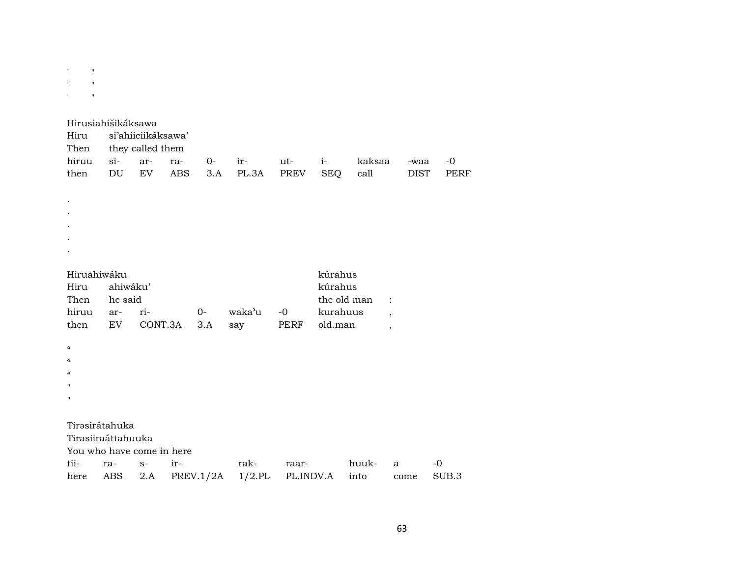'        "
'        "
'        "

Hirusiahišikáksawa
Hiru si'ahiiciikáksawa'
Then they called them

| hiruu | si- | ar- | ra- | 0- | ir- | ut- | i- | kaksaa | -waa | -0 |
|---|---|---|---|---|---|---|---|---|---|---|
| then | DU | EV | ABS | 3.A | PL.3A | PREV | SEQ | call | DIST | PERF |

.
.
.
.
.

Hiruahiwáku kúrahus
Hiru ahiwáku' kúrahus
Then he said the old man :

| hiruu | ar- | ri- | 0- | waka'u | -0 | kurahuus | , |
|---|---|---|---|---|---|---|---|
| then | EV | CONT.3A | 3.A | say | PERF | old.man | , |

"
"
"
"
"

Tirəsirátahuka
Tirasiiraáttahuuka
You who have come in here

| tii- | ra- | s- | ir- | rak- | raar- | huuk- | a | -0 |
|---|---|---|---|---|---|---|---|---|
| here | ABS | 2.A | PREV.1/2A | 1/2.PL | PL.INDV.A | into | come | SUB.3 |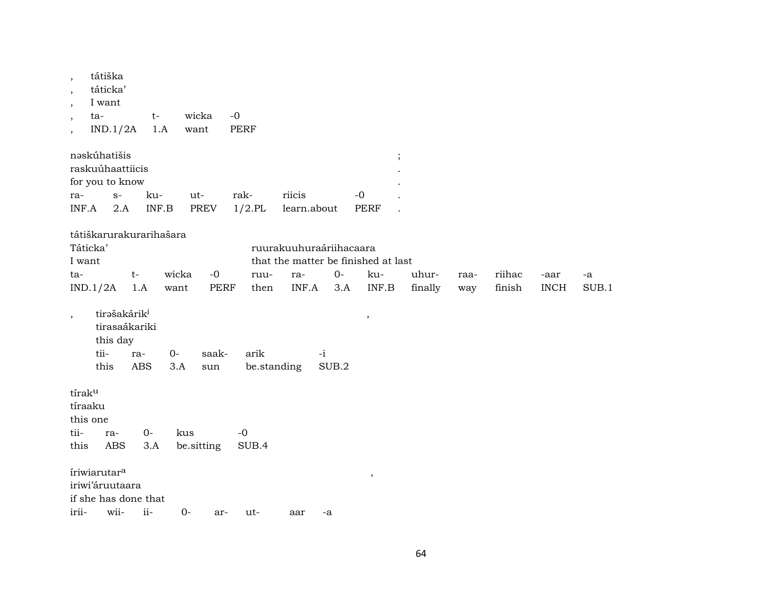| , | tátiška | | | |
|---|---|---|---|---|
| , | táticka’ | | | |
| , | I want | | | |
| , | ta- | t- | wicka | -0 |
| , | IND.1/2A | 1.A | want | PERF |

| nəskúhatišis | | | | | | | ; |
|---|---|---|---|---|---|---|---|
| raskuúhaattiicis | | | | | | | . |
| for you to know | | | | | | | . |
| ra- | s- | ku- | ut- | rak- | riicis | -0 | . |
| INF.A | 2.A | INF.B | PREV | 1/2.PL | learn.about | PERF | . |

tátiškarurakurarihašara

| Táticka’ | | | | ruurakuuhuraáriihacaara | | | | | | | | |
|---|---|---|---|---|---|---|---|---|---|---|---|---|
| I want | | | | that the matter be finished at last | | | | | | | | |
| ta- | t- | wicka | -0 | ruu- | ra- | 0- | ku- | uhur- | raa- | riihac | -aar | -a |
| IND.1/2A | 1.A | want | PERF | then | INF.A | 3.A | INF.B | finally | way | finish | INCH | SUB.1 |

| , | tirəšakárik[i] | | | | | , |
|---|---|---|---|---|---|---|
| | tirasaákariki | | | | | |
| | this day | | | | | |
| | tii- | ra- | 0- | saak- | arik | -i |
| | this | ABS | 3.A | sun | be.standing | SUB.2 |

| tírak[u] | | | | |
|---|---|---|---|---|
| tíraaku | | | | |
| this one | | | | |
| tii- | ra- | 0- | kus | -0 |
| this | ABS | 3.A | be.sitting | SUB.4 |

| íriwiarutar[a] | | | | | | | , |
|---|---|---|---|---|---|---|---|
| iriwi’áruutaara | | | | | | | |
| if she has done that | | | | | | | |
| irii- | wii- | ii- | 0- | ar- | ut- | aar | -a |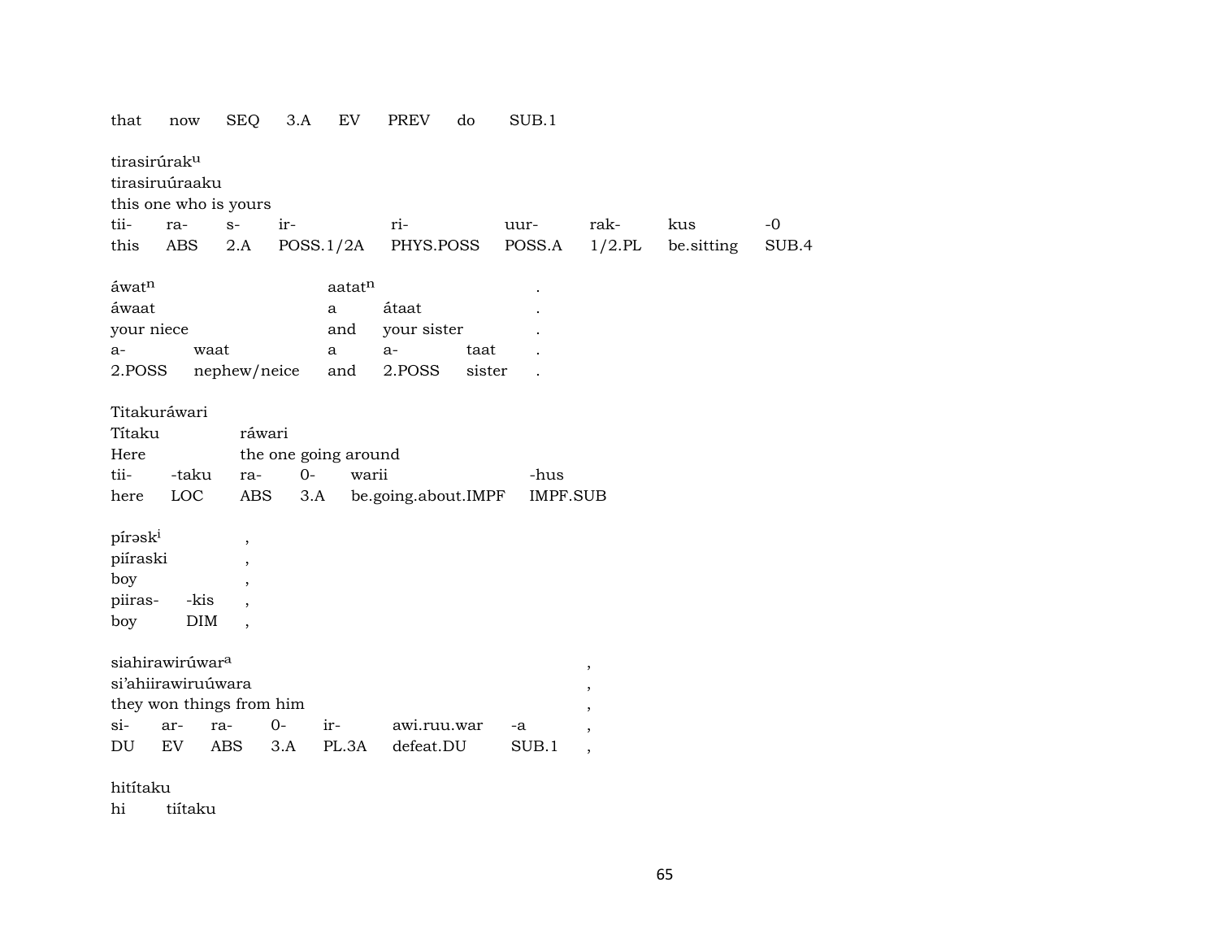that now SEQ 3.A EV PREV do SUB.1

tirasirúrak$^{u}$
tirasiruúraaku
this one who is yours

| tii- | ra- | s- | ir- | ri- | uur- | rak- | kus | -0 |
|---|---|---|---|---|---|---|---|---|
| this | ABS | 2.A | POSS.1/2A | PHYS.POSS | POSS.A | 1/2.PL | be.sitting | SUB.4 |

| áwat$^{n}$ | | aatat$^{n}$ | | | . |
|---|---|---|---|---|---|
| áwaat | | a | átaat | | . |
| your niece | | and | your sister | | . |
| a- | waat | a | a- | taat | . |
| 2.POSS | nephew/neice | and | 2.POSS | sister | . |

Titakuráwari

| Títaku | | ráwari | | | |
|---|---|---|---|---|---|
| Here | | the one going around | | | |
| tii- | -taku | ra- | 0- | warii | -hus |
| here | LOC | ABS | 3.A | be.going.about.IMPF | IMPF.SUB |

| pírəsk$^{i}$ | | , |
|---|---|---|
| piíraski | | , |
| boy | | , |
| piiras- | -kis | , |
| boy | DIM | , |

siahirawirúwar$^{a}$ ,
si'ahiirawiruúwara ,
they won things from him ,

| si- | ar- | ra- | 0- | ir- | awi.ruu.war | -a | , |
|---|---|---|---|---|---|---|---|
| DU | EV | ABS | 3.A | PL.3A | defeat.DU | SUB.1 | , |

hitítaku
hi tiítaku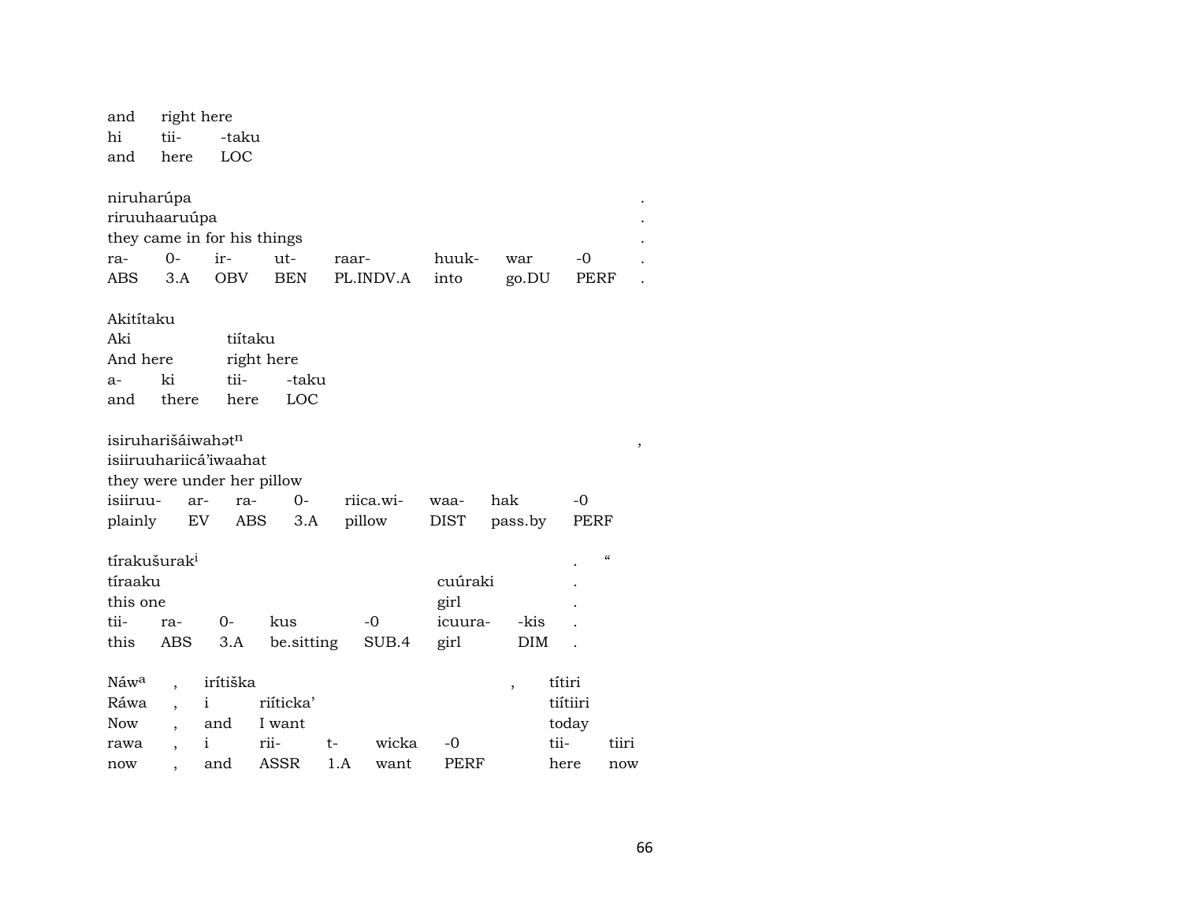| and | right here | |
|---|---|---|
| hi | tii- | -taku |
| and | here | LOC |

| niruharúpa | | | | | | | | . |
|---|---|---|---|---|---|---|---|---|
| riruuhaaruúpa | | | | | | | | . |
| they came in for his things | | | | | | | | . |
| ra- | 0- | ir- | ut- | raar- | huuk- | war | -0 | . |
| ABS | 3.A | OBV | BEN | PL.INDV.A | into | go.DU | PERF | . |

| Akitítaku | | | |
|---|---|---|---|
| Aki | | tiítaku | |
| And here | | right here | |
| a- | ki | tii- | -taku |
| and | there | here | LOC |

| isiruharišáiwahətⁿ | | | | | | | , |
|---|---|---|---|---|---|---|---|
| isiiruuhariicá'iwaahat | | | | | | | |
| they were under her pillow | | | | | | | |
| isiiruu- | ar- | ra- | 0- | riica.wi- | waa- | hak | -0 |
| plainly | EV | ABS | 3.A | pillow | DIST | pass.by | PERF |

| tírakušurak[i] | | | | | | | . “ |
|---|---|---|---|---|---|---|---|
| tíraaku | | | | | cuúraki | | . |
| this one | | | | | girl | | . |
| tii- | ra- | 0- | kus | -0 | icuura- | -kis | . |
| this | ABS | 3.A | be.sitting | SUB.4 | girl | DIM | . |

| Náw[a] | , | irítiška | | | | | , | títiri | |
|---|---|---|---|---|---|---|---|---|---|
| Ráwa | , | i | riíticka' | | | | | tiítiiri | |
| Now | , | and | I want | | | | | today | |
| rawa | , | i | rii- | t- | wicka | -0 | | tii- | tiiri |
| now | , | and | ASSR | 1.A | want | PERF | | here | now |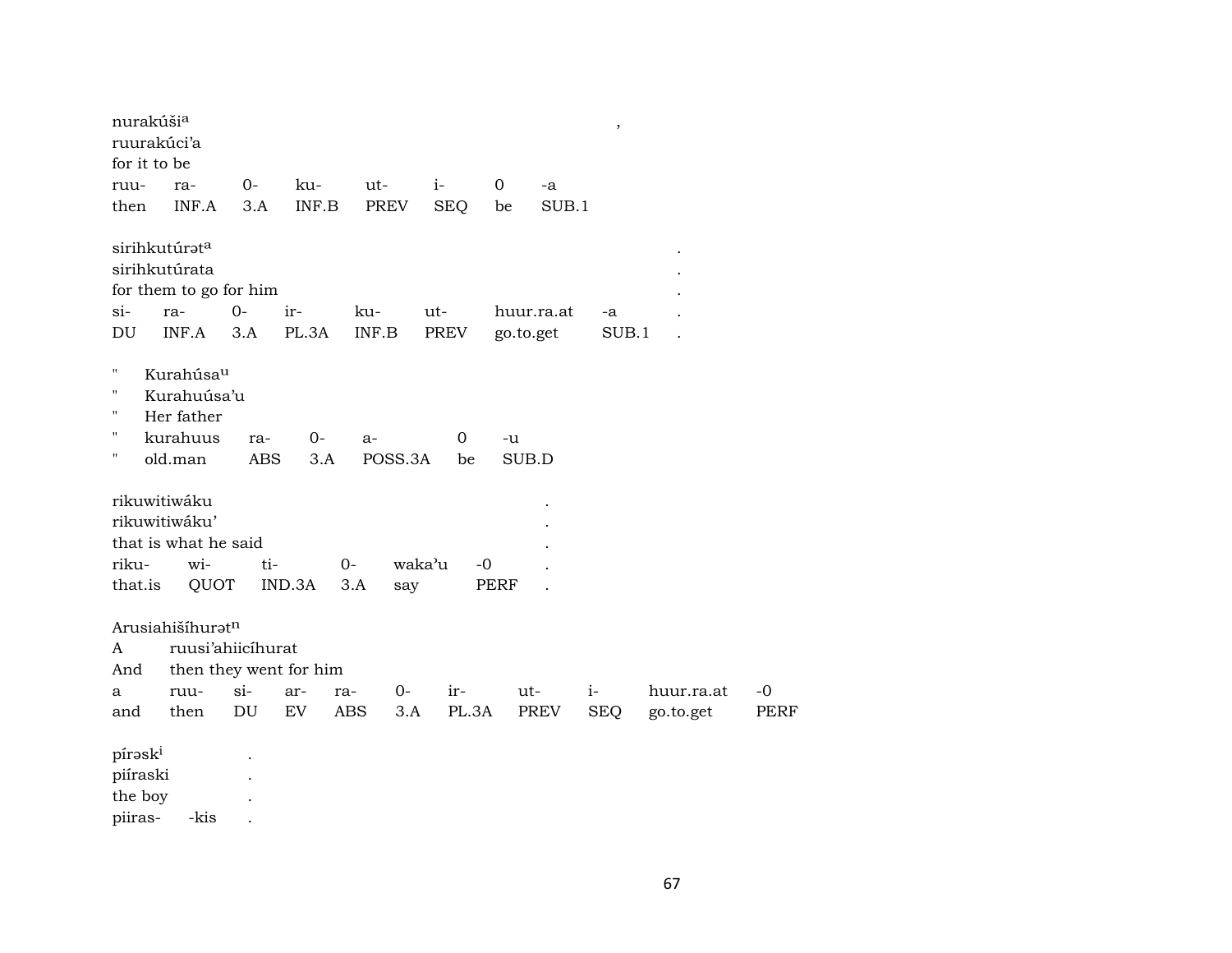nurakúši[a] ,
ruurakúci'a
for it to be

| ruu- | ra- | 0- | ku- | ut- | i- | 0 | -a |
|---|---|---|---|---|---|---|---|
| then | INF.A | 3.A | INF.B | PREV | SEQ | be | SUB.1 |

sirihkutúrət[a] .
sirihkutúrata .
for them to go for him .

| si- | ra- | 0- | ir- | ku- | ut- | huur.ra.at | -a | . |
|---|---|---|---|---|---|---|---|---|
| DU | INF.A | 3.A | PL.3A | INF.B | PREV | go.to.get | SUB.1 | . |

" Kurahúsa[u]
" Kurahuúsa'u
" Her father

| " | kurahuus | ra- | 0- | a- | 0 | -u |
|---|---|---|---|---|---|---|
| " | old.man | ABS | 3.A | POSS.3A | be | SUB.D |

rikuwitiwáku .
rikuwitiwáku' .
that is what he said .

| riku- | wi- | ti- | 0- | waka'u | -0 | . |
|---|---|---|---|---|---|---|
| that.is | QUOT | IND.3A | 3.A | say | PERF | . |

Arusiahišíhurət[n]
A ruusi'ahiicíhurat
And then they went for him

| a | ruu- | si- | ar- | ra- | 0- | ir- | ut- | i- | huur.ra.at | -0 |
|---|---|---|---|---|---|---|---|---|---|---|
| and | then | DU | EV | ABS | 3.A | PL.3A | PREV | SEQ | go.to.get | PERF |

pírəsk[i] .
piíraski .
the boy .

| piiras- | -kis | . |
|---|---|---|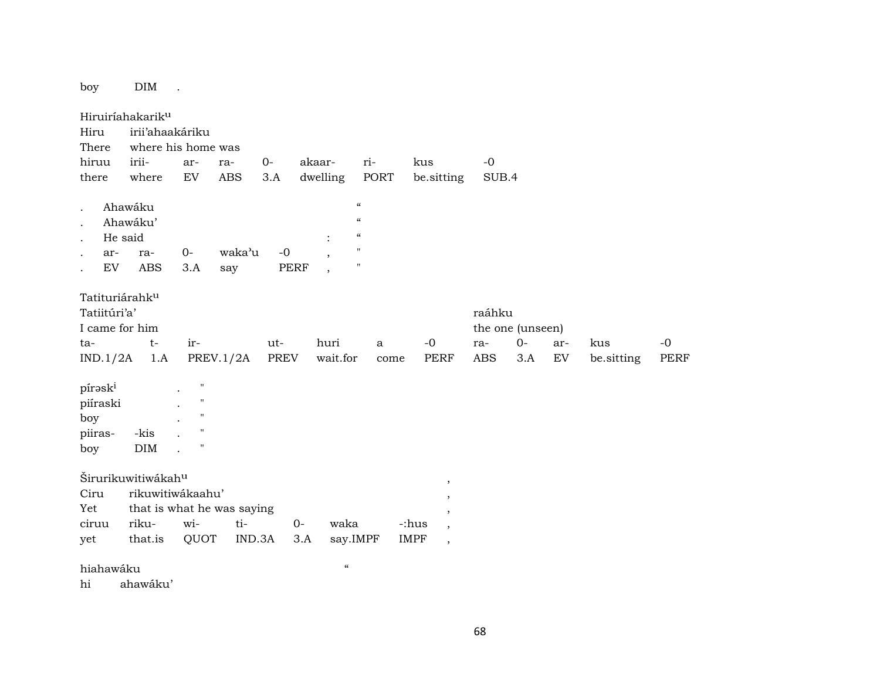boy DIM .

Hiruiríahakarik^u

| Hiru | irii'ahaakáriku | | | | | | | |
|---|---|---|---|---|---|---|---|---|
| There | where his home was | | | | | | | |
| hiruu | irii- | ar- | ra- | 0- | akaar- | ri- | kus | -0 |
| there | where | EV | ABS | 3.A | dwelling | PORT | be.sitting | SUB.4 |

| . | Ahawáku | | | | | | " |
|---|---|---|---|---|---|---|---|
| . | Ahawáku' | | | | | | " |
| . | He said | | | | | : | " |
| . | ar- | ra- | 0- | waka'u | -0 | , | " |
| . | EV | ABS | 3.A | say | PERF | , | " |

Tatituriárahk^u

| Tatiitúri'a' | | | | | | | raáhku | | | | |
|---|---|---|---|---|---|---|---|---|---|---|---|
| I came for him | | | | | | | the one (unseen) | | | | |
| ta- | t- | ir- | ut- | huri | a | -0 | ra- | 0- | ar- | kus | -0 |
| IND.1/2A | 1.A | PREV.1/2A | PREV | wait.for | come | PERF | ABS | 3.A | EV | be.sitting | PERF |

| píəsk^i | | . | " |
|---|---|---|---|
| piíraski | | . | " |
| boy | | . | " |
| piiras- | -kis | . | " |
| boy | DIM | . | " |

Širurikuwitiwákah^u ,

| Ciru | rikuwitiwákaahu' | | | | | | , |
|---|---|---|---|---|---|---|---|
| Yet | that is what he was saying | | | | | | , |
| ciruu | riku- | wi- | ti- | 0- | waka | -:hus | , |
| yet | that.is | QUOT | IND.3A | 3.A | say.IMPF | IMPF | , |

hiahawáku "

hi ahawáku'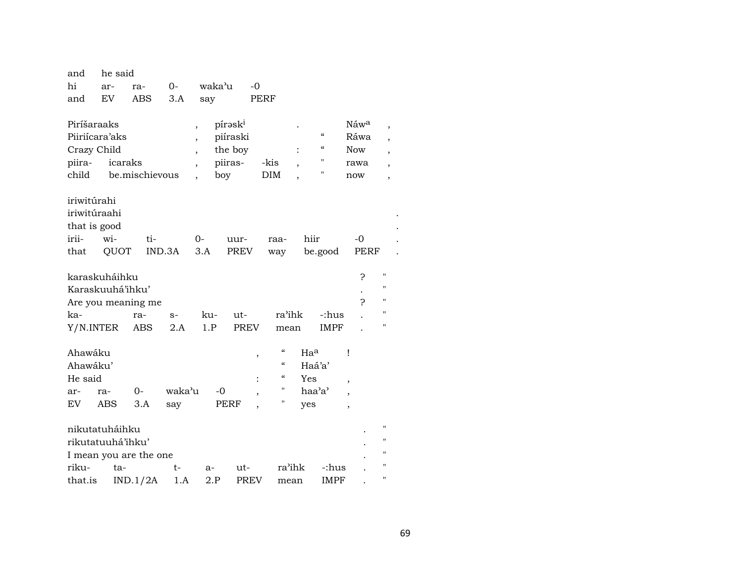| and | he said | | | | |
|---|---|---|---|---|---|
| hi | ar- | ra- | 0- | waka'u | -0 |
| and | EV | ABS | 3.A | say | PERF |

| Piríšaraaks | | , | pírəsk[i] | | . | | Náw[a] | , |
|---|---|---|---|---|---|---|---|---|
| Piiriícara'aks | | , | piíraski | | | " | Ráwa | , |
| Crazy Child | | , | the boy | | : | " | Now | , |
| piira- | icaraks | , | piiras- | -kis | , | " | rawa | , |
| child | be.mischievous | , | boy | DIM | , | " | now | , |

| iriwitúrahi | | | | | | | | |
|---|---|---|---|---|---|---|---|---|
| iriwitúraahi | | | | | | | | . |
| that is good | | | | | | | | . |
| irii- | wi- | ti- | 0- | uur- | raa- | hiir | -0 | . |
| that | QUOT | IND.3A | 3.A | PREV | way | be.good | PERF | . |

| karaskuháihku | | | | | | | ? | " |
|---|---|---|---|---|---|---|---|---|
| Karaskuuhá'ihku' | | | | | | | . | " |
| Are you meaning me | | | | | | | ? | " |
| ka- | ra- | s- | ku- | ut- | ra'ihk | -:hus | . | " |
| Y/N.INTER | ABS | 2.A | 1.P | PREV | mean | IMPF | . | " |

| Ahawáku | | | | | | " | Ha[a] | ! |
|---|---|---|---|---|---|---|---|---|
| Ahawáku' | | | | | | " | Haá'a' | |
| He said | | | | | : | " | Yes | , |
| ar- | ra- | 0- | waka'u | -0 | , | " | haa'a' | , |
| EV | ABS | 3.A | say | PERF | , | " | yes | , |

| nikutatuháihku | | | | | | | . | " |
|---|---|---|---|---|---|---|---|---|
| rikutatuuhá'ihku' | | | | | | | . | " |
| I mean you are the one | | | | | | | . | " |
| riku- | ta- | t- | a- | ut- | ra'ihk | -:hus | . | " |
| that.is | IND.1/2A | 1.A | 2.P | PREV | mean | IMPF | . | " |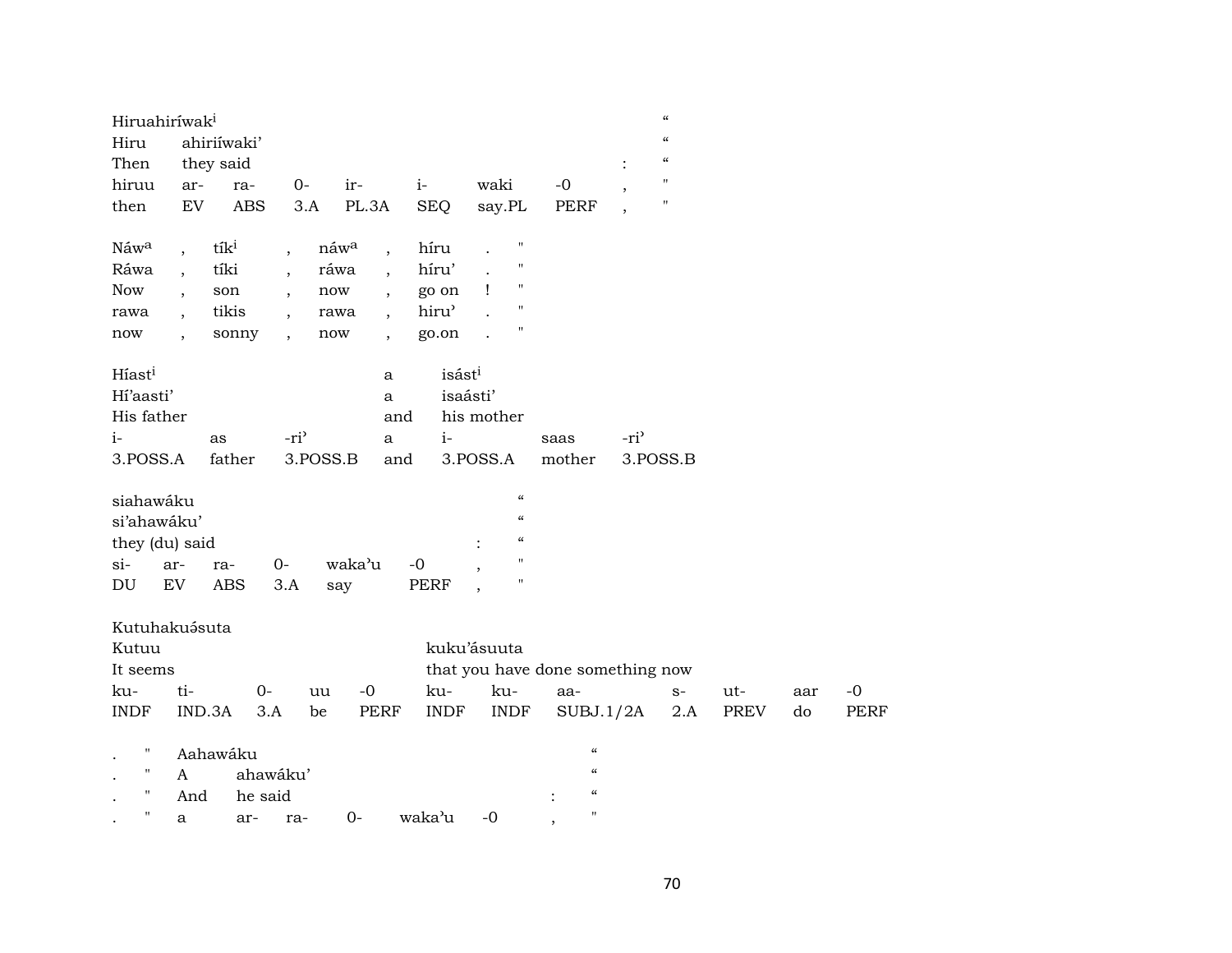| Hiruahiríwak[i] | | | | | | | | | “ |
|---|---|---|---|---|---|---|---|---|---|
| Hiru | ahiriíwaki’ | | | | | | | | “ |
| Then | they said | | | | | | | : | “ |
| hiruu | ar- | ra- | 0- | ir- | i- | waki | -0 | , | " |
| then | EV | ABS | 3.A | PL.3A | SEQ | say.PL | PERF | , | " |

| Náw[a] | , | tík[i] | , | náw[a] | , | híru | . | " |
|---|---|---|---|---|---|---|---|---|
| Ráwa | , | tíki | , | ráwa | , | híru’ | . | " |
| Now | , | son | , | now | , | go on | ! | " |
| rawa | , | tikis | , | rawa | , | hiru’ | . | " |
| now | , | sonny | , | now | , | go.on | . | " |

| Híast[i] | | | a | isást[i] | | |
|---|---|---|---|---|---|---|
| Hí’aasti’ | | | a | isaásti’ | | |
| His father | | | and | his mother | | |
| i- | as | -ri’ | a | i- | saas | -ri’ |
| 3.POSS.A | father | 3.POSS.B | and | 3.POSS.A | mother | 3.POSS.B |

| siahawáku | | | | | | | “ |
|---|---|---|---|---|---|---|---|
| si’ahawáku’ | | | | | | | “ |
| they (du) said | | | | | | : | “ |
| si- | ar- | ra- | 0- | waka’u | -0 | , | " |
| DU | EV | ABS | 3.A | say | PERF | , | " |

| Kutuhakuə́suta | | | | | | | | | | | |
|---|---|---|---|---|---|---|---|---|---|---|---|
| Kutuu | | | | | kuku’ásuuta | | | | | | |
| It seems | | | | | that you have done something now | | | | | | |
| ku- | ti- | 0- | uu | -0 | ku- | ku- | aa- | s- | ut- | aar | -0 |
| INDF | IND.3A | 3.A | be | PERF | INDF | INDF | SUBJ.1/2A | 2.A | PREV | do | PERF |

| . | " | Aahawáku | | | | | | | “ |
|---|---|---|---|---|---|---|---|---|---|
| . | " | A | ahawáku’ | | | | | | “ |
| . | " | And | he said | | | | | : | “ |
| . | " | a | ar- | ra- | 0- | waka’u | -0 | , | " |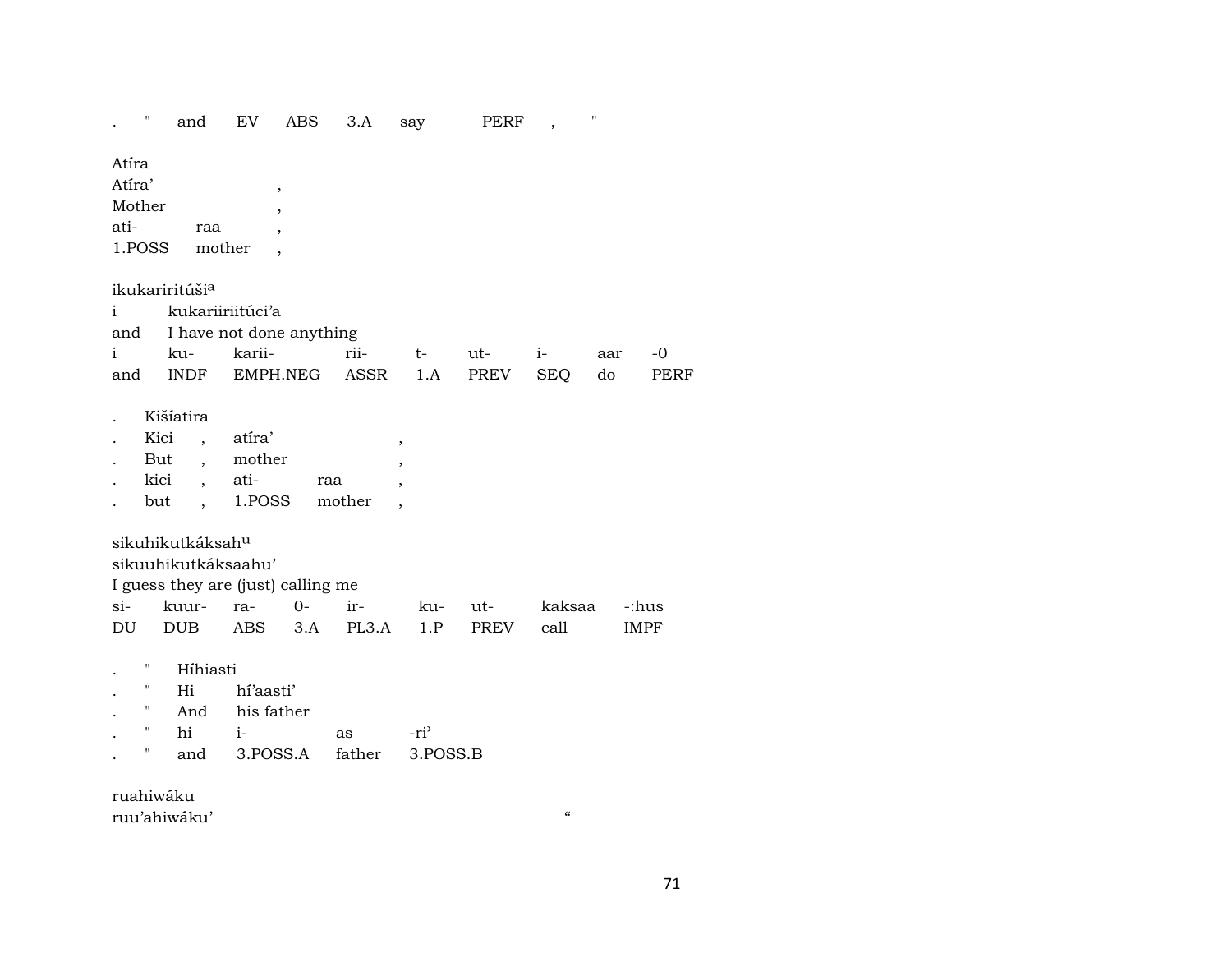| . | " | and | EV | ABS | 3.A | say | PERF | , | " |
|---|---|---|---|---|---|---|---|---|---|

Atíra
| Atíra’ | | , |
|---|---|---|
| Mother | | , |
| ati- | raa | , |
| 1.POSS | mother | , |

ikukariritúši[a]
| i | kukariiriitúci’a | | | | | | | |
|---|---|---|---|---|---|---|---|---|
| and | I have not done anything | | | | | | | |
| i | ku- | karii- | rii- | t- | ut- | i- | aar | -0 |
| and | INDF | EMPH.NEG | ASSR | 1.A | PREV | SEQ | do | PERF |

. Kišíatira
| . | Kici | , | atíra’ | | , |
|---|---|---|---|---|---|
| . | But | , | mother | | , |
| . | kici | , | ati- | raa | , |
| . | but | , | 1.POSS | mother | , |

sikuhikutkáksah[u]
sikuuhikutkáksaahu’
I guess they are (just) calling me
| si- | kuur- | ra- | 0- | ir- | ku- | ut- | kaksaa | -:hus |
|---|---|---|---|---|---|---|---|---|
| DU | DUB | ABS | 3.A | PL3.A | 1.P | PREV | call | IMPF |

. " Híhiasti
| . | " | Hi | hí’aasti’ | | |
|---|---|---|---|---|---|
| . | " | And | his father | | |
| . | " | hi | i- | as | -ri’ |
| . | " | and | 3.POSS.A | father | 3.POSS.B |

ruahiwáku
ruu’ahiwáku’ “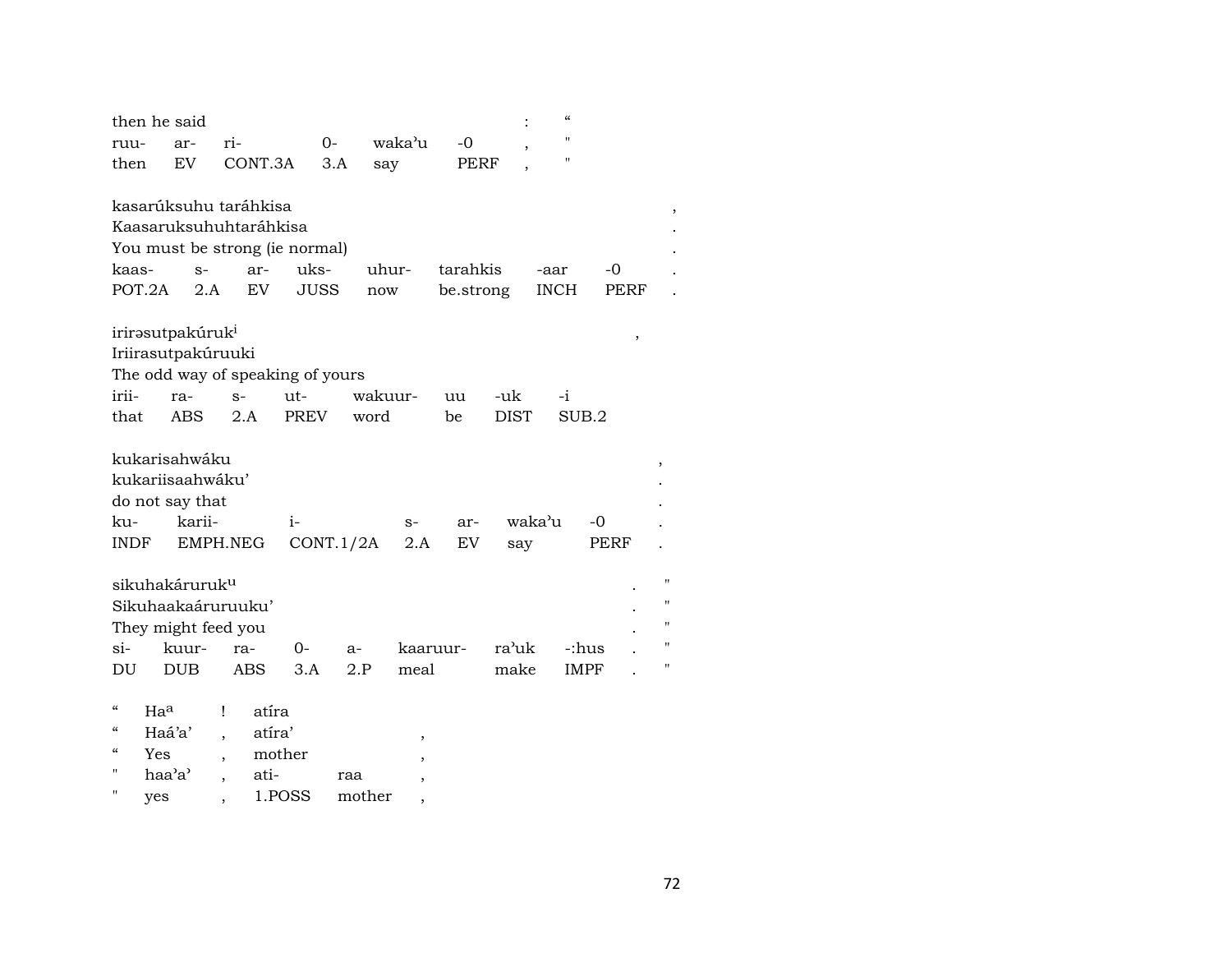| then he said | | | | | | : | " |
|---|---|---|---|---|---|---|---|
| ruu- | ar- | ri- | 0- | waka'u | -0 | , | " |
| then | EV | CONT.3A | 3.A | say | PERF | , | " |

| kasarúksuhu taráhkisa | | | | | | | | , |
|---|---|---|---|---|---|---|---|---|
| Kaasaruksuhuhtaráhkisa | | | | | | | | . |
| You must be strong (ie normal) | | | | | | | | . |
| kaas- | s- | ar- | uks- | uhur- | tarahkis | -aar | -0 | . |
| POT.2A | 2.A | EV | JUSS | now | be.strong | INCH | PERF | . |

| irirəsutpakúruk[i] | | | | | | | , |
|---|---|---|---|---|---|---|---|
| Iriirasutpakúruuki | | | | | | | |
| The odd way of speaking of yours | | | | | | | |
| irii- | ra- | s- | ut- | wakuur- | uu | -uk | -i |
| that | ABS | 2.A | PREV | word | be | DIST | SUB.2 |

| kukarisahwáku | | | | | | | , |
|---|---|---|---|---|---|---|---|
| kukariisaahwáku' | | | | | | | . |
| do not say that | | | | | | | . |
| ku- | karii- | i- | s- | ar- | waka'u | -0 | . |
| INDF | EMPH.NEG | CONT.1/2A | 2.A | EV | say | PERF | . |

| sikuhakáruruk[u] | | | | | | | . | " |
|---|---|---|---|---|---|---|---|---|
| Sikuhaakaáruruuku' | | | | | | | . | " |
| They might feed you | | | | | | | . | " |
| si- | kuur- | ra- | 0- | a- | kaaruur- | ra'uk | -:hus | . | " |
| DU | DUB | ABS | 3.A | 2.P | meal | make | IMPF | . | " |

| " | Ha[a] | ! | atíra | | |
|---|---|---|---|---|---|
| " | Haá'a' | , | atíra' | | , |
| " | Yes | , | mother | | , |
| " | haa'a' | , | ati- | raa | , |
| " | yes | , | 1.POSS | mother | , |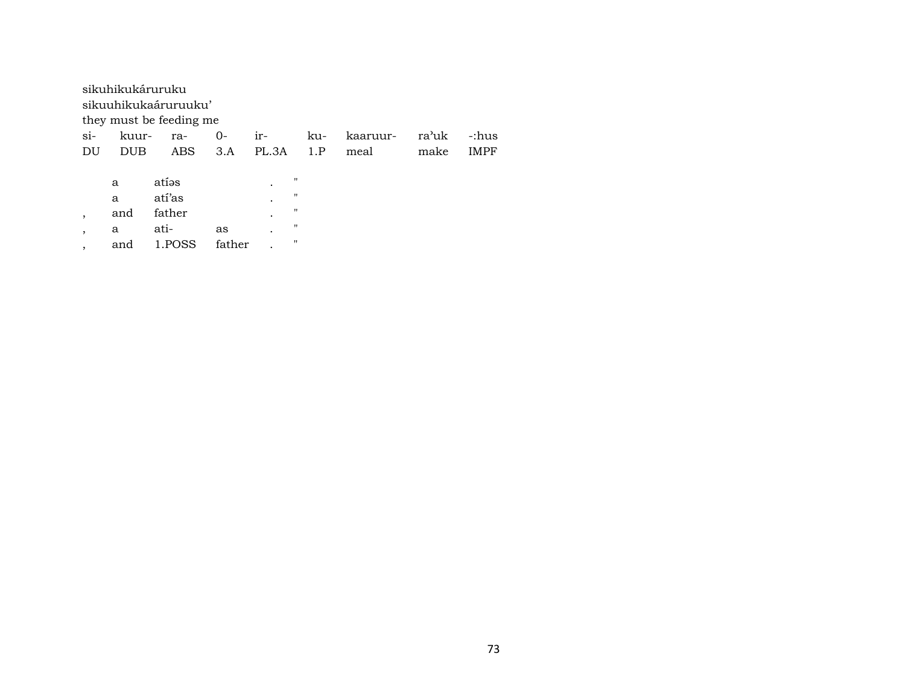sikuhikukáruruku
sikuuhikukaáruruuku'
they must be feeding me

| | | | | | | | | |
|---|---|---|---|---|---|---|---|---|
| si- | kuur- | ra- | 0- | ir- | ku- | kaaruur- | ra'uk | -:hus |
| DU | DUB | ABS | 3.A | PL.3A | 1.P | meal | make | IMPF |

| | | | | | |
|---|---|---|---|---|---|
| | a | atíəs | | . | " |
| | a | atí'as | | . | " |
| , | and | father | | . | " |
| , | a | ati- | as | . | " |
| , | and | 1.POSS | father | . | " |